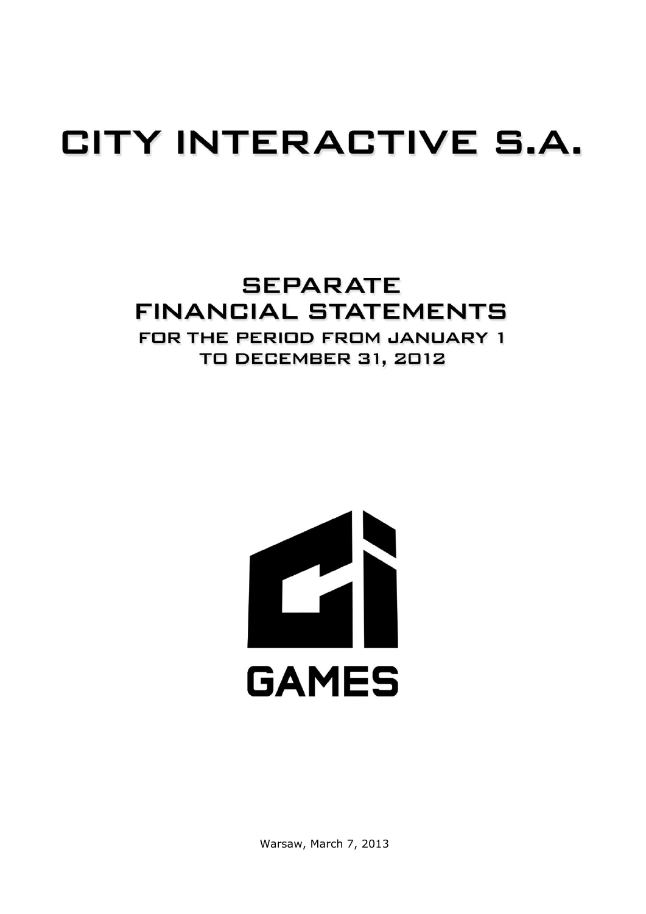# CITY INTERACTIVE S.A.

## SEPARATE FINANCIAL STATEMENTS

### FOR THE PERIOD FROM JANUARY 1 TO DECEMBER 31, 2012

GAMES

Warsaw, March 7, 2013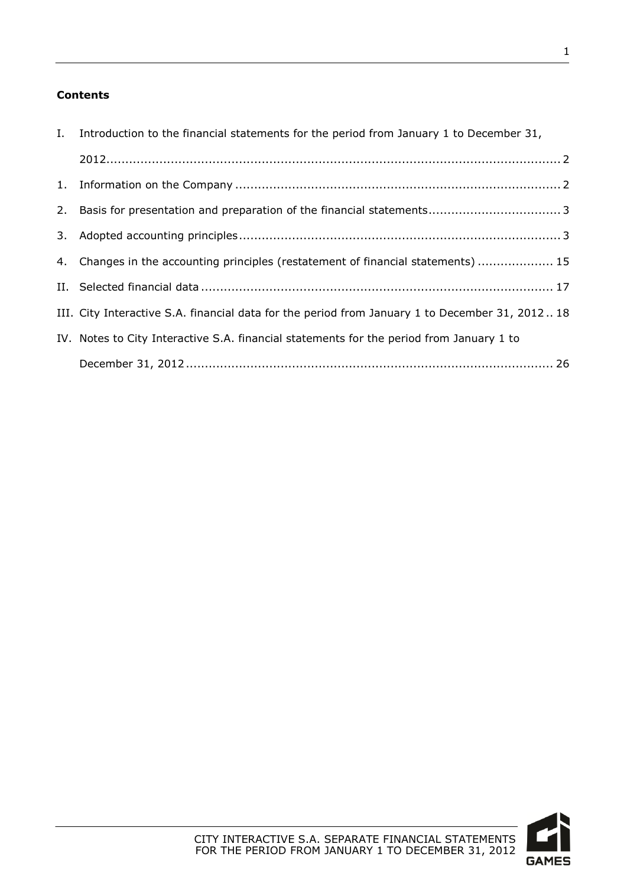**Contents**

I. Introduction to the financial statements for the period from January 1 to December 31, 2012 ........ 2

1. Information on the Company ........ 2
2. Basis for presentation and preparation of the financial statements ........ 3
3. Adopted accounting principles ........ 3
4. Changes in the accounting principles (restatement of financial statements) ........ 15

II. Selected financial data ........ 17

III. City Interactive S.A. financial data for the period from January 1 to December 31, 2012 ........ 18

IV. Notes to City Interactive S.A. financial statements for the period from January 1 to December 31, 2012 ........ 26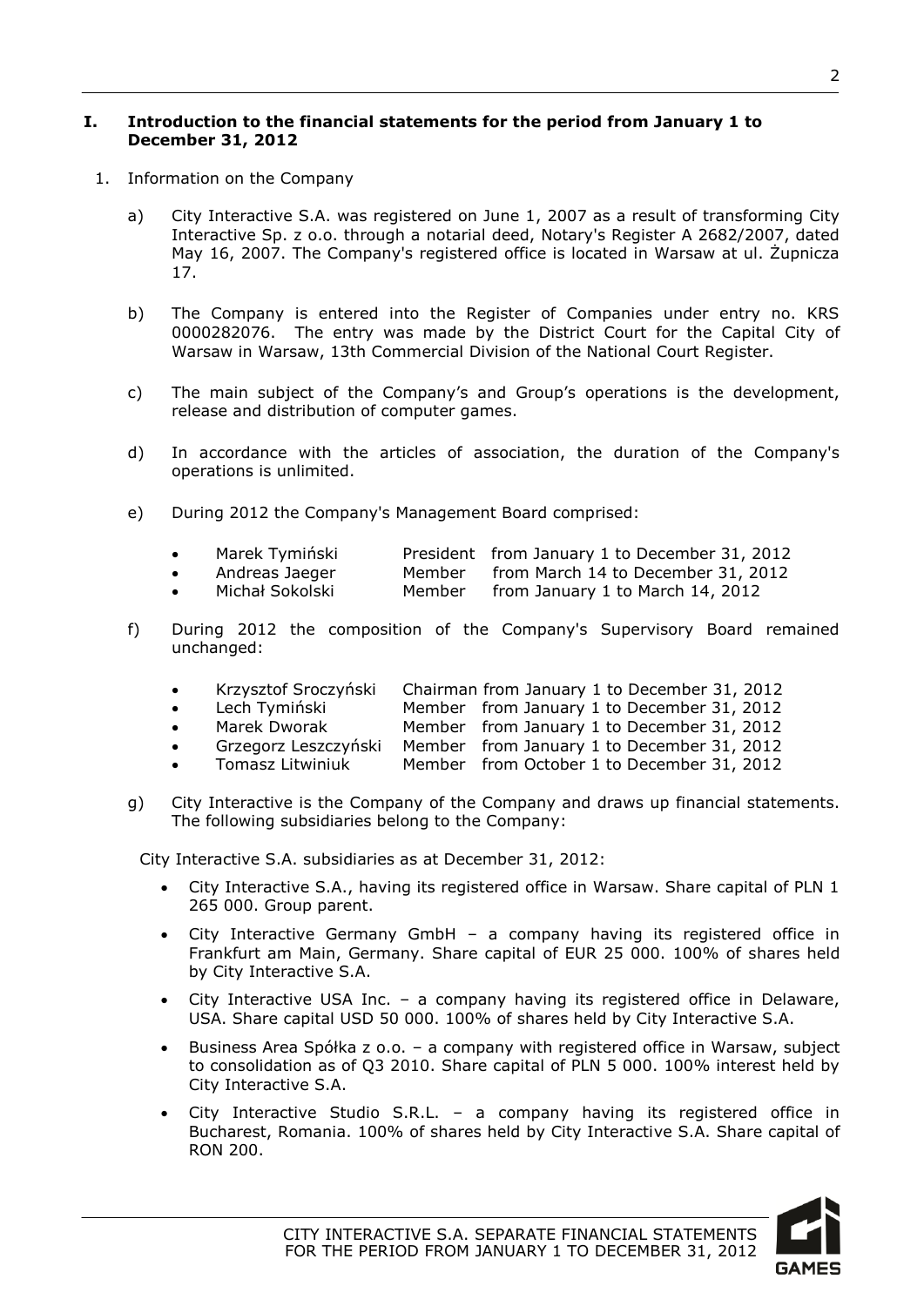## I. Introduction to the financial statements for the period from January 1 to December 31, 2012

1. Information on the Company

   a) City Interactive S.A. was registered on June 1, 2007 as a result of transforming City Interactive Sp. z o.o. through a notarial deed, Notary's Register A 2682/2007, dated May 16, 2007. The Company's registered office is located in Warsaw at ul. Żupnicza 17.

   b) The Company is entered into the Register of Companies under entry no. KRS 0000282076. The entry was made by the District Court for the Capital City of Warsaw in Warsaw, 13th Commercial Division of the National Court Register.

   c) The main subject of the Company's and Group's operations is the development, release and distribution of computer games.

   d) In accordance with the articles of association, the duration of the Company's operations is unlimited.

   e) During 2012 the Company's Management Board comprised:

      - Marek Tymiński President from January 1 to December 31, 2012
      - Andreas Jaeger Member from March 14 to December 31, 2012
      - Michał Sokolski Member from January 1 to March 14, 2012

   f) During 2012 the composition of the Company's Supervisory Board remained unchanged:

      - Krzysztof Sroczyński Chairman from January 1 to December 31, 2012
      - Lech Tymiński Member from January 1 to December 31, 2012
      - Marek Dworak Member from January 1 to December 31, 2012
      - Grzegorz Leszczyński Member from January 1 to December 31, 2012
      - Tomasz Litwiniuk Member from October 1 to December 31, 2012

   g) City Interactive is the Company of the Company and draws up financial statements. The following subsidiaries belong to the Company:

   City Interactive S.A. subsidiaries as at December 31, 2012:

   - City Interactive S.A., having its registered office in Warsaw. Share capital of PLN 1 265 000. Group parent.
   - City Interactive Germany GmbH – a company having its registered office in Frankfurt am Main, Germany. Share capital of EUR 25 000. 100% of shares held by City Interactive S.A.
   - City Interactive USA Inc. – a company having its registered office in Delaware, USA. Share capital USD 50 000. 100% of shares held by City Interactive S.A.
   - Business Area Spółka z o.o. – a company with registered office in Warsaw, subject to consolidation as of Q3 2010. Share capital of PLN 5 000. 100% interest held by City Interactive S.A.
   - City Interactive Studio S.R.L. – a company having its registered office in Bucharest, Romania. 100% of shares held by City Interactive S.A. Share capital of RON 200.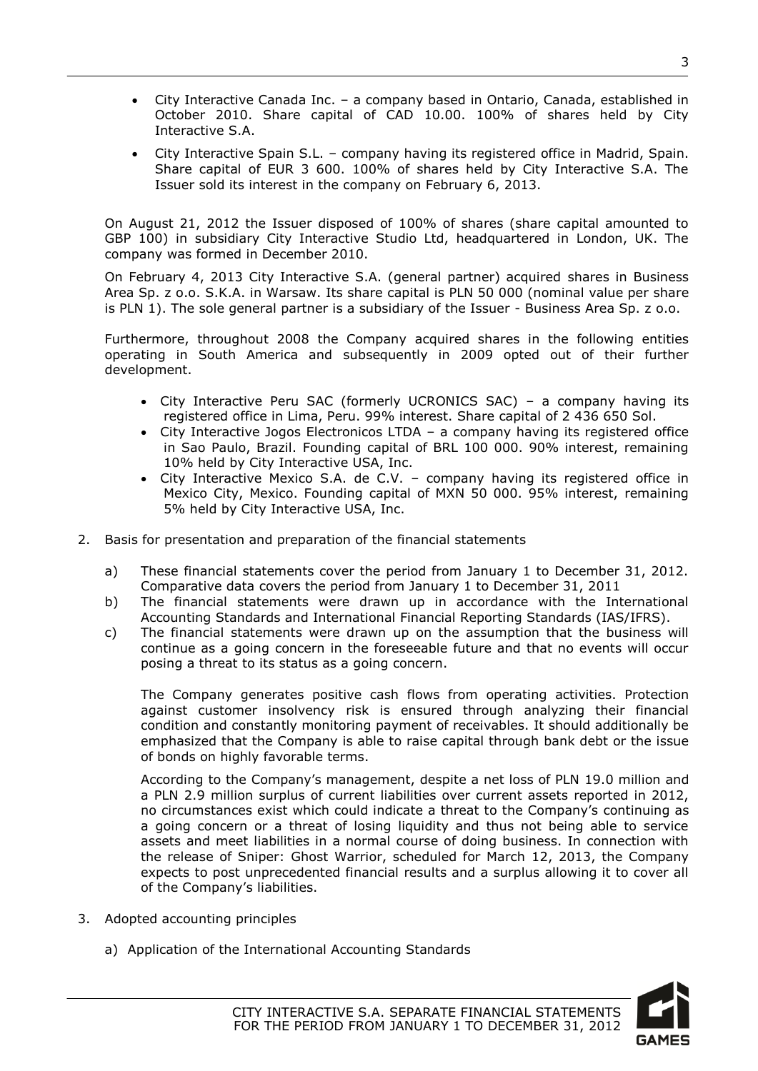- City Interactive Canada Inc. – a company based in Ontario, Canada, established in October 2010. Share capital of CAD 10.00. 100% of shares held by City Interactive S.A.
- City Interactive Spain S.L. – company having its registered office in Madrid, Spain. Share capital of EUR 3 600. 100% of shares held by City Interactive S.A. The Issuer sold its interest in the company on February 6, 2013.

On August 21, 2012 the Issuer disposed of 100% of shares (share capital amounted to GBP 100) in subsidiary City Interactive Studio Ltd, headquartered in London, UK. The company was formed in December 2010.

On February 4, 2013 City Interactive S.A. (general partner) acquired shares in Business Area Sp. z o.o. S.K.A. in Warsaw. Its share capital is PLN 50 000 (nominal value per share is PLN 1). The sole general partner is a subsidiary of the Issuer - Business Area Sp. z o.o.

Furthermore, throughout 2008 the Company acquired shares in the following entities operating in South America and subsequently in 2009 opted out of their further development.

- City Interactive Peru SAC (formerly UCRONICS SAC) – a company having its registered office in Lima, Peru. 99% interest. Share capital of 2 436 650 Sol.
- City Interactive Jogos Electronicos LTDA – a company having its registered office in Sao Paulo, Brazil. Founding capital of BRL 100 000. 90% interest, remaining 10% held by City Interactive USA, Inc.
- City Interactive Mexico S.A. de C.V. – company having its registered office in Mexico City, Mexico. Founding capital of MXN 50 000. 95% interest, remaining 5% held by City Interactive USA, Inc.

2. Basis for presentation and preparation of the financial statements

   a) These financial statements cover the period from January 1 to December 31, 2012. Comparative data covers the period from January 1 to December 31, 2011

   b) The financial statements were drawn up in accordance with the International Accounting Standards and International Financial Reporting Standards (IAS/IFRS).

   c) The financial statements were drawn up on the assumption that the business will continue as a going concern in the foreseeable future and that no events will occur posing a threat to its status as a going concern.

   The Company generates positive cash flows from operating activities. Protection against customer insolvency risk is ensured through analyzing their financial condition and constantly monitoring payment of receivables. It should additionally be emphasized that the Company is able to raise capital through bank debt or the issue of bonds on highly favorable terms.

   According to the Company's management, despite a net loss of PLN 19.0 million and a PLN 2.9 million surplus of current liabilities over current assets reported in 2012, no circumstances exist which could indicate a threat to the Company's continuing as a going concern or a threat of losing liquidity and thus not being able to service assets and meet liabilities in a normal course of doing business. In connection with the release of Sniper: Ghost Warrior, scheduled for March 12, 2013, the Company expects to post unprecedented financial results and a surplus allowing it to cover all of the Company's liabilities.

3. Adopted accounting principles

   a) Application of the International Accounting Standards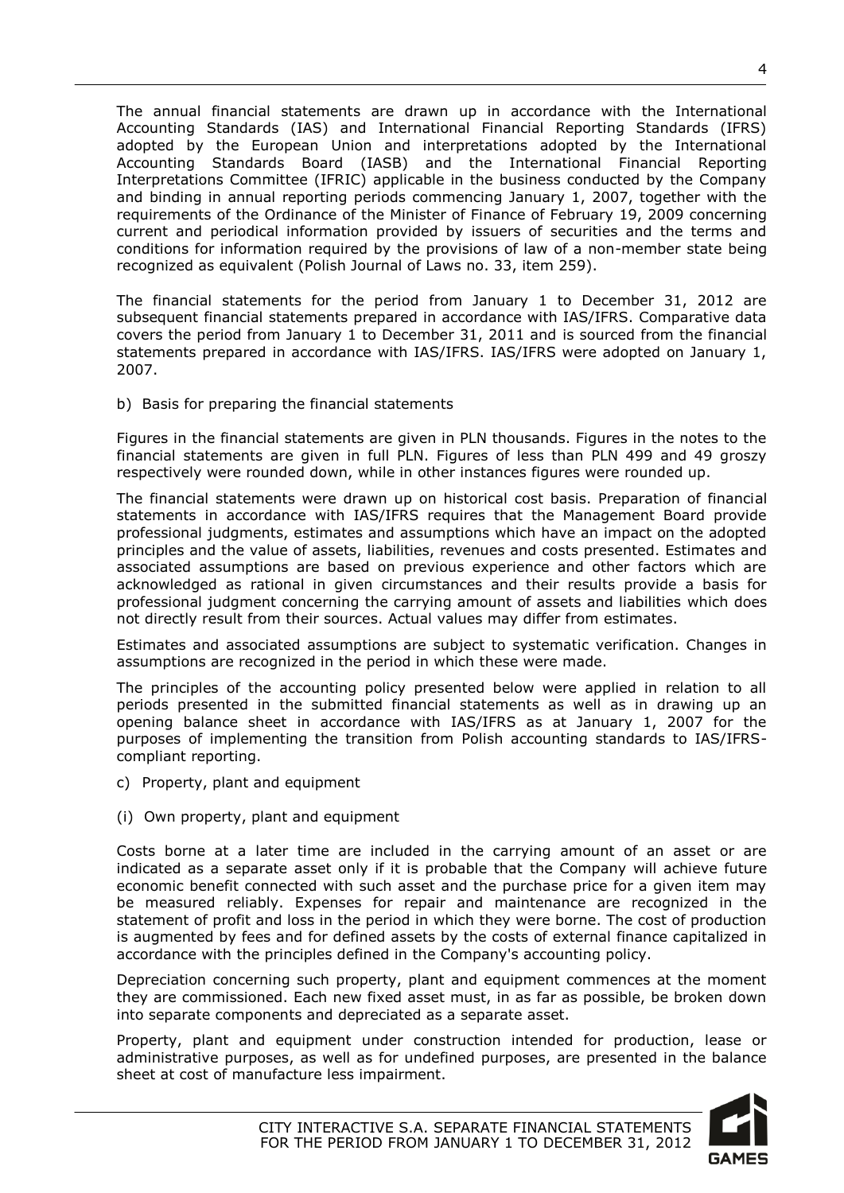The annual financial statements are drawn up in accordance with the International Accounting Standards (IAS) and International Financial Reporting Standards (IFRS) adopted by the European Union and interpretations adopted by the International Accounting Standards Board (IASB) and the International Financial Reporting Interpretations Committee (IFRIC) applicable in the business conducted by the Company and binding in annual reporting periods commencing January 1, 2007, together with the requirements of the Ordinance of the Minister of Finance of February 19, 2009 concerning current and periodical information provided by issuers of securities and the terms and conditions for information required by the provisions of law of a non-member state being recognized as equivalent (Polish Journal of Laws no. 33, item 259).

The financial statements for the period from January 1 to December 31, 2012 are subsequent financial statements prepared in accordance with IAS/IFRS. Comparative data covers the period from January 1 to December 31, 2011 and is sourced from the financial statements prepared in accordance with IAS/IFRS. IAS/IFRS were adopted on January 1, 2007.

b) Basis for preparing the financial statements

Figures in the financial statements are given in PLN thousands. Figures in the notes to the financial statements are given in full PLN. Figures of less than PLN 499 and 49 groszy respectively were rounded down, while in other instances figures were rounded up.

The financial statements were drawn up on historical cost basis. Preparation of financial statements in accordance with IAS/IFRS requires that the Management Board provide professional judgments, estimates and assumptions which have an impact on the adopted principles and the value of assets, liabilities, revenues and costs presented. Estimates and associated assumptions are based on previous experience and other factors which are acknowledged as rational in given circumstances and their results provide a basis for professional judgment concerning the carrying amount of assets and liabilities which does not directly result from their sources. Actual values may differ from estimates.

Estimates and associated assumptions are subject to systematic verification. Changes in assumptions are recognized in the period in which these were made.

The principles of the accounting policy presented below were applied in relation to all periods presented in the submitted financial statements as well as in drawing up an opening balance sheet in accordance with IAS/IFRS as at January 1, 2007 for the purposes of implementing the transition from Polish accounting standards to IAS/IFRS-compliant reporting.

c) Property, plant and equipment

(i) Own property, plant and equipment

Costs borne at a later time are included in the carrying amount of an asset or are indicated as a separate asset only if it is probable that the Company will achieve future economic benefit connected with such asset and the purchase price for a given item may be measured reliably. Expenses for repair and maintenance are recognized in the statement of profit and loss in the period in which they were borne. The cost of production is augmented by fees and for defined assets by the costs of external finance capitalized in accordance with the principles defined in the Company's accounting policy.

Depreciation concerning such property, plant and equipment commences at the moment they are commissioned. Each new fixed asset must, in as far as possible, be broken down into separate components and depreciated as a separate asset.

Property, plant and equipment under construction intended for production, lease or administrative purposes, as well as for undefined purposes, are presented in the balance sheet at cost of manufacture less impairment.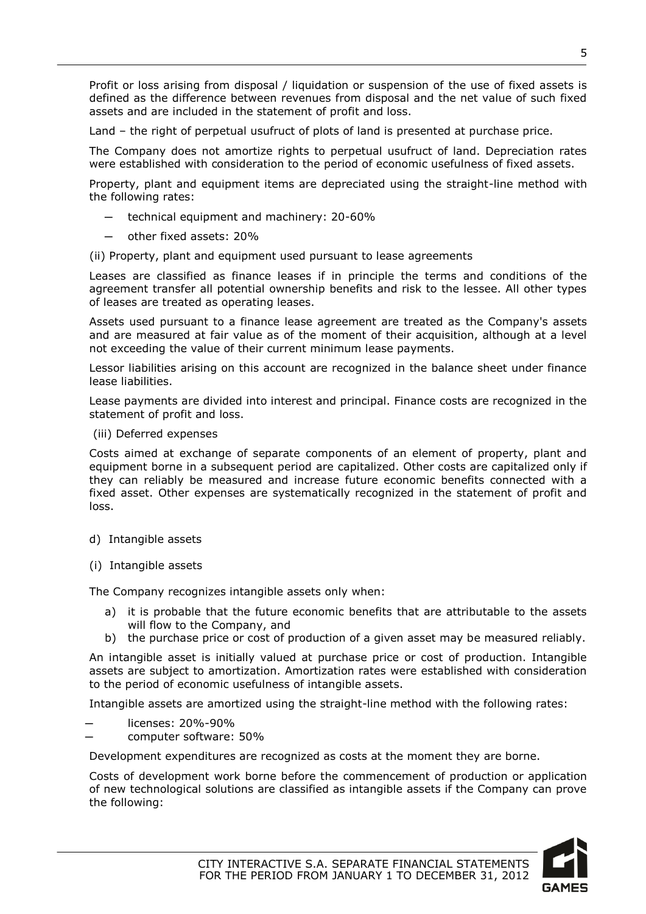Profit or loss arising from disposal / liquidation or suspension of the use of fixed assets is defined as the difference between revenues from disposal and the net value of such fixed assets and are included in the statement of profit and loss.

Land – the right of perpetual usufruct of plots of land is presented at purchase price.

The Company does not amortize rights to perpetual usufruct of land. Depreciation rates were established with consideration to the period of economic usefulness of fixed assets.

Property, plant and equipment items are depreciated using the straight-line method with the following rates:

- technical equipment and machinery: 20-60%
- other fixed assets: 20%

(ii) Property, plant and equipment used pursuant to lease agreements

Leases are classified as finance leases if in principle the terms and conditions of the agreement transfer all potential ownership benefits and risk to the lessee. All other types of leases are treated as operating leases.

Assets used pursuant to a finance lease agreement are treated as the Company's assets and are measured at fair value as of the moment of their acquisition, although at a level not exceeding the value of their current minimum lease payments.

Lessor liabilities arising on this account are recognized in the balance sheet under finance lease liabilities.

Lease payments are divided into interest and principal. Finance costs are recognized in the statement of profit and loss.

(iii) Deferred expenses

Costs aimed at exchange of separate components of an element of property, plant and equipment borne in a subsequent period are capitalized. Other costs are capitalized only if they can reliably be measured and increase future economic benefits connected with a fixed asset. Other expenses are systematically recognized in the statement of profit and loss.

d) Intangible assets

(i) Intangible assets

The Company recognizes intangible assets only when:

a) it is probable that the future economic benefits that are attributable to the assets will flow to the Company, and
b) the purchase price or cost of production of a given asset may be measured reliably.

An intangible asset is initially valued at purchase price or cost of production. Intangible assets are subject to amortization. Amortization rates were established with consideration to the period of economic usefulness of intangible assets.

Intangible assets are amortized using the straight-line method with the following rates:

- licenses: 20%-90%
- computer software: 50%

Development expenditures are recognized as costs at the moment they are borne.

Costs of development work borne before the commencement of production or application of new technological solutions are classified as intangible assets if the Company can prove the following: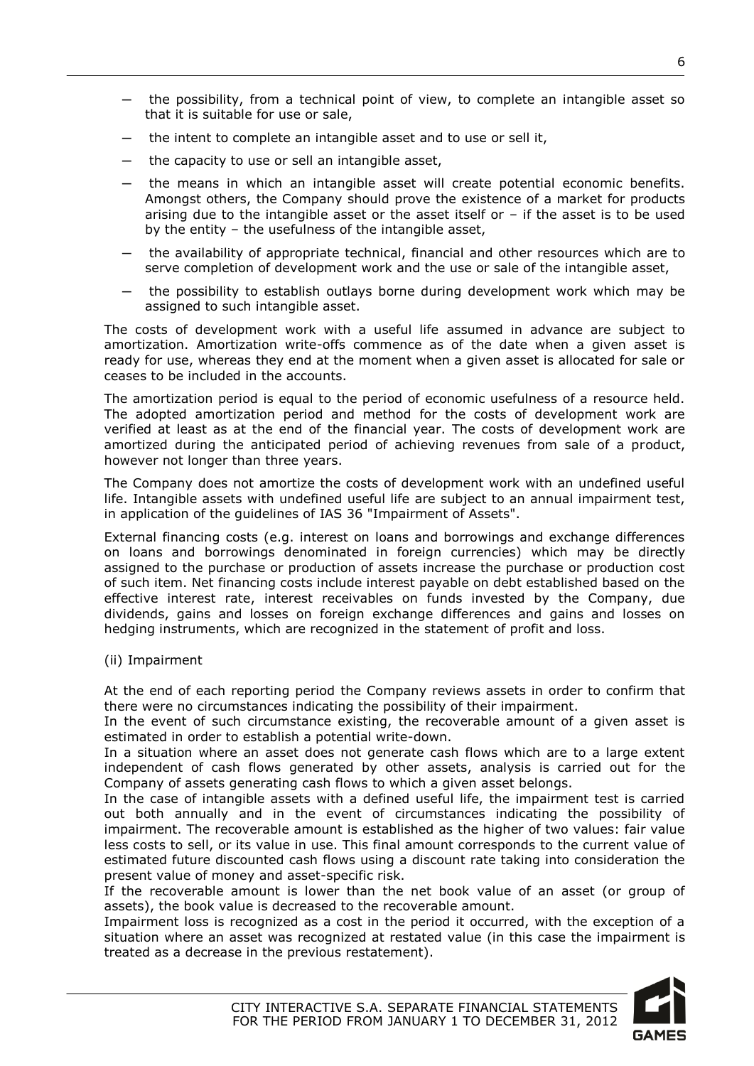- the possibility, from a technical point of view, to complete an intangible asset so that it is suitable for use or sale,
- the intent to complete an intangible asset and to use or sell it,
- the capacity to use or sell an intangible asset,
- the means in which an intangible asset will create potential economic benefits. Amongst others, the Company should prove the existence of a market for products arising due to the intangible asset or the asset itself or – if the asset is to be used by the entity – the usefulness of the intangible asset,
- the availability of appropriate technical, financial and other resources which are to serve completion of development work and the use or sale of the intangible asset,
- the possibility to establish outlays borne during development work which may be assigned to such intangible asset.

The costs of development work with a useful life assumed in advance are subject to amortization. Amortization write-offs commence as of the date when a given asset is ready for use, whereas they end at the moment when a given asset is allocated for sale or ceases to be included in the accounts.

The amortization period is equal to the period of economic usefulness of a resource held. The adopted amortization period and method for the costs of development work are verified at least as at the end of the financial year. The costs of development work are amortized during the anticipated period of achieving revenues from sale of a product, however not longer than three years.

The Company does not amortize the costs of development work with an undefined useful life. Intangible assets with undefined useful life are subject to an annual impairment test, in application of the guidelines of IAS 36 "Impairment of Assets".

External financing costs (e.g. interest on loans and borrowings and exchange differences on loans and borrowings denominated in foreign currencies) which may be directly assigned to the purchase or production of assets increase the purchase or production cost of such item. Net financing costs include interest payable on debt established based on the effective interest rate, interest receivables on funds invested by the Company, due dividends, gains and losses on foreign exchange differences and gains and losses on hedging instruments, which are recognized in the statement of profit and loss.

(ii) Impairment

At the end of each reporting period the Company reviews assets in order to confirm that there were no circumstances indicating the possibility of their impairment.
In the event of such circumstance existing, the recoverable amount of a given asset is estimated in order to establish a potential write-down.
In a situation where an asset does not generate cash flows which are to a large extent independent of cash flows generated by other assets, analysis is carried out for the Company of assets generating cash flows to which a given asset belongs.
In the case of intangible assets with a defined useful life, the impairment test is carried out both annually and in the event of circumstances indicating the possibility of impairment. The recoverable amount is established as the higher of two values: fair value less costs to sell, or its value in use. This final amount corresponds to the current value of estimated future discounted cash flows using a discount rate taking into consideration the present value of money and asset-specific risk.
If the recoverable amount is lower than the net book value of an asset (or group of assets), the book value is decreased to the recoverable amount.
Impairment loss is recognized as a cost in the period it occurred, with the exception of a situation where an asset was recognized at restated value (in this case the impairment is treated as a decrease in the previous restatement).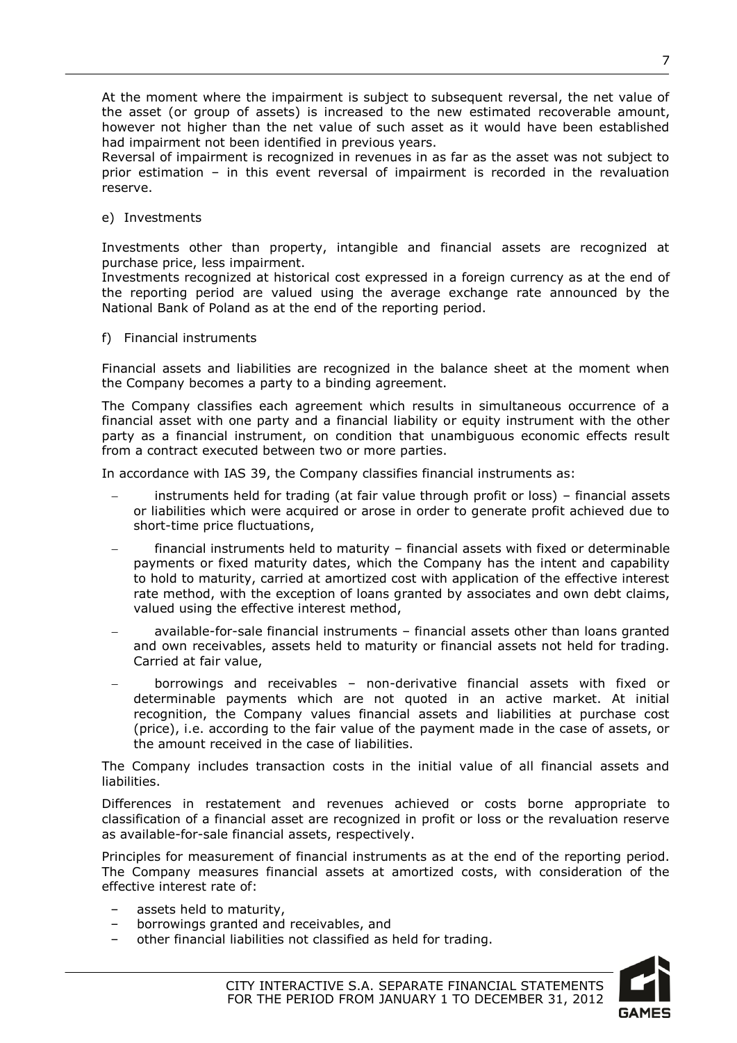At the moment where the impairment is subject to subsequent reversal, the net value of the asset (or group of assets) is increased to the new estimated recoverable amount, however not higher than the net value of such asset as it would have been established had impairment not been identified in previous years.
Reversal of impairment is recognized in revenues in as far as the asset was not subject to prior estimation – in this event reversal of impairment is recorded in the revaluation reserve.

e) Investments

Investments other than property, intangible and financial assets are recognized at purchase price, less impairment.
Investments recognized at historical cost expressed in a foreign currency as at the end of the reporting period are valued using the average exchange rate announced by the National Bank of Poland as at the end of the reporting period.

f) Financial instruments

Financial assets and liabilities are recognized in the balance sheet at the moment when the Company becomes a party to a binding agreement.

The Company classifies each agreement which results in simultaneous occurrence of a financial asset with one party and a financial liability or equity instrument with the other party as a financial instrument, on condition that unambiguous economic effects result from a contract executed between two or more parties.

In accordance with IAS 39, the Company classifies financial instruments as:

- instruments held for trading (at fair value through profit or loss) – financial assets or liabilities which were acquired or arose in order to generate profit achieved due to short-time price fluctuations,
- financial instruments held to maturity – financial assets with fixed or determinable payments or fixed maturity dates, which the Company has the intent and capability to hold to maturity, carried at amortized cost with application of the effective interest rate method, with the exception of loans granted by associates and own debt claims, valued using the effective interest method,
- available-for-sale financial instruments – financial assets other than loans granted and own receivables, assets held to maturity or financial assets not held for trading. Carried at fair value,
- borrowings and receivables – non-derivative financial assets with fixed or determinable payments which are not quoted in an active market. At initial recognition, the Company values financial assets and liabilities at purchase cost (price), i.e. according to the fair value of the payment made in the case of assets, or the amount received in the case of liabilities.

The Company includes transaction costs in the initial value of all financial assets and liabilities.

Differences in restatement and revenues achieved or costs borne appropriate to classification of a financial asset are recognized in profit or loss or the revaluation reserve as available-for-sale financial assets, respectively.

Principles for measurement of financial instruments as at the end of the reporting period. The Company measures financial assets at amortized costs, with consideration of the effective interest rate of:

- assets held to maturity,
- borrowings granted and receivables, and
- other financial liabilities not classified as held for trading.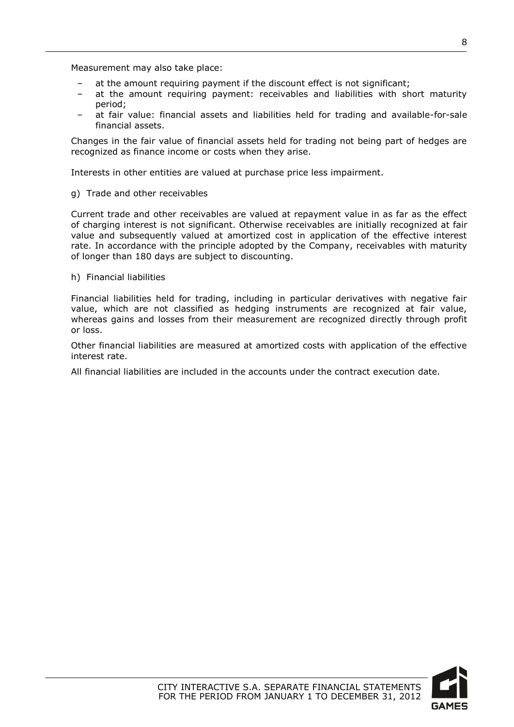Measurement may also take place:

- at the amount requiring payment if the discount effect is not significant;
- at the amount requiring payment: receivables and liabilities with short maturity period;
- at fair value: financial assets and liabilities held for trading and available-for-sale financial assets.

Changes in the fair value of financial assets held for trading not being part of hedges are recognized as finance income or costs when they arise.

Interests in other entities are valued at purchase price less impairment.

g) Trade and other receivables

Current trade and other receivables are valued at repayment value in as far as the effect of charging interest is not significant. Otherwise receivables are initially recognized at fair value and subsequently valued at amortized cost in application of the effective interest rate. In accordance with the principle adopted by the Company, receivables with maturity of longer than 180 days are subject to discounting.

h) Financial liabilities

Financial liabilities held for trading, including in particular derivatives with negative fair value, which are not classified as hedging instruments are recognized at fair value, whereas gains and losses from their measurement are recognized directly through profit or loss.

Other financial liabilities are measured at amortized costs with application of the effective interest rate.

All financial liabilities are included in the accounts under the contract execution date.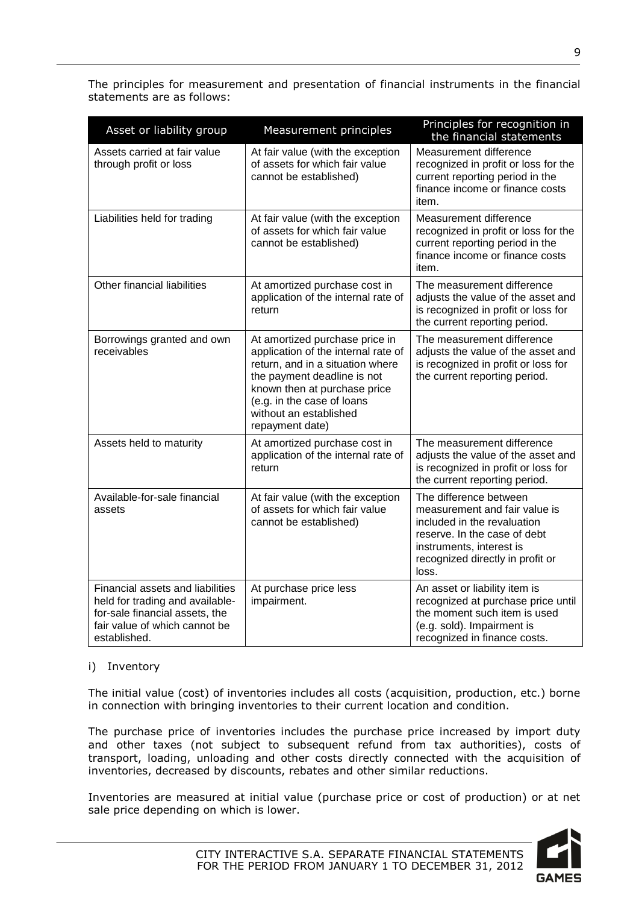The principles for measurement and presentation of financial instruments in the financial statements are as follows:

| Asset or liability group | Measurement principles | Principles for recognition in the financial statements |
|---|---|---|
| Assets carried at fair value through profit or loss | At fair value (with the exception of assets for which fair value cannot be established) | Measurement difference recognized in profit or loss for the current reporting period in the finance income or finance costs item. |
| Liabilities held for trading | At fair value (with the exception of assets for which fair value cannot be established) | Measurement difference recognized in profit or loss for the current reporting period in the finance income or finance costs item. |
| Other financial liabilities | At amortized purchase cost in application of the internal rate of return | The measurement difference adjusts the value of the asset and is recognized in profit or loss for the current reporting period. |
| Borrowings granted and own receivables | At amortized purchase price in application of the internal rate of return, and in a situation where the payment deadline is not known then at purchase price (e.g. in the case of loans without an established repayment date) | The measurement difference adjusts the value of the asset and is recognized in profit or loss for the current reporting period. |
| Assets held to maturity | At amortized purchase cost in application of the internal rate of return | The measurement difference adjusts the value of the asset and is recognized in profit or loss for the current reporting period. |
| Available-for-sale financial assets | At fair value (with the exception of assets for which fair value cannot be established) | The difference between measurement and fair value is included in the revaluation reserve. In the case of debt instruments, interest is recognized directly in profit or loss. |
| Financial assets and liabilities held for trading and available-for-sale financial assets, the fair value of which cannot be established. | At purchase price less impairment. | An asset or liability item is recognized at purchase price until the moment such item is used (e.g. sold). Impairment is recognized in finance costs. |

i) Inventory

The initial value (cost) of inventories includes all costs (acquisition, production, etc.) borne in connection with bringing inventories to their current location and condition.

The purchase price of inventories includes the purchase price increased by import duty and other taxes (not subject to subsequent refund from tax authorities), costs of transport, loading, unloading and other costs directly connected with the acquisition of inventories, decreased by discounts, rebates and other similar reductions.

Inventories are measured at initial value (purchase price or cost of production) or at net sale price depending on which is lower.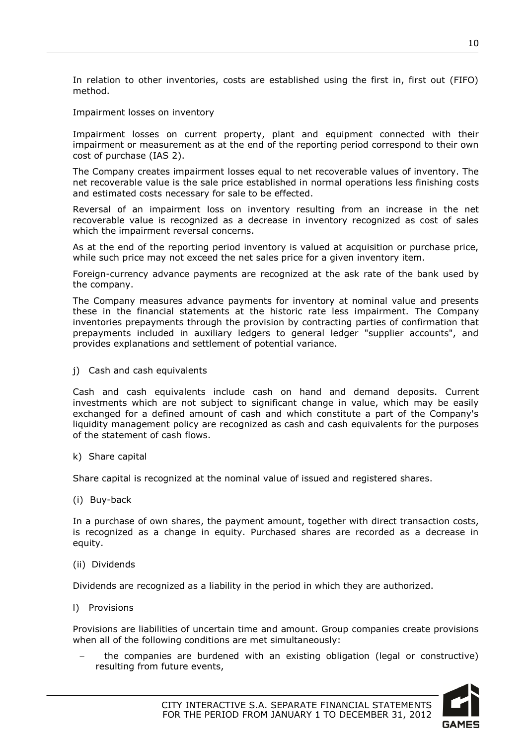In relation to other inventories, costs are established using the first in, first out (FIFO) method.

Impairment losses on inventory

Impairment losses on current property, plant and equipment connected with their impairment or measurement as at the end of the reporting period correspond to their own cost of purchase (IAS 2).

The Company creates impairment losses equal to net recoverable values of inventory. The net recoverable value is the sale price established in normal operations less finishing costs and estimated costs necessary for sale to be effected.

Reversal of an impairment loss on inventory resulting from an increase in the net recoverable value is recognized as a decrease in inventory recognized as cost of sales which the impairment reversal concerns.

As at the end of the reporting period inventory is valued at acquisition or purchase price, while such price may not exceed the net sales price for a given inventory item.

Foreign-currency advance payments are recognized at the ask rate of the bank used by the company.

The Company measures advance payments for inventory at nominal value and presents these in the financial statements at the historic rate less impairment. The Company inventories prepayments through the provision by contracting parties of confirmation that prepayments included in auxiliary ledgers to general ledger "supplier accounts", and provides explanations and settlement of potential variance.

j) Cash and cash equivalents

Cash and cash equivalents include cash on hand and demand deposits. Current investments which are not subject to significant change in value, which may be easily exchanged for a defined amount of cash and which constitute a part of the Company's liquidity management policy are recognized as cash and cash equivalents for the purposes of the statement of cash flows.

k) Share capital

Share capital is recognized at the nominal value of issued and registered shares.

(i) Buy-back

In a purchase of own shares, the payment amount, together with direct transaction costs, is recognized as a change in equity. Purchased shares are recorded as a decrease in equity.

(ii) Dividends

Dividends are recognized as a liability in the period in which they are authorized.

l) Provisions

Provisions are liabilities of uncertain time and amount. Group companies create provisions when all of the following conditions are met simultaneously:

- the companies are burdened with an existing obligation (legal or constructive) resulting from future events,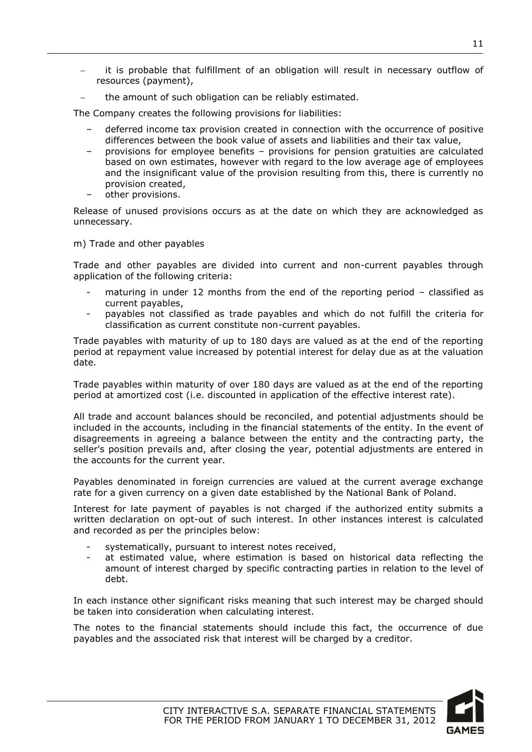- it is probable that fulfillment of an obligation will result in necessary outflow of resources (payment),
- the amount of such obligation can be reliably estimated.

The Company creates the following provisions for liabilities:

- deferred income tax provision created in connection with the occurrence of positive differences between the book value of assets and liabilities and their tax value,
- provisions for employee benefits – provisions for pension gratuities are calculated based on own estimates, however with regard to the low average age of employees and the insignificant value of the provision resulting from this, there is currently no provision created,
- other provisions.

Release of unused provisions occurs as at the date on which they are acknowledged as unnecessary.

m) Trade and other payables

Trade and other payables are divided into current and non-current payables through application of the following criteria:

- maturing in under 12 months from the end of the reporting period – classified as current payables,
- payables not classified as trade payables and which do not fulfill the criteria for classification as current constitute non-current payables.

Trade payables with maturity of up to 180 days are valued as at the end of the reporting period at repayment value increased by potential interest for delay due as at the valuation date.

Trade payables within maturity of over 180 days are valued as at the end of the reporting period at amortized cost (i.e. discounted in application of the effective interest rate).

All trade and account balances should be reconciled, and potential adjustments should be included in the accounts, including in the financial statements of the entity. In the event of disagreements in agreeing a balance between the entity and the contracting party, the seller's position prevails and, after closing the year, potential adjustments are entered in the accounts for the current year.

Payables denominated in foreign currencies are valued at the current average exchange rate for a given currency on a given date established by the National Bank of Poland.

Interest for late payment of payables is not charged if the authorized entity submits a written declaration on opt-out of such interest. In other instances interest is calculated and recorded as per the principles below:

- systematically, pursuant to interest notes received,
- at estimated value, where estimation is based on historical data reflecting the amount of interest charged by specific contracting parties in relation to the level of debt.

In each instance other significant risks meaning that such interest may be charged should be taken into consideration when calculating interest.

The notes to the financial statements should include this fact, the occurrence of due payables and the associated risk that interest will be charged by a creditor.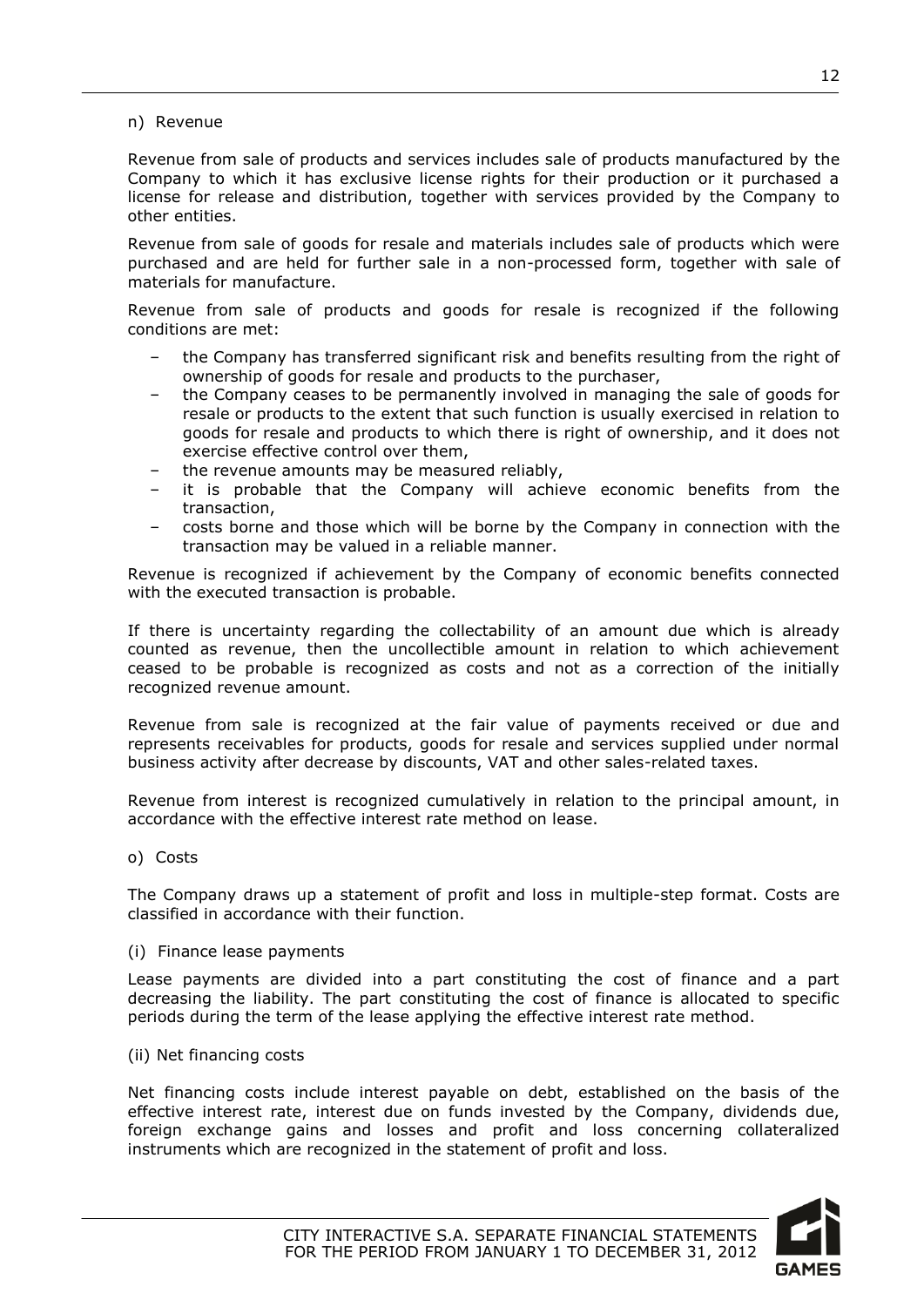n) Revenue

Revenue from sale of products and services includes sale of products manufactured by the Company to which it has exclusive license rights for their production or it purchased a license for release and distribution, together with services provided by the Company to other entities.

Revenue from sale of goods for resale and materials includes sale of products which were purchased and are held for further sale in a non-processed form, together with sale of materials for manufacture.

Revenue from sale of products and goods for resale is recognized if the following conditions are met:

- the Company has transferred significant risk and benefits resulting from the right of ownership of goods for resale and products to the purchaser,
- the Company ceases to be permanently involved in managing the sale of goods for resale or products to the extent that such function is usually exercised in relation to goods for resale and products to which there is right of ownership, and it does not exercise effective control over them,
- the revenue amounts may be measured reliably,
- it is probable that the Company will achieve economic benefits from the transaction,
- costs borne and those which will be borne by the Company in connection with the transaction may be valued in a reliable manner.

Revenue is recognized if achievement by the Company of economic benefits connected with the executed transaction is probable.

If there is uncertainty regarding the collectability of an amount due which is already counted as revenue, then the uncollectible amount in relation to which achievement ceased to be probable is recognized as costs and not as a correction of the initially recognized revenue amount.

Revenue from sale is recognized at the fair value of payments received or due and represents receivables for products, goods for resale and services supplied under normal business activity after decrease by discounts, VAT and other sales-related taxes.

Revenue from interest is recognized cumulatively in relation to the principal amount, in accordance with the effective interest rate method on lease.

o) Costs

The Company draws up a statement of profit and loss in multiple-step format. Costs are classified in accordance with their function.

(i) Finance lease payments

Lease payments are divided into a part constituting the cost of finance and a part decreasing the liability. The part constituting the cost of finance is allocated to specific periods during the term of the lease applying the effective interest rate method.

(ii) Net financing costs

Net financing costs include interest payable on debt, established on the basis of the effective interest rate, interest due on funds invested by the Company, dividends due, foreign exchange gains and losses and profit and loss concerning collateralized instruments which are recognized in the statement of profit and loss.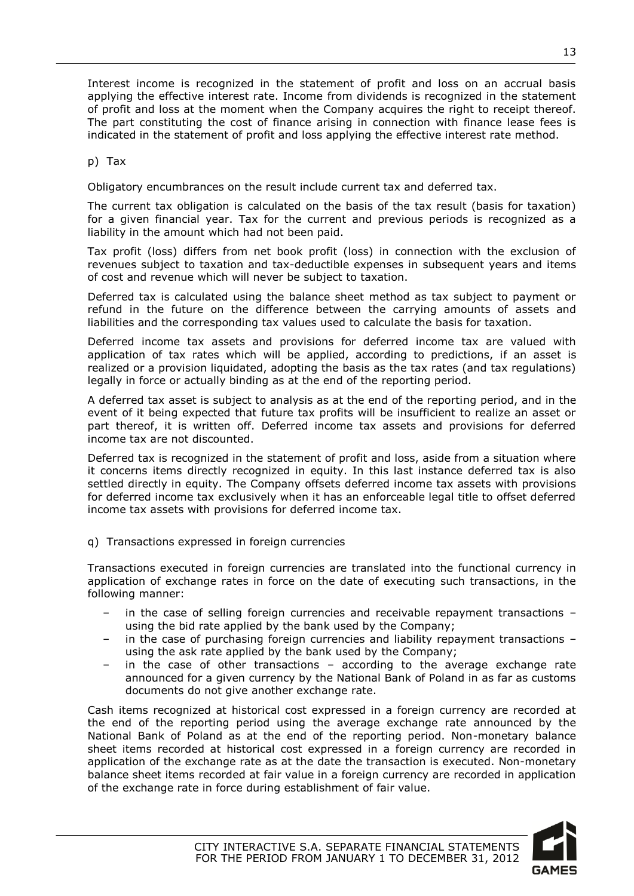Interest income is recognized in the statement of profit and loss on an accrual basis applying the effective interest rate. Income from dividends is recognized in the statement of profit and loss at the moment when the Company acquires the right to receipt thereof. The part constituting the cost of finance arising in connection with finance lease fees is indicated in the statement of profit and loss applying the effective interest rate method.

p) Tax

Obligatory encumbrances on the result include current tax and deferred tax.

The current tax obligation is calculated on the basis of the tax result (basis for taxation) for a given financial year. Tax for the current and previous periods is recognized as a liability in the amount which had not been paid.

Tax profit (loss) differs from net book profit (loss) in connection with the exclusion of revenues subject to taxation and tax-deductible expenses in subsequent years and items of cost and revenue which will never be subject to taxation.

Deferred tax is calculated using the balance sheet method as tax subject to payment or refund in the future on the difference between the carrying amounts of assets and liabilities and the corresponding tax values used to calculate the basis for taxation.

Deferred income tax assets and provisions for deferred income tax are valued with application of tax rates which will be applied, according to predictions, if an asset is realized or a provision liquidated, adopting the basis as the tax rates (and tax regulations) legally in force or actually binding as at the end of the reporting period.

A deferred tax asset is subject to analysis as at the end of the reporting period, and in the event of it being expected that future tax profits will be insufficient to realize an asset or part thereof, it is written off. Deferred income tax assets and provisions for deferred income tax are not discounted.

Deferred tax is recognized in the statement of profit and loss, aside from a situation where it concerns items directly recognized in equity. In this last instance deferred tax is also settled directly in equity. The Company offsets deferred income tax assets with provisions for deferred income tax exclusively when it has an enforceable legal title to offset deferred income tax assets with provisions for deferred income tax.

q) Transactions expressed in foreign currencies

Transactions executed in foreign currencies are translated into the functional currency in application of exchange rates in force on the date of executing such transactions, in the following manner:

- in the case of selling foreign currencies and receivable repayment transactions – using the bid rate applied by the bank used by the Company;
- in the case of purchasing foreign currencies and liability repayment transactions – using the ask rate applied by the bank used by the Company;
- in the case of other transactions – according to the average exchange rate announced for a given currency by the National Bank of Poland in as far as customs documents do not give another exchange rate.

Cash items recognized at historical cost expressed in a foreign currency are recorded at the end of the reporting period using the average exchange rate announced by the National Bank of Poland as at the end of the reporting period. Non-monetary balance sheet items recorded at historical cost expressed in a foreign currency are recorded in application of the exchange rate as at the date the transaction is executed. Non-monetary balance sheet items recorded at fair value in a foreign currency are recorded in application of the exchange rate in force during establishment of fair value.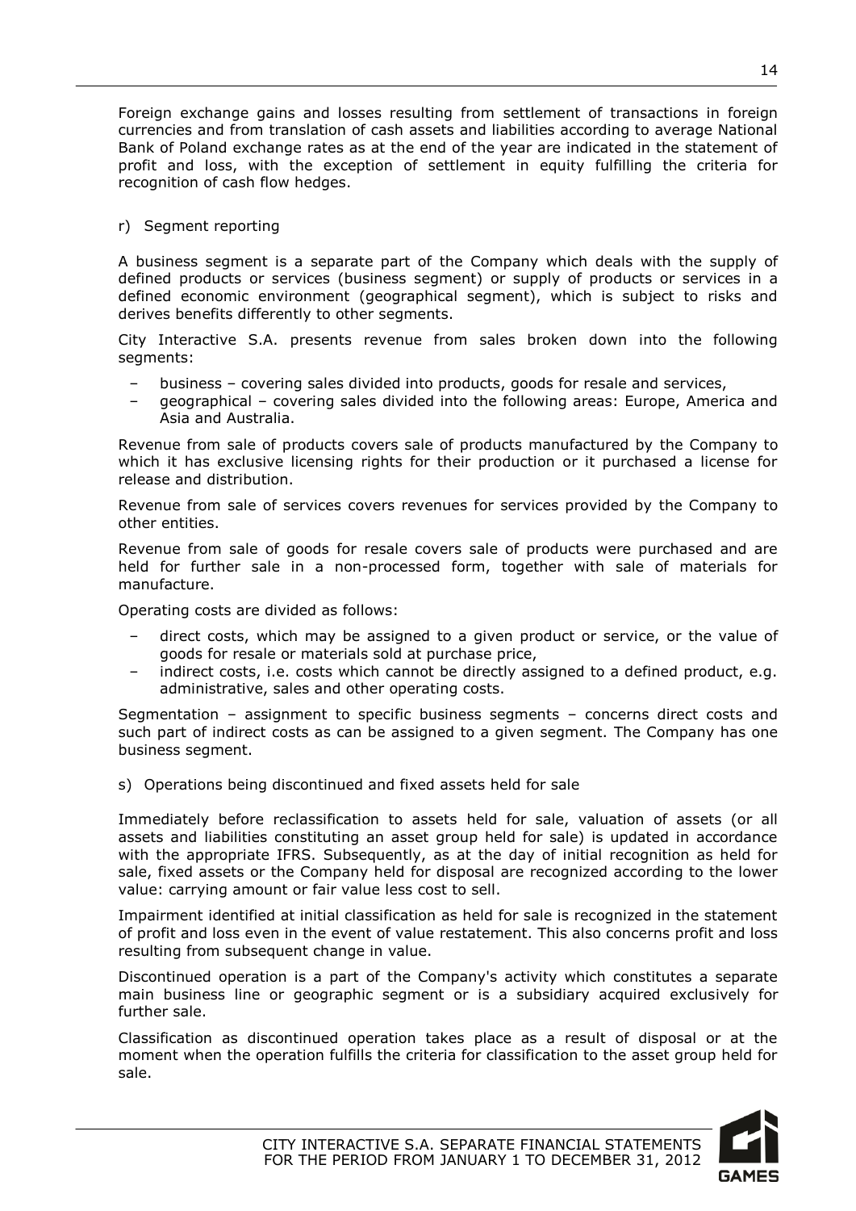Foreign exchange gains and losses resulting from settlement of transactions in foreign currencies and from translation of cash assets and liabilities according to average National Bank of Poland exchange rates as at the end of the year are indicated in the statement of profit and loss, with the exception of settlement in equity fulfilling the criteria for recognition of cash flow hedges.

r) Segment reporting

A business segment is a separate part of the Company which deals with the supply of defined products or services (business segment) or supply of products or services in a defined economic environment (geographical segment), which is subject to risks and derives benefits differently to other segments.

City Interactive S.A. presents revenue from sales broken down into the following segments:

- business – covering sales divided into products, goods for resale and services,
- geographical – covering sales divided into the following areas: Europe, America and Asia and Australia.

Revenue from sale of products covers sale of products manufactured by the Company to which it has exclusive licensing rights for their production or it purchased a license for release and distribution.

Revenue from sale of services covers revenues for services provided by the Company to other entities.

Revenue from sale of goods for resale covers sale of products were purchased and are held for further sale in a non-processed form, together with sale of materials for manufacture.

Operating costs are divided as follows:

- direct costs, which may be assigned to a given product or service, or the value of goods for resale or materials sold at purchase price,
- indirect costs, i.e. costs which cannot be directly assigned to a defined product, e.g. administrative, sales and other operating costs.

Segmentation – assignment to specific business segments – concerns direct costs and such part of indirect costs as can be assigned to a given segment. The Company has one business segment.

s) Operations being discontinued and fixed assets held for sale

Immediately before reclassification to assets held for sale, valuation of assets (or all assets and liabilities constituting an asset group held for sale) is updated in accordance with the appropriate IFRS. Subsequently, as at the day of initial recognition as held for sale, fixed assets or the Company held for disposal are recognized according to the lower value: carrying amount or fair value less cost to sell.

Impairment identified at initial classification as held for sale is recognized in the statement of profit and loss even in the event of value restatement. This also concerns profit and loss resulting from subsequent change in value.

Discontinued operation is a part of the Company's activity which constitutes a separate main business line or geographic segment or is a subsidiary acquired exclusively for further sale.

Classification as discontinued operation takes place as a result of disposal or at the moment when the operation fulfills the criteria for classification to the asset group held for sale.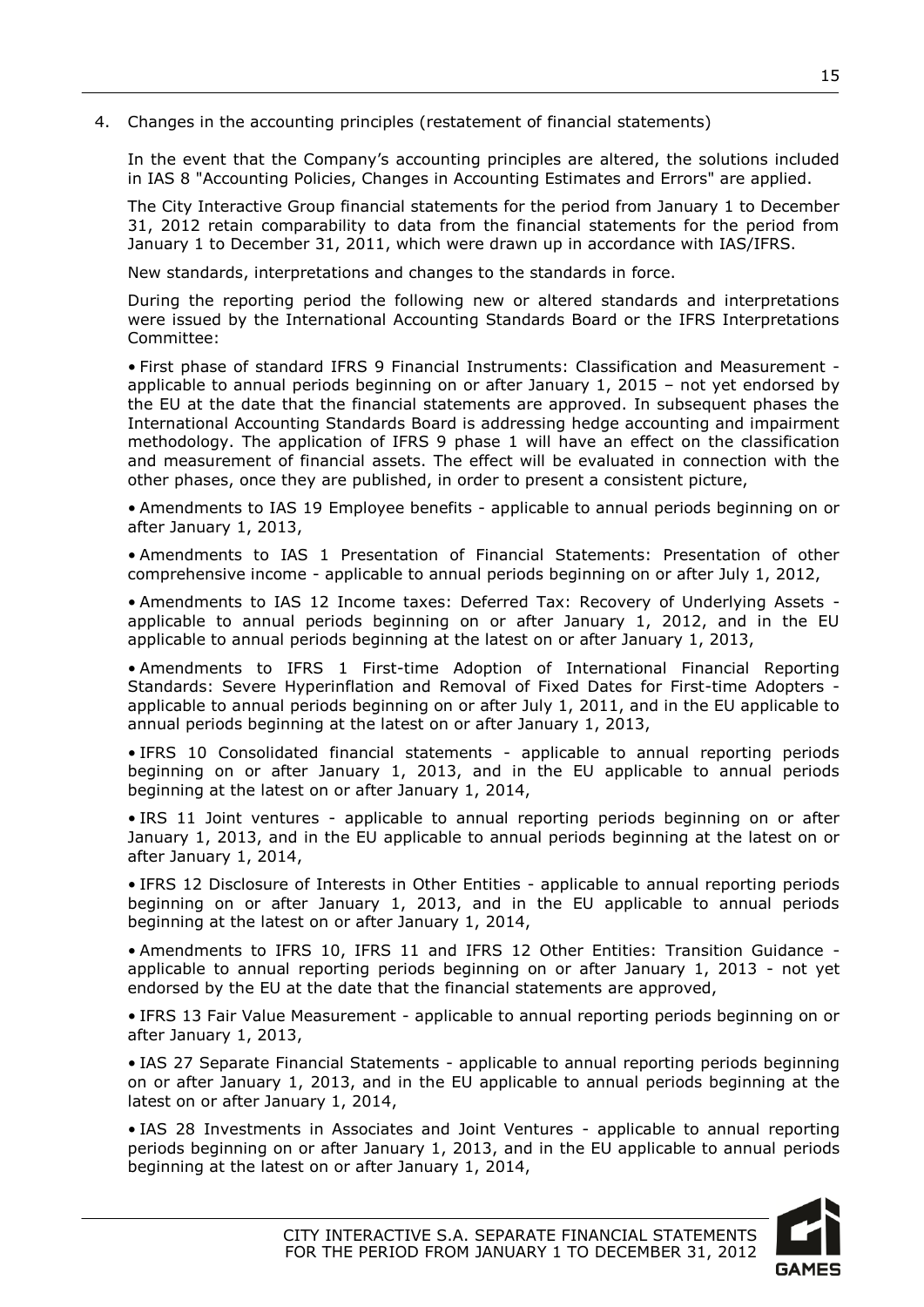4. Changes in the accounting principles (restatement of financial statements)

In the event that the Company's accounting principles are altered, the solutions included in IAS 8 "Accounting Policies, Changes in Accounting Estimates and Errors" are applied.

The City Interactive Group financial statements for the period from January 1 to December 31, 2012 retain comparability to data from the financial statements for the period from January 1 to December 31, 2011, which were drawn up in accordance with IAS/IFRS.

New standards, interpretations and changes to the standards in force.

During the reporting period the following new or altered standards and interpretations were issued by the International Accounting Standards Board or the IFRS Interpretations Committee:

• First phase of standard IFRS 9 Financial Instruments: Classification and Measurement - applicable to annual periods beginning on or after January 1, 2015 – not yet endorsed by the EU at the date that the financial statements are approved. In subsequent phases the International Accounting Standards Board is addressing hedge accounting and impairment methodology. The application of IFRS 9 phase 1 will have an effect on the classification and measurement of financial assets. The effect will be evaluated in connection with the other phases, once they are published, in order to present a consistent picture,

• Amendments to IAS 19 Employee benefits - applicable to annual periods beginning on or after January 1, 2013,

• Amendments to IAS 1 Presentation of Financial Statements: Presentation of other comprehensive income - applicable to annual periods beginning on or after July 1, 2012,

• Amendments to IAS 12 Income taxes: Deferred Tax: Recovery of Underlying Assets - applicable to annual periods beginning on or after January 1, 2012, and in the EU applicable to annual periods beginning at the latest on or after January 1, 2013,

• Amendments to IFRS 1 First-time Adoption of International Financial Reporting Standards: Severe Hyperinflation and Removal of Fixed Dates for First-time Adopters - applicable to annual periods beginning on or after July 1, 2011, and in the EU applicable to annual periods beginning at the latest on or after January 1, 2013,

• IFRS 10 Consolidated financial statements - applicable to annual reporting periods beginning on or after January 1, 2013, and in the EU applicable to annual periods beginning at the latest on or after January 1, 2014,

• IRS 11 Joint ventures - applicable to annual reporting periods beginning on or after January 1, 2013, and in the EU applicable to annual periods beginning at the latest on or after January 1, 2014,

• IFRS 12 Disclosure of Interests in Other Entities - applicable to annual reporting periods beginning on or after January 1, 2013, and in the EU applicable to annual periods beginning at the latest on or after January 1, 2014,

• Amendments to IFRS 10, IFRS 11 and IFRS 12 Other Entities: Transition Guidance - applicable to annual reporting periods beginning on or after January 1, 2013 - not yet endorsed by the EU at the date that the financial statements are approved,

• IFRS 13 Fair Value Measurement - applicable to annual reporting periods beginning on or after January 1, 2013,

• IAS 27 Separate Financial Statements - applicable to annual reporting periods beginning on or after January 1, 2013, and in the EU applicable to annual periods beginning at the latest on or after January 1, 2014,

• IAS 28 Investments in Associates and Joint Ventures - applicable to annual reporting periods beginning on or after January 1, 2013, and in the EU applicable to annual periods beginning at the latest on or after January 1, 2014,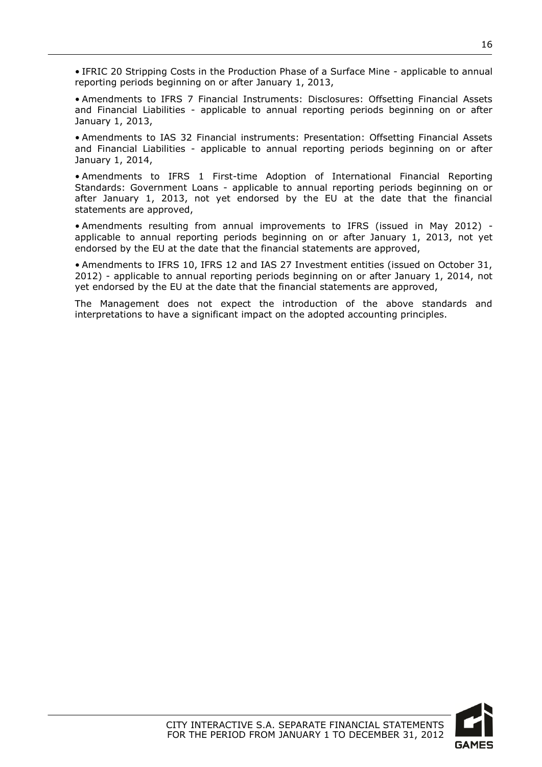- IFRIC 20 Stripping Costs in the Production Phase of a Surface Mine - applicable to annual reporting periods beginning on or after January 1, 2013,
- Amendments to IFRS 7 Financial Instruments: Disclosures: Offsetting Financial Assets and Financial Liabilities - applicable to annual reporting periods beginning on or after January 1, 2013,
- Amendments to IAS 32 Financial instruments: Presentation: Offsetting Financial Assets and Financial Liabilities - applicable to annual reporting periods beginning on or after January 1, 2014,
- Amendments to IFRS 1 First-time Adoption of International Financial Reporting Standards: Government Loans - applicable to annual reporting periods beginning on or after January 1, 2013, not yet endorsed by the EU at the date that the financial statements are approved,
- Amendments resulting from annual improvements to IFRS (issued in May 2012) - applicable to annual reporting periods beginning on or after January 1, 2013, not yet endorsed by the EU at the date that the financial statements are approved,
- Amendments to IFRS 10, IFRS 12 and IAS 27 Investment entities (issued on October 31, 2012) - applicable to annual reporting periods beginning on or after January 1, 2014, not yet endorsed by the EU at the date that the financial statements are approved,

The Management does not expect the introduction of the above standards and interpretations to have a significant impact on the adopted accounting principles.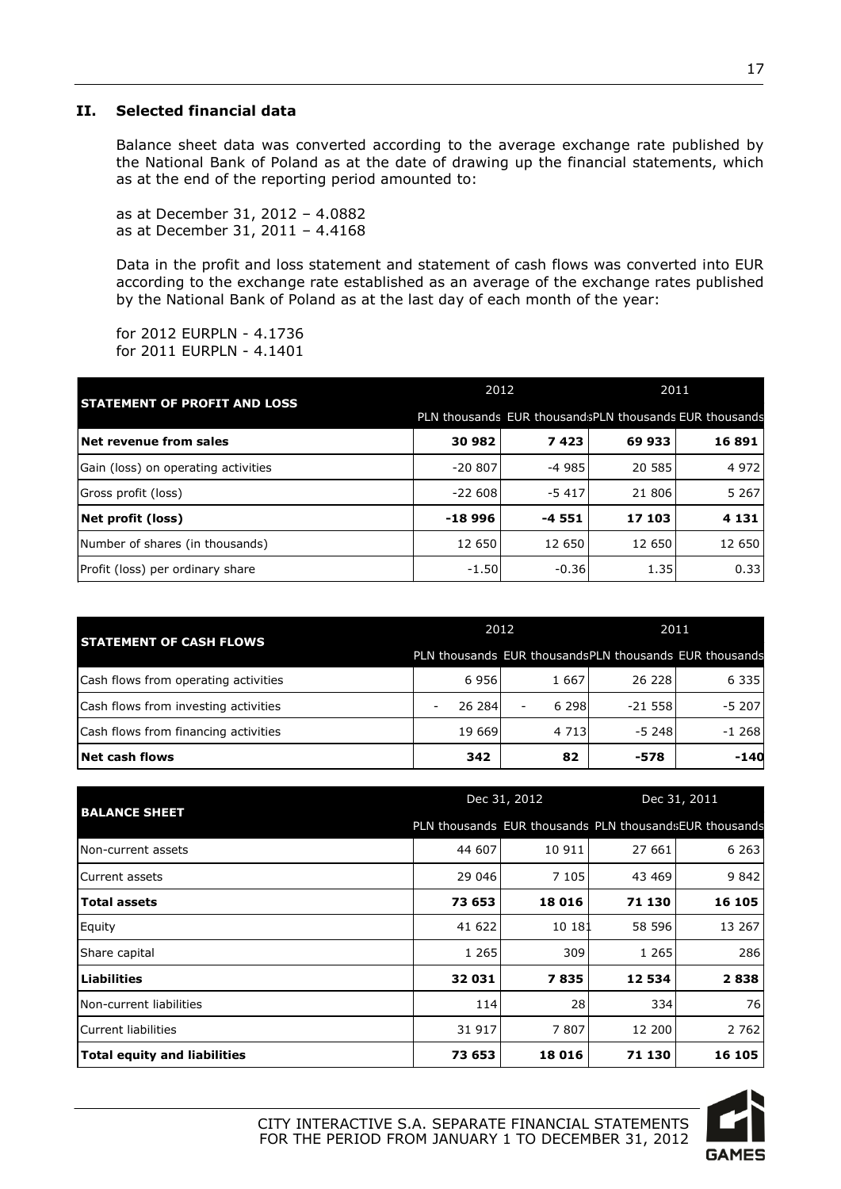## II. Selected financial data

Balance sheet data was converted according to the average exchange rate published by the National Bank of Poland as at the date of drawing up the financial statements, which as at the end of the reporting period amounted to:

as at December 31, 2012 – 4.0882
as at December 31, 2011 – 4.4168

Data in the profit and loss statement and statement of cash flows was converted into EUR according to the exchange rate established as an average of the exchange rates published by the National Bank of Poland as at the last day of each month of the year:

for 2012 EURPLN - 4.1736
for 2011 EURPLN - 4.1401

| STATEMENT OF PROFIT AND LOSS | 2012 | | 2011 | |
|---|---|---|---|---|
| | PLN thousands | EUR thousands | PLN thousands | EUR thousands |
| **Net revenue from sales** | **30 982** | **7 423** | **69 933** | **16 891** |
| Gain (loss) on operating activities | -20 807 | -4 985 | 20 585 | 4 972 |
| Gross profit (loss) | -22 608 | -5 417 | 21 806 | 5 267 |
| **Net profit (loss)** | **-18 996** | **-4 551** | **17 103** | **4 131** |
| Number of shares (in thousands) | 12 650 | 12 650 | 12 650 | 12 650 |
| Profit (loss) per ordinary share | -1.50 | -0.36 | 1.35 | 0.33 |

| STATEMENT OF CASH FLOWS | 2012 | | 2011 | |
|---|---|---|---|---|
| | PLN thousands | EUR thousands | PLN thousands | EUR thousands |
| Cash flows from operating activities | 6 956 | 1 667 | 26 228 | 6 335 |
| Cash flows from investing activities | - 26 284 | - 6 298 | -21 558 | -5 207 |
| Cash flows from financing activities | 19 669 | 4 713 | -5 248 | -1 268 |
| **Net cash flows** | **342** | **82** | **-578** | **-140** |

| BALANCE SHEET | Dec 31, 2012 | | Dec 31, 2011 | |
|---|---|---|---|---|
| | PLN thousands | EUR thousands | PLN thousands | EUR thousands |
| Non-current assets | 44 607 | 10 911 | 27 661 | 6 263 |
| Current assets | 29 046 | 7 105 | 43 469 | 9 842 |
| **Total assets** | **73 653** | **18 016** | **71 130** | **16 105** |
| Equity | 41 622 | 10 181 | 58 596 | 13 267 |
| Share capital | 1 265 | 309 | 1 265 | 286 |
| **Liabilities** | **32 031** | **7 835** | **12 534** | **2 838** |
| Non-current liabilities | 114 | 28 | 334 | 76 |
| Current liabilities | 31 917 | 7 807 | 12 200 | 2 762 |
| **Total equity and liabilities** | **73 653** | **18 016** | **71 130** | **16 105** |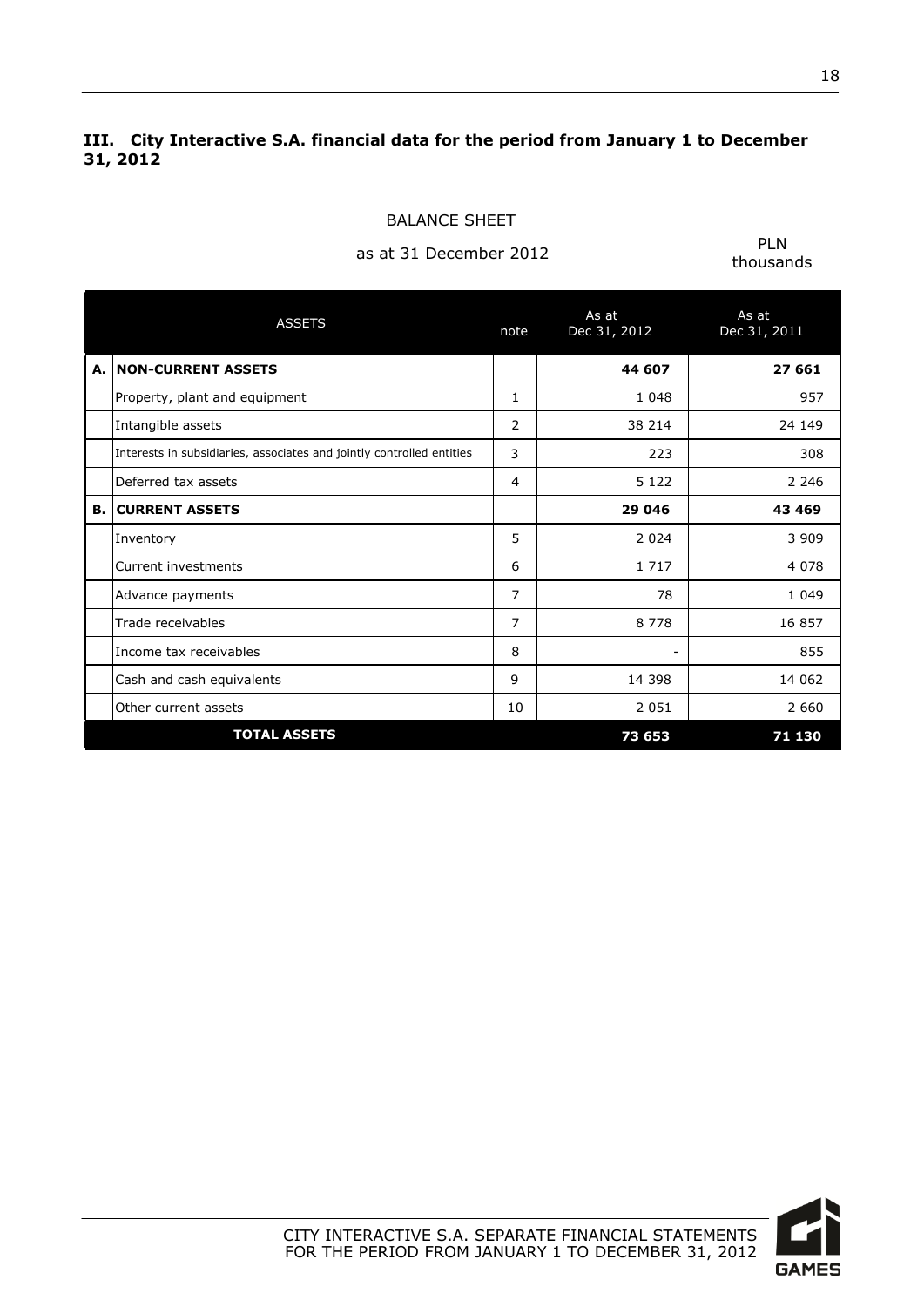## III. City Interactive S.A. financial data for the period from January 1 to December 31, 2012

BALANCE SHEET

as at 31 December 2012

PLN thousands

| | ASSETS | note | As at Dec 31, 2012 | As at Dec 31, 2011 |
|---|---|---|---|---|
| **A.** | **NON-CURRENT ASSETS** | | **44 607** | **27 661** |
| | Property, plant and equipment | 1 | 1 048 | 957 |
| | Intangible assets | 2 | 38 214 | 24 149 |
| | Interests in subsidiaries, associates and jointly controlled entities | 3 | 223 | 308 |
| | Deferred tax assets | 4 | 5 122 | 2 246 |
| **B.** | **CURRENT ASSETS** | | **29 046** | **43 469** |
| | Inventory | 5 | 2 024 | 3 909 |
| | Current investments | 6 | 1 717 | 4 078 |
| | Advance payments | 7 | 78 | 1 049 |
| | Trade receivables | 7 | 8 778 | 16 857 |
| | Income tax receivables | 8 | - | 855 |
| | Cash and cash equivalents | 9 | 14 398 | 14 062 |
| | Other current assets | 10 | 2 051 | 2 660 |
| | **TOTAL ASSETS** | | **73 653** | **71 130** |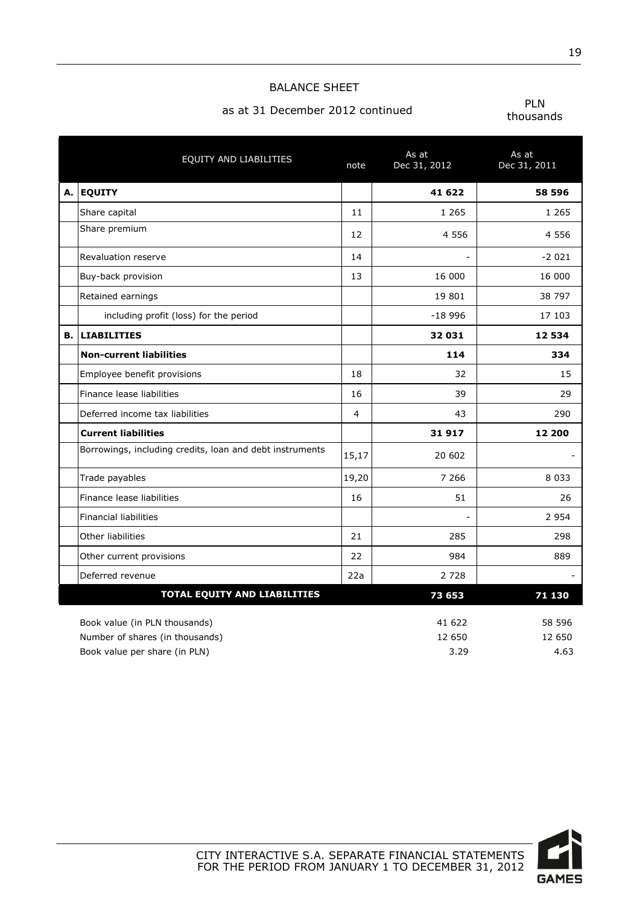# BALANCE SHEET

as at 31 December 2012 continued

PLN thousands

| | EQUITY AND LIABILITIES | note | As at Dec 31, 2012 | As at Dec 31, 2011 |
|---|---|---|---|---|
| **A.** | **EQUITY** | | **41 622** | **58 596** |
| | Share capital | 11 | 1 265 | 1 265 |
| | Share premium | 12 | 4 556 | 4 556 |
| | Revaluation reserve | 14 | - | -2 021 |
| | Buy-back provision | 13 | 16 000 | 16 000 |
| | Retained earnings | | 19 801 | 38 797 |
| | including profit (loss) for the period | | -18 996 | 17 103 |
| **B.** | **LIABILITIES** | | **32 031** | **12 534** |
| | **Non-current liabilities** | | **114** | **334** |
| | Employee benefit provisions | 18 | 32 | 15 |
| | Finance lease liabilities | 16 | 39 | 29 |
| | Deferred income tax liabilities | 4 | 43 | 290 |
| | **Current liabilities** | | **31 917** | **12 200** |
| | Borrowings, including credits, loan and debt instruments | 15,17 | 20 602 | - |
| | Trade payables | 19,20 | 7 266 | 8 033 |
| | Finance lease liabilities | 16 | 51 | 26 |
| | Financial liabilities | | - | 2 954 |
| | Other liabilities | 21 | 285 | 298 |
| | Other current provisions | 22 | 984 | 889 |
| | Deferred revenue | 22a | 2 728 | - |
| | **TOTAL EQUITY AND LIABILITIES** | | **73 653** | **71 130** |

| | Dec 31, 2012 | Dec 31, 2011 |
|---|---|---|
| Book value (in PLN thousands) | 41 622 | 58 596 |
| Number of shares (in thousands) | 12 650 | 12 650 |
| Book value per share (in PLN) | 3.29 | 4.63 |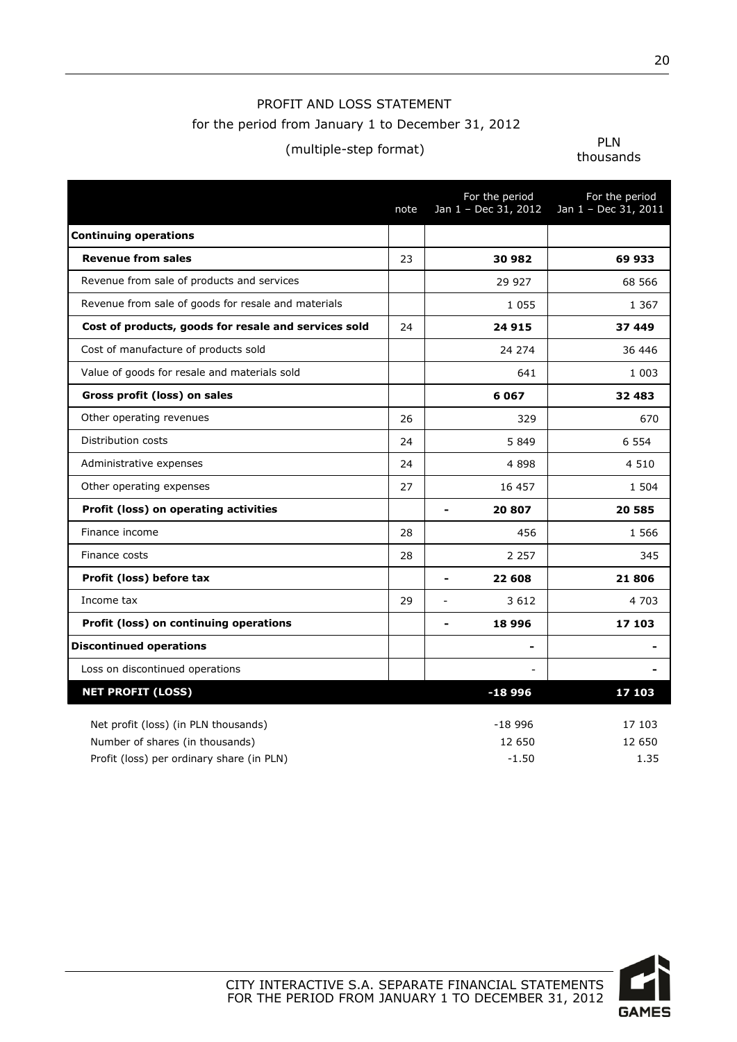# PROFIT AND LOSS STATEMENT

for the period from January 1 to December 31, 2012

(multiple-step format)

PLN thousands

| | note | For the period Jan 1 – Dec 31, 2012 | For the period Jan 1 – Dec 31, 2011 |
|---|---|---|---|
| **Continuing operations** | | | |
| **Revenue from sales** | 23 | **30 982** | **69 933** |
| Revenue from sale of products and services | | 29 927 | 68 566 |
| Revenue from sale of goods for resale and materials | | 1 055 | 1 367 |
| **Cost of products, goods for resale and services sold** | 24 | **24 915** | **37 449** |
| Cost of manufacture of products sold | | 24 274 | 36 446 |
| Value of goods for resale and materials sold | | 641 | 1 003 |
| **Gross profit (loss) on sales** | | **6 067** | **32 483** |
| Other operating revenues | 26 | 329 | 670 |
| Distribution costs | 24 | 5 849 | 6 554 |
| Administrative expenses | 24 | 4 898 | 4 510 |
| Other operating expenses | 27 | 16 457 | 1 504 |
| **Profit (loss) on operating activities** | | **- 20 807** | **20 585** |
| Finance income | 28 | 456 | 1 566 |
| Finance costs | 28 | 2 257 | 345 |
| **Profit (loss) before tax** | | **- 22 608** | **21 806** |
| Income tax | 29 | - 3 612 | 4 703 |
| **Profit (loss) on continuing operations** | | **- 18 996** | **17 103** |
| **Discontinued operations** | | **-** | **-** |
| Loss on discontinued operations | | - | **-** |
| **NET PROFIT (LOSS)** | | **-18 996** | **17 103** |

| | 2012 | 2011 |
|---|---|---|
| Net profit (loss) (in PLN thousands) | -18 996 | 17 103 |
| Number of shares (in thousands) | 12 650 | 12 650 |
| Profit (loss) per ordinary share (in PLN) | -1.50 | 1.35 |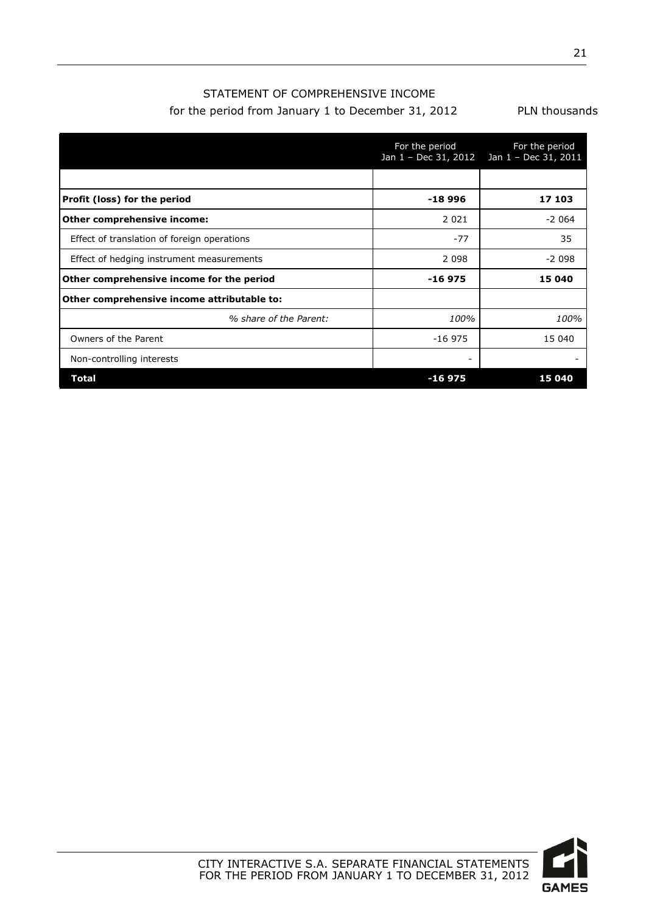STATEMENT OF COMPREHENSIVE INCOME

for the period from January 1 to December 31, 2012 PLN thousands

| | For the period Jan 1 – Dec 31, 2012 | For the period Jan 1 – Dec 31, 2011 |
|---|---|---|
| | | |
| **Profit (loss) for the period** | **-18 996** | **17 103** |
| **Other comprehensive income:** | 2 021 | -2 064 |
| Effect of translation of foreign operations | -77 | 35 |
| Effect of hedging instrument measurements | 2 098 | -2 098 |
| **Other comprehensive income for the period** | **-16 975** | **15 040** |
| **Other comprehensive income attributable to:** | | |
| *% share of the Parent:* | *100%* | *100%* |
| Owners of the Parent | -16 975 | 15 040 |
| Non-controlling interests | - | - |
| **Total** | **-16 975** | **15 040** |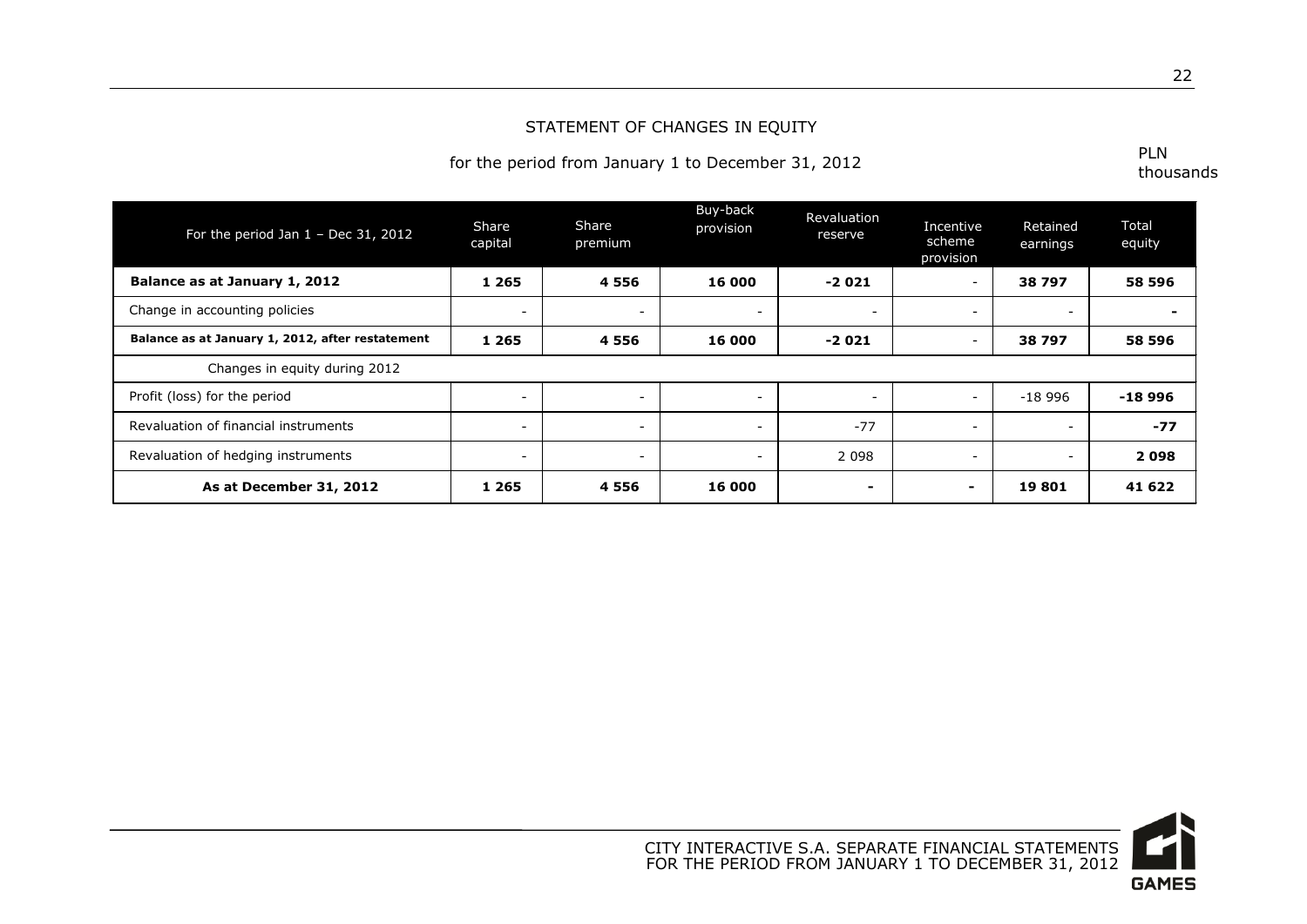# STATEMENT OF CHANGES IN EQUITY

for the period from January 1 to December 31, 2012

PLN thousands

| For the period Jan 1 – Dec 31, 2012 | Share capital | Share premium | Buy-back provision | Revaluation reserve | Incentive scheme provision | Retained earnings | Total equity |
|---|---|---|---|---|---|---|---|
| **Balance as at January 1, 2012** | **1 265** | **4 556** | **16 000** | **-2 021** | - | **38 797** | **58 596** |
| Change in accounting policies | - | - | - | - | - | - | **-** |
| **Balance as at January 1, 2012, after restatement** | **1 265** | **4 556** | **16 000** | **-2 021** | - | **38 797** | **58 596** |
| Changes in equity during 2012 | | | | | | | |
| Profit (loss) for the period | - | - | - | - | - | -18 996 | **-18 996** |
| Revaluation of financial instruments | - | - | - | -77 | - | - | **-77** |
| Revaluation of hedging instruments | - | - | - | 2 098 | - | - | **2 098** |
| **As at December 31, 2012** | **1 265** | **4 556** | **16 000** | **-** | **-** | **19 801** | **41 622** |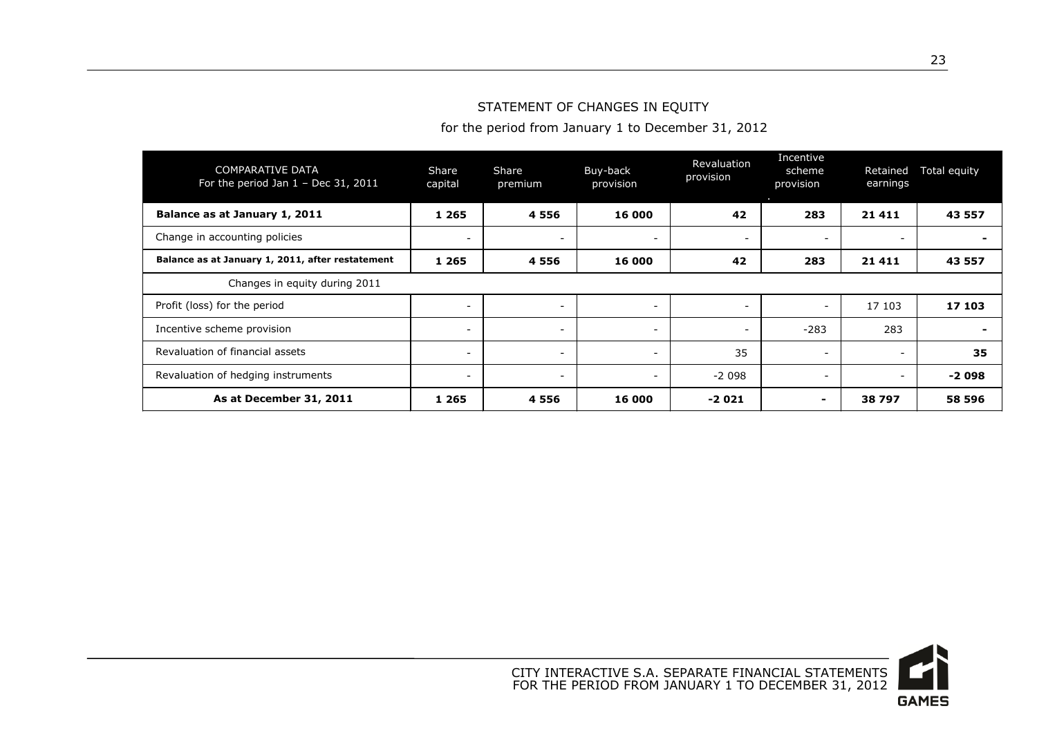# STATEMENT OF CHANGES IN EQUITY

for the period from January 1 to December 31, 2012

| COMPARATIVE DATA<br>For the period Jan 1 – Dec 31, 2011 | Share capital | Share premium | Buy-back provision | Revaluation provision | Incentive scheme provision | Retained earnings | Total equity |
|---|---|---|---|---|---|---|---|
| **Balance as at January 1, 2011** | **1 265** | **4 556** | **16 000** | **42** | **283** | **21 411** | **43 557** |
| Change in accounting policies | - | - | - | - | - | - | **-** |
| **Balance as at January 1, 2011, after restatement** | **1 265** | **4 556** | **16 000** | **42** | **283** | **21 411** | **43 557** |
| Changes in equity during 2011 | | | | | | | |
| Profit (loss) for the period | - | - | - | - | - | 17 103 | **17 103** |
| Incentive scheme provision | - | - | - | - | -283 | 283 | **-** |
| Revaluation of financial assets | - | - | - | 35 | - | - | **35** |
| Revaluation of hedging instruments | - | - | - | -2 098 | - | - | **-2 098** |
| **As at December 31, 2011** | **1 265** | **4 556** | **16 000** | **-2 021** | **-** | **38 797** | **58 596** |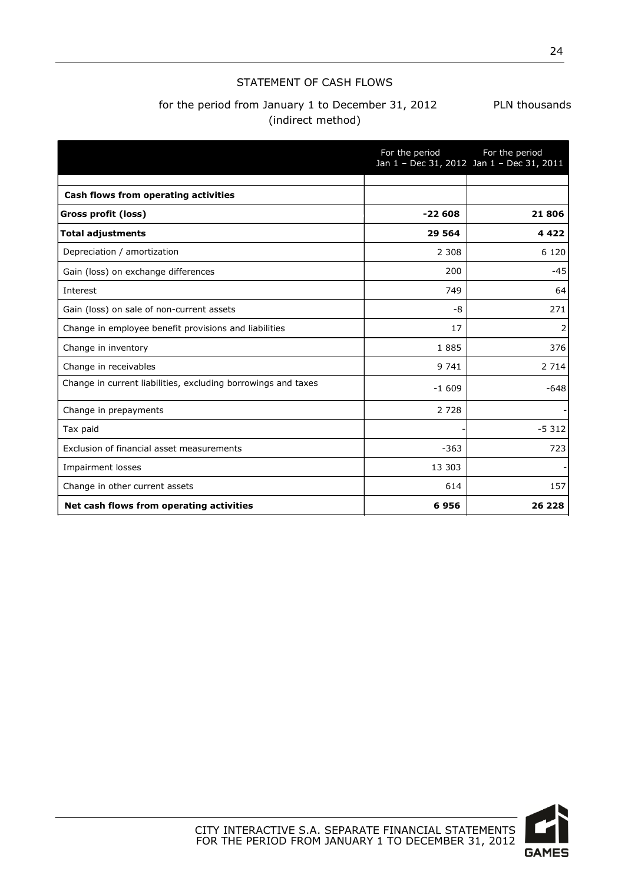# STATEMENT OF CASH FLOWS

for the period from January 1 to December 31, 2012 (indirect method)

PLN thousands

| | For the period Jan 1 – Dec 31, 2012 | For the period Jan 1 – Dec 31, 2011 |
|---|---|---|
| **Cash flows from operating activities** | | |
| **Gross profit (loss)** | **-22 608** | **21 806** |
| **Total adjustments** | **29 564** | **4 422** |
| Depreciation / amortization | 2 308 | 6 120 |
| Gain (loss) on exchange differences | 200 | -45 |
| Interest | 749 | 64 |
| Gain (loss) on sale of non-current assets | -8 | 271 |
| Change in employee benefit provisions and liabilities | 17 | 2 |
| Change in inventory | 1 885 | 376 |
| Change in receivables | 9 741 | 2 714 |
| Change in current liabilities, excluding borrowings and taxes | -1 609 | -648 |
| Change in prepayments | 2 728 | - |
| Tax paid | - | -5 312 |
| Exclusion of financial asset measurements | -363 | 723 |
| Impairment losses | 13 303 | - |
| Change in other current assets | 614 | 157 |
| **Net cash flows from operating activities** | **6 956** | **26 228** |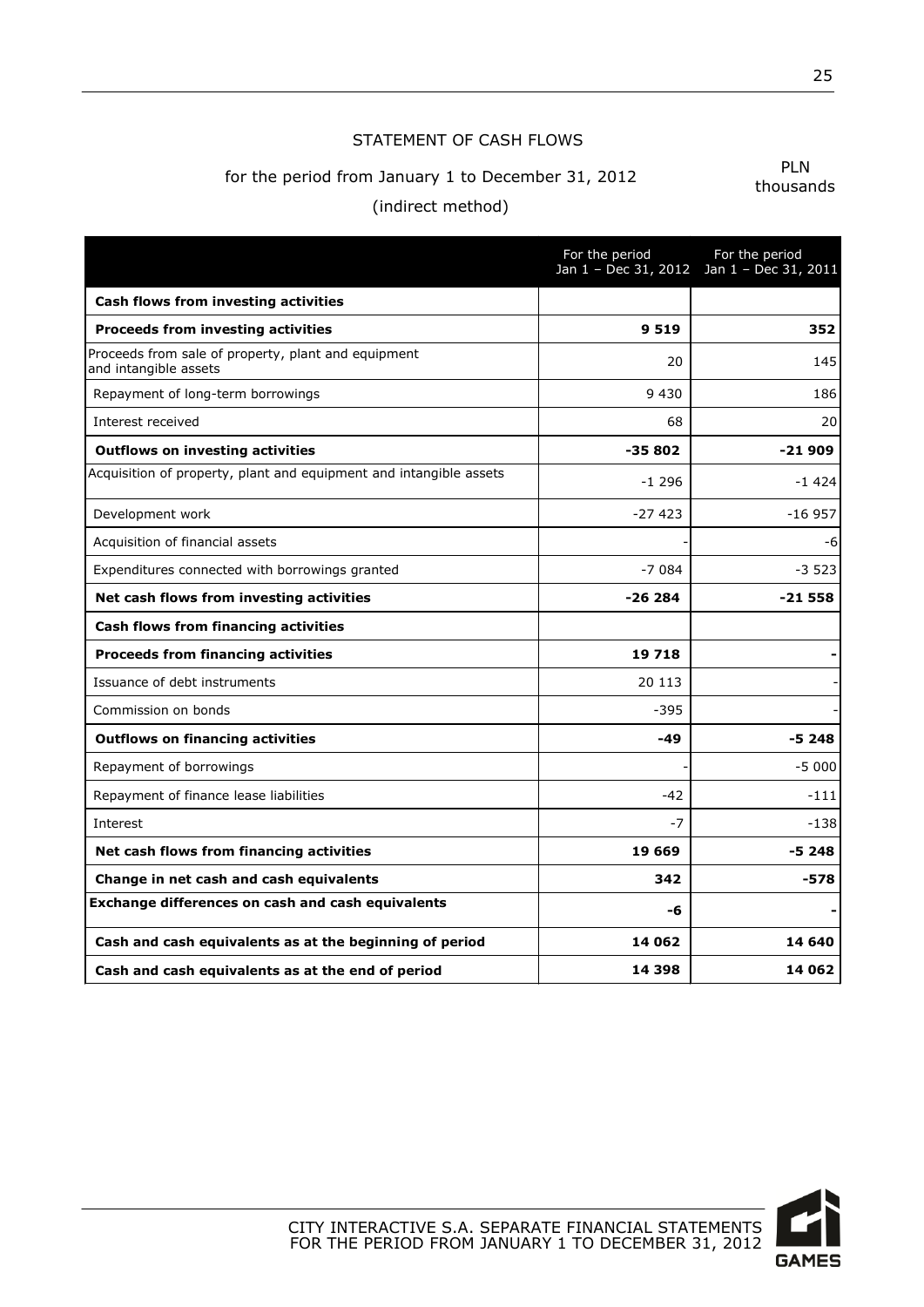# STATEMENT OF CASH FLOWS

for the period from January 1 to December 31, 2012

(indirect method)

PLN thousands

| | For the period Jan 1 – Dec 31, 2012 | For the period Jan 1 – Dec 31, 2011 |
|---|---|---|
| **Cash flows from investing activities** | | |
| **Proceeds from investing activities** | **9 519** | **352** |
| Proceeds from sale of property, plant and equipment and intangible assets | 20 | 145 |
| Repayment of long-term borrowings | 9 430 | 186 |
| Interest received | 68 | 20 |
| **Outflows on investing activities** | **-35 802** | **-21 909** |
| Acquisition of property, plant and equipment and intangible assets | -1 296 | -1 424 |
| Development work | -27 423 | -16 957 |
| Acquisition of financial assets | - | -6 |
| Expenditures connected with borrowings granted | -7 084 | -3 523 |
| **Net cash flows from investing activities** | **-26 284** | **-21 558** |
| **Cash flows from financing activities** | | |
| **Proceeds from financing activities** | **19 718** | **-** |
| Issuance of debt instruments | 20 113 | - |
| Commission on bonds | -395 | - |
| **Outflows on financing activities** | **-49** | **-5 248** |
| Repayment of borrowings | - | -5 000 |
| Repayment of finance lease liabilities | -42 | -111 |
| Interest | -7 | -138 |
| **Net cash flows from financing activities** | **19 669** | **-5 248** |
| **Change in net cash and cash equivalents** | **342** | **-578** |
| **Exchange differences on cash and cash equivalents** | **-6** | **-** |
| **Cash and cash equivalents as at the beginning of period** | **14 062** | **14 640** |
| **Cash and cash equivalents as at the end of period** | **14 398** | **14 062** |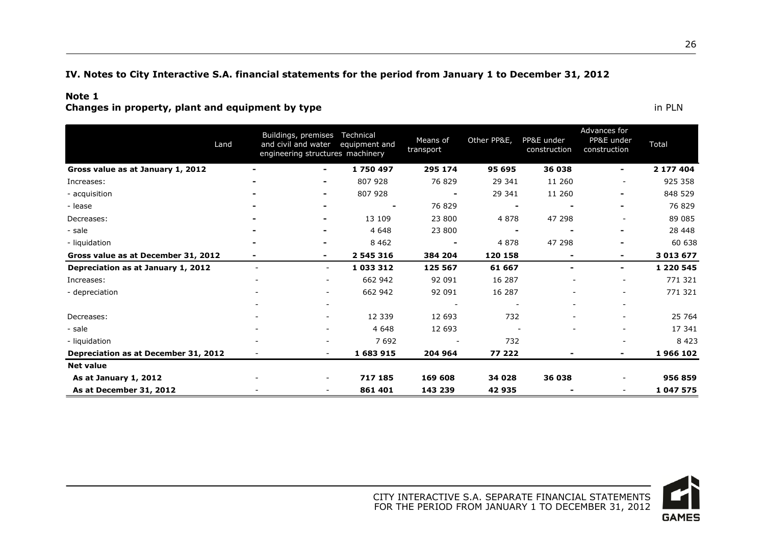## IV. Notes to City Interactive S.A. financial statements for the period from January 1 to December 31, 2012

### Note 1
**Changes in property, plant and equipment by type**

in PLN

| | Land | Buildings, premises and civil and water engineering structures | Technical equipment and machinery | Means of transport | Other PP&E, | PP&E under construction | Advances for PP&E under construction | Total |
|---|---|---|---|---|---|---|---|---|
| **Gross value as at January 1, 2012** | - | - | **1 750 497** | **295 174** | **95 695** | **36 038** | - | **2 177 404** |
| Increases: | - | - | 807 928 | 76 829 | 29 341 | 11 260 | - | 925 358 |
| - acquisition | - | - | 807 928 | - | 29 341 | 11 260 | - | 848 529 |
| - lease | - | - | - | 76 829 | - | - | - | 76 829 |
| Decreases: | - | - | 13 109 | 23 800 | 4 878 | 47 298 | - | 89 085 |
| - sale | - | - | 4 648 | 23 800 | - | - | - | 28 448 |
| - liquidation | - | - | 8 462 | - | 4 878 | 47 298 | - | 60 638 |
| **Gross value as at December 31, 2012** | - | - | **2 545 316** | **384 204** | **120 158** | - | - | **3 013 677** |
| **Depreciation as at January 1, 2012** | - | - | **1 033 312** | **125 567** | **61 667** | - | - | **1 220 545** |
| Increases: | - | - | 662 942 | 92 091 | 16 287 | - | - | 771 321 |
| - depreciation | - | - | 662 942 | 92 091 | 16 287 | - | - | 771 321 |
| | - | - | | - | - | - | - | |
| Decreases: | - | - | 12 339 | 12 693 | 732 | - | - | 25 764 |
| - sale | - | - | 4 648 | 12 693 | - | - | - | 17 341 |
| - liquidation | - | - | 7 692 | - | 732 | | - | 8 423 |
| **Depreciation as at December 31, 2012** | - | - | **1 683 915** | **204 964** | **77 222** | - | - | **1 966 102** |
| **Net value** | | | | | | | | |
| **As at January 1, 2012** | - | - | **717 185** | **169 608** | **34 028** | **36 038** | - | **956 859** |
| **As at December 31, 2012** | - | - | **861 401** | **143 239** | **42 935** | - | - | **1 047 575** |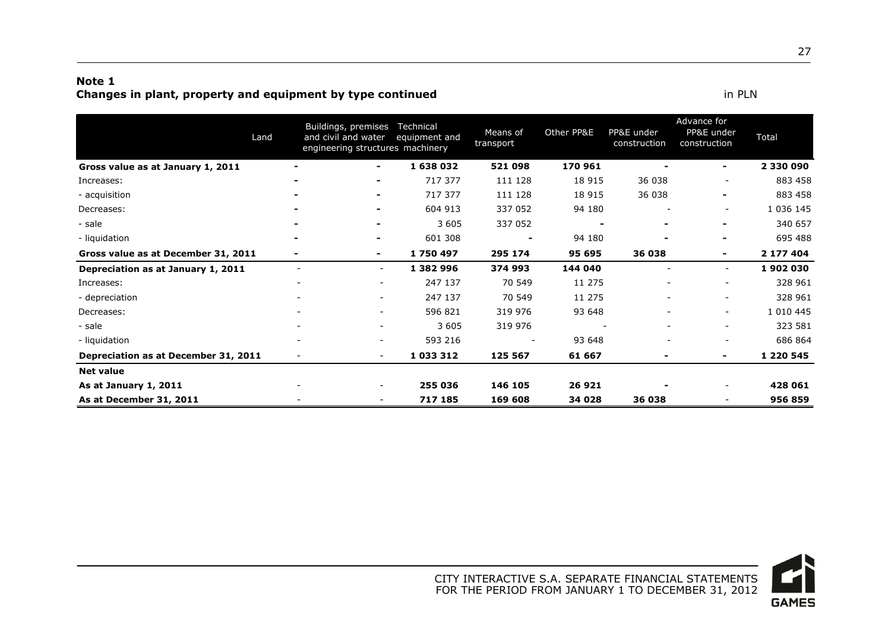**Note 1**
**Changes in plant, property and equipment by type continued**

in PLN

| | Land | Buildings, premises and civil and water engineering structures | Technical equipment and machinery | Means of transport | Other PP&E | PP&E under construction | Advance for PP&E under construction | Total |
|---|---|---|---|---|---|---|---|---|
| **Gross value as at January 1, 2011** | - | - | **1 638 032** | **521 098** | **170 961** | - | - | **2 330 090** |
| Increases: | - | - | 717 377 | 111 128 | 18 915 | 36 038 | - | 883 458 |
| - acquisition | - | - | 717 377 | 111 128 | 18 915 | 36 038 | - | 883 458 |
| Decreases: | - | - | 604 913 | 337 052 | 94 180 | - | - | 1 036 145 |
| - sale | - | - | 3 605 | 337 052 | - | - | - | 340 657 |
| - liquidation | - | - | 601 308 | - | 94 180 | - | - | 695 488 |
| **Gross value as at December 31, 2011** | - | - | **1 750 497** | **295 174** | **95 695** | **36 038** | - | **2 177 404** |
| **Depreciation as at January 1, 2011** | - | - | **1 382 996** | **374 993** | **144 040** | - | - | **1 902 030** |
| Increases: | - | - | 247 137 | 70 549 | 11 275 | - | - | 328 961 |
| - depreciation | - | - | 247 137 | 70 549 | 11 275 | - | - | 328 961 |
| Decreases: | - | - | 596 821 | 319 976 | 93 648 | - | - | 1 010 445 |
| - sale | - | - | 3 605 | 319 976 | - | - | - | 323 581 |
| - liquidation | - | - | 593 216 | - | 93 648 | - | - | 686 864 |
| **Depreciation as at December 31, 2011** | - | - | **1 033 312** | **125 567** | **61 667** | - | - | **1 220 545** |
| **Net value** | | | | | | | | |
| **As at January 1, 2011** | - | - | **255 036** | **146 105** | **26 921** | - | - | **428 061** |
| **As at December 31, 2011** | - | - | **717 185** | **169 608** | **34 028** | **36 038** | - | **956 859** |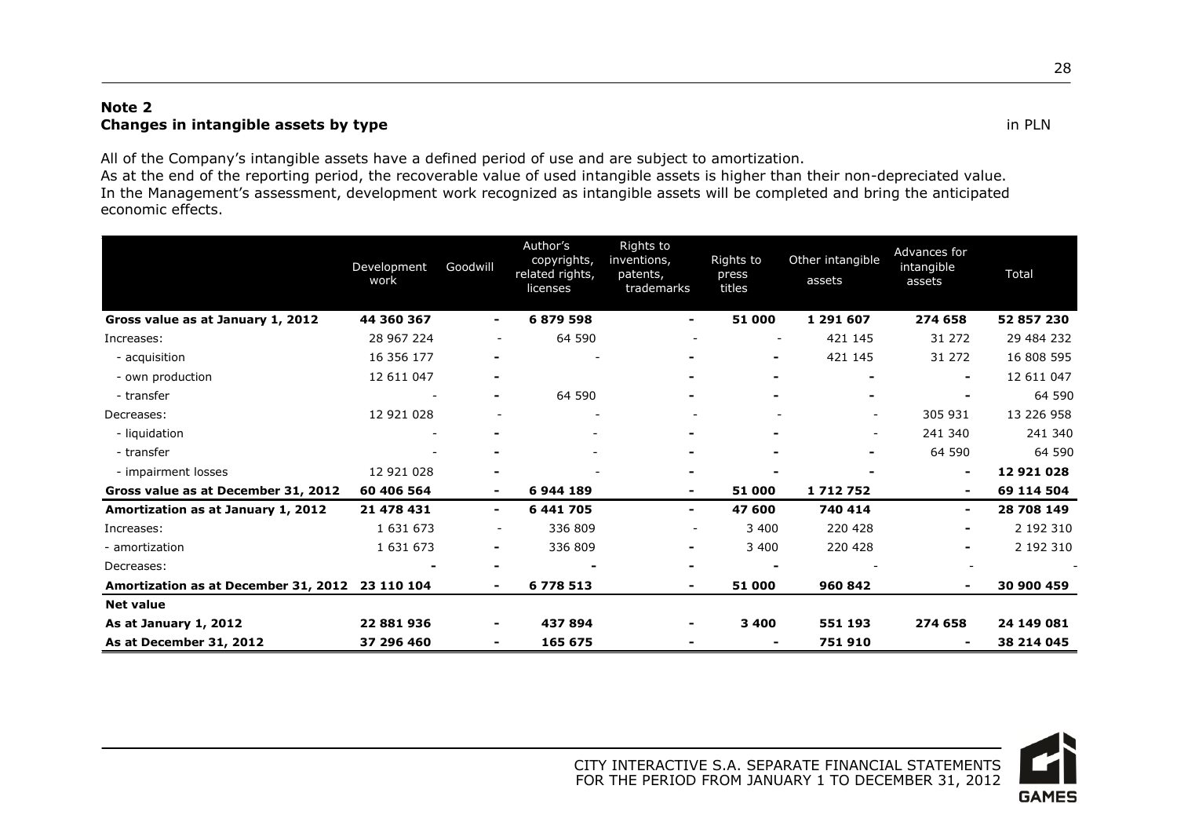## Note 2
## Changes in intangible assets by type

in PLN

All of the Company's intangible assets have a defined period of use and are subject to amortization.
As at the end of the reporting period, the recoverable value of used intangible assets is higher than their non-depreciated value.
In the Management's assessment, development work recognized as intangible assets will be completed and bring the anticipated economic effects.

| | Development work | Goodwill | Author's copyrights, related rights, licenses | Rights to inventions, patents, trademarks | Rights to press titles | Other intangible assets | Advances for intangible assets | Total |
|---|---|---|---|---|---|---|---|---|
| **Gross value as at January 1, 2012** | **44 360 367** | **-** | **6 879 598** | **-** | **51 000** | **1 291 607** | **274 658** | **52 857 230** |
| Increases: | 28 967 224 | - | 64 590 | - | - | 421 145 | 31 272 | 29 484 232 |
| - acquisition | 16 356 177 | - | - | - | - | 421 145 | 31 272 | 16 808 595 |
| - own production | 12 611 047 | - | | - | - | - | - | 12 611 047 |
| - transfer | - | - | 64 590 | - | - | - | - | 64 590 |
| Decreases: | 12 921 028 | - | - | - | - | - | 305 931 | 13 226 958 |
| - liquidation | - | - | - | - | - | - | 241 340 | 241 340 |
| - transfer | - | - | - | - | - | - | 64 590 | 64 590 |
| - impairment losses | 12 921 028 | - | - | - | - | - | - | **12 921 028** |
| **Gross value as at December 31, 2012** | **60 406 564** | **-** | **6 944 189** | **-** | **51 000** | **1 712 752** | **-** | **69 114 504** |
| **Amortization as at January 1, 2012** | **21 478 431** | **-** | **6 441 705** | **-** | **47 600** | **740 414** | **-** | **28 708 149** |
| Increases: | 1 631 673 | - | 336 809 | - | 3 400 | 220 428 | - | 2 192 310 |
| - amortization | 1 631 673 | - | 336 809 | - | 3 400 | 220 428 | - | 2 192 310 |
| Decreases: | - | - | - | - | - | - | - | - |
| **Amortization as at December 31, 2012** | **23 110 104** | **-** | **6 778 513** | **-** | **51 000** | **960 842** | **-** | **30 900 459** |
| **Net value** | | | | | | | | |
| **As at January 1, 2012** | **22 881 936** | **-** | **437 894** | **-** | **3 400** | **551 193** | **274 658** | **24 149 081** |
| **As at December 31, 2012** | **37 296 460** | **-** | **165 675** | **-** | **-** | **751 910** | **-** | **38 214 045** |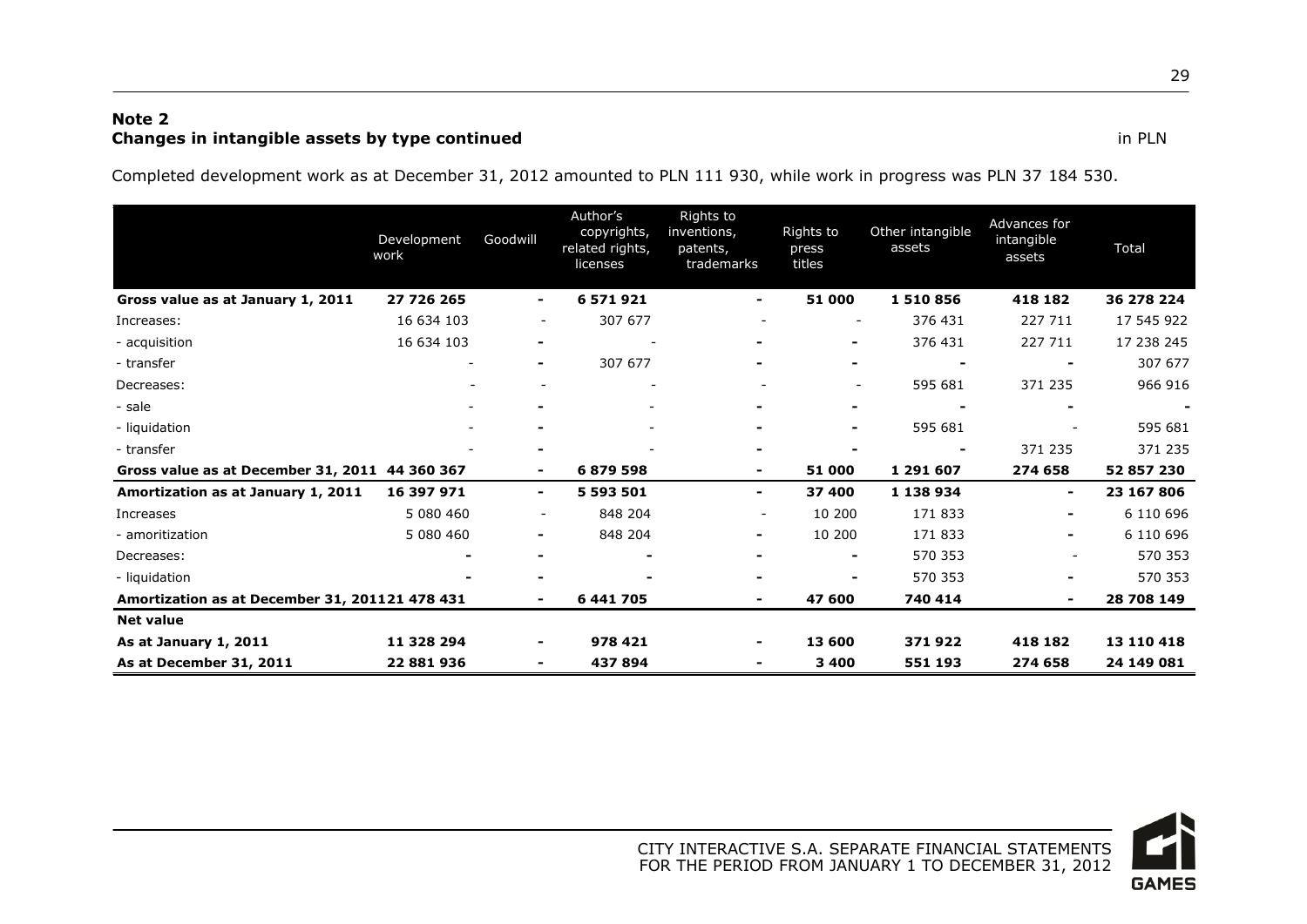**Note 2**
**Changes in intangible assets by type continued** in PLN

Completed development work as at December 31, 2012 amounted to PLN 111 930, while work in progress was PLN 37 184 530.

| | Development work | Goodwill | Author's copyrights, related rights, licenses | Rights to inventions, patents, trademarks | Rights to press titles | Other intangible assets | Advances for intangible assets | Total |
|---|---|---|---|---|---|---|---|---|
| **Gross value as at January 1, 2011** | **27 726 265** | **-** | **6 571 921** | **-** | **51 000** | **1 510 856** | **418 182** | **36 278 224** |
| Increases: | 16 634 103 | - | 307 677 | - | - | 376 431 | 227 711 | 17 545 922 |
| - acquisition | 16 634 103 | - | - | - | - | 376 431 | 227 711 | 17 238 245 |
| - transfer | - | - | 307 677 | - | - | - | - | 307 677 |
| Decreases: | - | - | - | - | - | 595 681 | 371 235 | 966 916 |
| - sale | - | - | - | - | - | - | - | - |
| - liquidation | - | - | - | - | - | 595 681 | - | 595 681 |
| - transfer | - | - | - | - | - | - | 371 235 | 371 235 |
| **Gross value as at December 31, 2011** | **44 360 367** | **-** | **6 879 598** | **-** | **51 000** | **1 291 607** | **274 658** | **52 857 230** |
| **Amortization as at January 1, 2011** | **16 397 971** | **-** | **5 593 501** | **-** | **37 400** | **1 138 934** | **-** | **23 167 806** |
| Increases | 5 080 460 | - | 848 204 | - | 10 200 | 171 833 | - | 6 110 696 |
| - amoritization | 5 080 460 | - | 848 204 | - | 10 200 | 171 833 | - | 6 110 696 |
| Decreases: | - | - | - | - | - | 570 353 | - | 570 353 |
| - liquidation | - | - | - | - | - | 570 353 | - | 570 353 |
| **Amortization as at December 31, 2011** | **21 478 431** | **-** | **6 441 705** | **-** | **47 600** | **740 414** | **-** | **28 708 149** |
| **Net value** | | | | | | | | |
| **As at January 1, 2011** | **11 328 294** | **-** | **978 421** | **-** | **13 600** | **371 922** | **418 182** | **13 110 418** |
| **As at December 31, 2011** | **22 881 936** | **-** | **437 894** | **-** | **3 400** | **551 193** | **274 658** | **24 149 081** |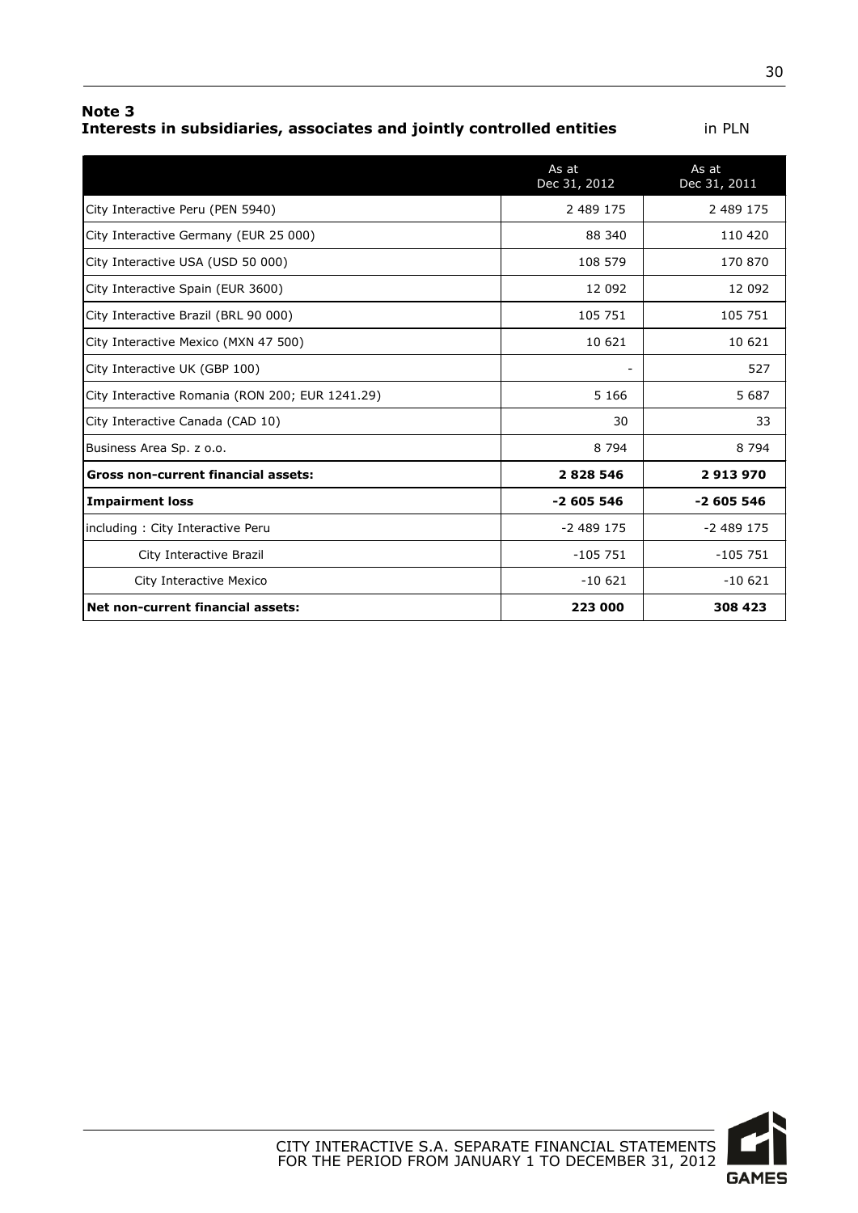**Note 3**
**Interests in subsidiaries, associates and jointly controlled entities** in PLN

| | As at Dec 31, 2012 | As at Dec 31, 2011 |
|---|---|---|
| City Interactive Peru (PEN 5940) | 2 489 175 | 2 489 175 |
| City Interactive Germany (EUR 25 000) | 88 340 | 110 420 |
| City Interactive USA (USD 50 000) | 108 579 | 170 870 |
| City Interactive Spain (EUR 3600) | 12 092 | 12 092 |
| City Interactive Brazil (BRL 90 000) | 105 751 | 105 751 |
| City Interactive Mexico (MXN 47 500) | 10 621 | 10 621 |
| City Interactive UK (GBP 100) | - | 527 |
| City Interactive Romania (RON 200; EUR 1241.29) | 5 166 | 5 687 |
| City Interactive Canada (CAD 10) | 30 | 33 |
| Business Area Sp. z o.o. | 8 794 | 8 794 |
| **Gross non-current financial assets:** | **2 828 546** | **2 913 970** |
| **Impairment loss** | **-2 605 546** | **-2 605 546** |
| including : City Interactive Peru | -2 489 175 | -2 489 175 |
| City Interactive Brazil | -105 751 | -105 751 |
| City Interactive Mexico | -10 621 | -10 621 |
| **Net non-current financial assets:** | **223 000** | **308 423** |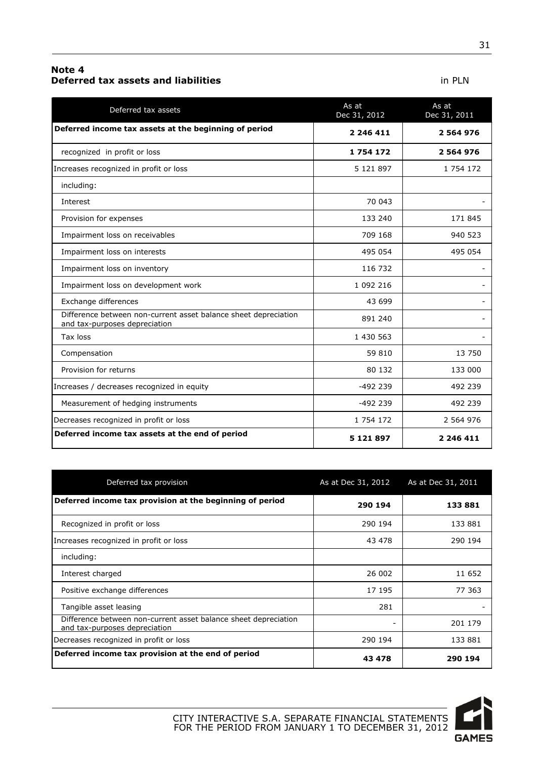## Note 4
## Deferred tax assets and liabilities

in PLN

| Deferred tax assets | As at Dec 31, 2012 | As at Dec 31, 2011 |
|---|---|---|
| **Deferred income tax assets at the beginning of period** | **2 246 411** | **2 564 976** |
| recognized in profit or loss | **1 754 172** | **2 564 976** |
| Increases recognized in profit or loss | 5 121 897 | 1 754 172 |
| including: | | |
| Interest | 70 043 | - |
| Provision for expenses | 133 240 | 171 845 |
| Impairment loss on receivables | 709 168 | 940 523 |
| Impairment loss on interests | 495 054 | 495 054 |
| Impairment loss on inventory | 116 732 | - |
| Impairment loss on development work | 1 092 216 | - |
| Exchange differences | 43 699 | - |
| Difference between non-current asset balance sheet depreciation and tax-purposes depreciation | 891 240 | - |
| Tax loss | 1 430 563 | - |
| Compensation | 59 810 | 13 750 |
| Provision for returns | 80 132 | 133 000 |
| Increases / decreases recognized in equity | -492 239 | 492 239 |
| Measurement of hedging instruments | -492 239 | 492 239 |
| Decreases recognized in profit or loss | 1 754 172 | 2 564 976 |
| **Deferred income tax assets at the end of period** | **5 121 897** | **2 246 411** |

| Deferred tax provision | As at Dec 31, 2012 | As at Dec 31, 2011 |
|---|---|---|
| **Deferred income tax provision at the beginning of period** | **290 194** | **133 881** |
| Recognized in profit or loss | 290 194 | 133 881 |
| Increases recognized in profit or loss | 43 478 | 290 194 |
| including: | | |
| Interest charged | 26 002 | 11 652 |
| Positive exchange differences | 17 195 | 77 363 |
| Tangible asset leasing | 281 | - |
| Difference between non-current asset balance sheet depreciation and tax-purposes depreciation | - | 201 179 |
| Decreases recognized in profit or loss | 290 194 | 133 881 |
| **Deferred income tax provision at the end of period** | **43 478** | **290 194** |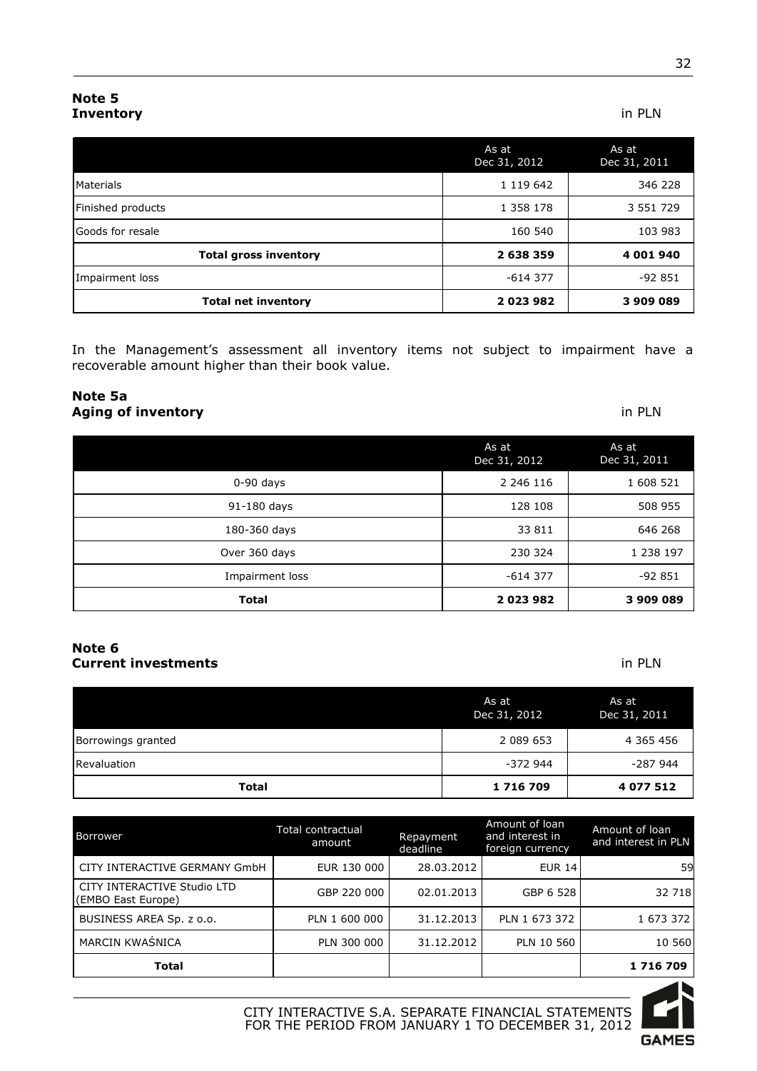## Note 5
**Inventory** in PLN

| | As at Dec 31, 2012 | As at Dec 31, 2011 |
|---|---|---|
| Materials | 1 119 642 | 346 228 |
| Finished products | 1 358 178 | 3 551 729 |
| Goods for resale | 160 540 | 103 983 |
| **Total gross inventory** | **2 638 359** | **4 001 940** |
| Impairment loss | -614 377 | -92 851 |
| **Total net inventory** | **2 023 982** | **3 909 089** |

In the Management's assessment all inventory items not subject to impairment have a recoverable amount higher than their book value.

## Note 5a
**Aging of inventory** in PLN

| | As at Dec 31, 2012 | As at Dec 31, 2011 |
|---|---|---|
| 0-90 days | 2 246 116 | 1 608 521 |
| 91-180 days | 128 108 | 508 955 |
| 180-360 days | 33 811 | 646 268 |
| Over 360 days | 230 324 | 1 238 197 |
| Impairment loss | -614 377 | -92 851 |
| **Total** | **2 023 982** | **3 909 089** |

## Note 6
**Current investments** in PLN

| | As at Dec 31, 2012 | As at Dec 31, 2011 |
|---|---|---|
| Borrowings granted | 2 089 653 | 4 365 456 |
| Revaluation | -372 944 | -287 944 |
| **Total** | **1 716 709** | **4 077 512** |

| Borrower | Total contractual amount | Repayment deadline | Amount of loan and interest in foreign currency | Amount of loan and interest in PLN |
|---|---|---|---|---|
| CITY INTERACTIVE GERMANY GmbH | EUR 130 000 | 28.03.2012 | EUR 14 | 59 |
| CITY INTERACTIVE Studio LTD (EMBO East Europe) | GBP 220 000 | 02.01.2013 | GBP 6 528 | 32 718 |
| BUSINESS AREA Sp. z o.o. | PLN 1 600 000 | 31.12.2013 | PLN 1 673 372 | 1 673 372 |
| MARCIN KWAŚNICA | PLN 300 000 | 31.12.2012 | PLN 10 560 | 10 560 |
| **Total** | | | | **1 716 709** |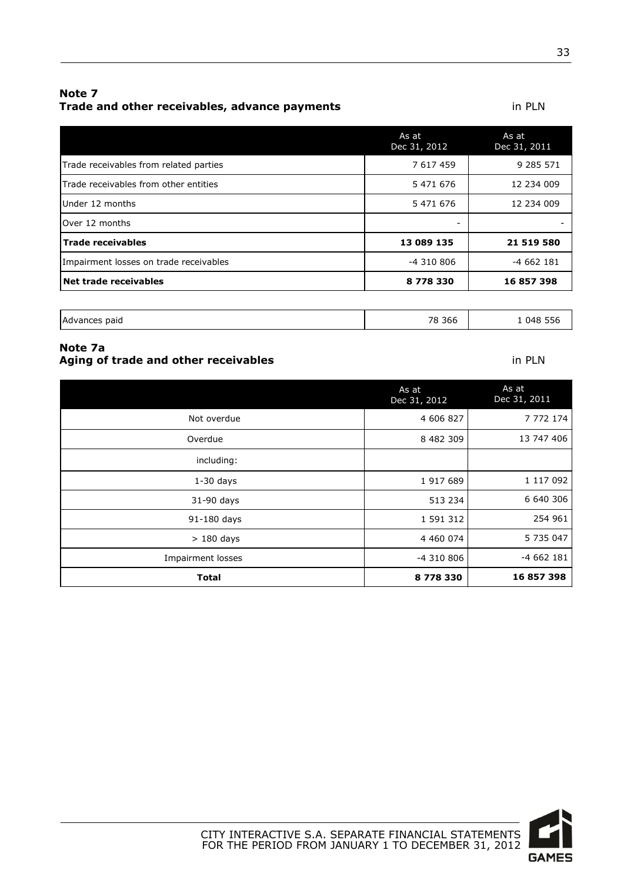## Note 7
## Trade and other receivables, advance payments

in PLN

| | As at Dec 31, 2012 | As at Dec 31, 2011 |
|---|---|---|
| Trade receivables from related parties | 7 617 459 | 9 285 571 |
| Trade receivables from other entities | 5 471 676 | 12 234 009 |
| Under 12 months | 5 471 676 | 12 234 009 |
| Over 12 months | - | - |
| **Trade receivables** | **13 089 135** | **21 519 580** |
| Impairment losses on trade receivables | -4 310 806 | -4 662 181 |
| **Net trade receivables** | **8 778 330** | **16 857 398** |

| | | |
|---|---|---|
| Advances paid | 78 366 | 1 048 556 |

## Note 7a
## Aging of trade and other receivables

in PLN

| | As at Dec 31, 2012 | As at Dec 31, 2011 |
|---|---|---|
| Not overdue | 4 606 827 | 7 772 174 |
| Overdue | 8 482 309 | 13 747 406 |
| including: | | |
| 1-30 days | 1 917 689 | 1 117 092 |
| 31-90 days | 513 234 | 6 640 306 |
| 91-180 days | 1 591 312 | 254 961 |
| > 180 days | 4 460 074 | 5 735 047 |
| Impairment losses | -4 310 806 | -4 662 181 |
| **Total** | **8 778 330** | **16 857 398** |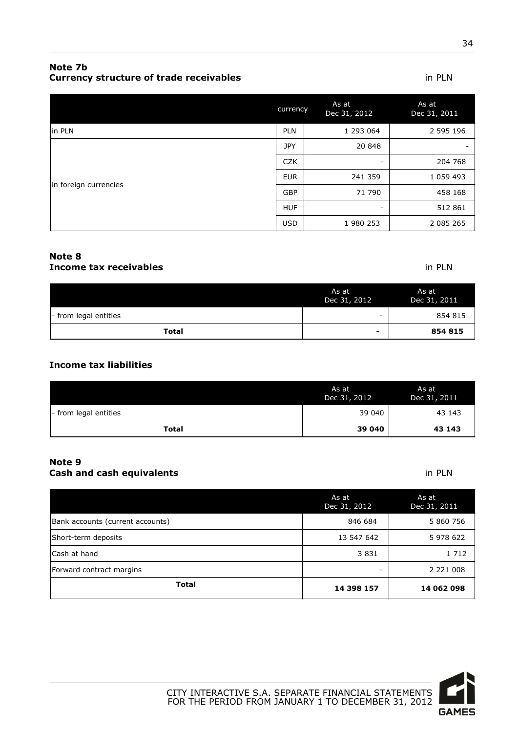## Note 7b
**Currency structure of trade receivables** in PLN

| | currency | As at Dec 31, 2012 | As at Dec 31, 2011 |
|---|---|---|---|
| in PLN | PLN | 1 293 064 | 2 595 196 |
| in foreign currencies | JPY | 20 848 | - |
| | CZK | - | 204 768 |
| | EUR | 241 359 | 1 059 493 |
| | GBP | 71 790 | 458 168 |
| | HUF | - | 512 861 |
| | USD | 1 980 253 | 2 085 265 |

## Note 8
**Income tax receivables** in PLN

| | As at Dec 31, 2012 | As at Dec 31, 2011 |
|---|---|---|
| - from legal entities | - | 854 815 |
| **Total** | **-** | **854 815** |

**Income tax liabilities**

| | As at Dec 31, 2012 | As at Dec 31, 2011 |
|---|---|---|
| - from legal entities | 39 040 | 43 143 |
| **Total** | **39 040** | **43 143** |

## Note 9
**Cash and cash equivalents** in PLN

| | As at Dec 31, 2012 | As at Dec 31, 2011 |
|---|---|---|
| Bank accounts (current accounts) | 846 684 | 5 860 756 |
| Short-term deposits | 13 547 642 | 5 978 622 |
| Cash at hand | 3 831 | 1 712 |
| Forward contract margins | - | 2 221 008 |
| **Total** | **14 398 157** | **14 062 098** |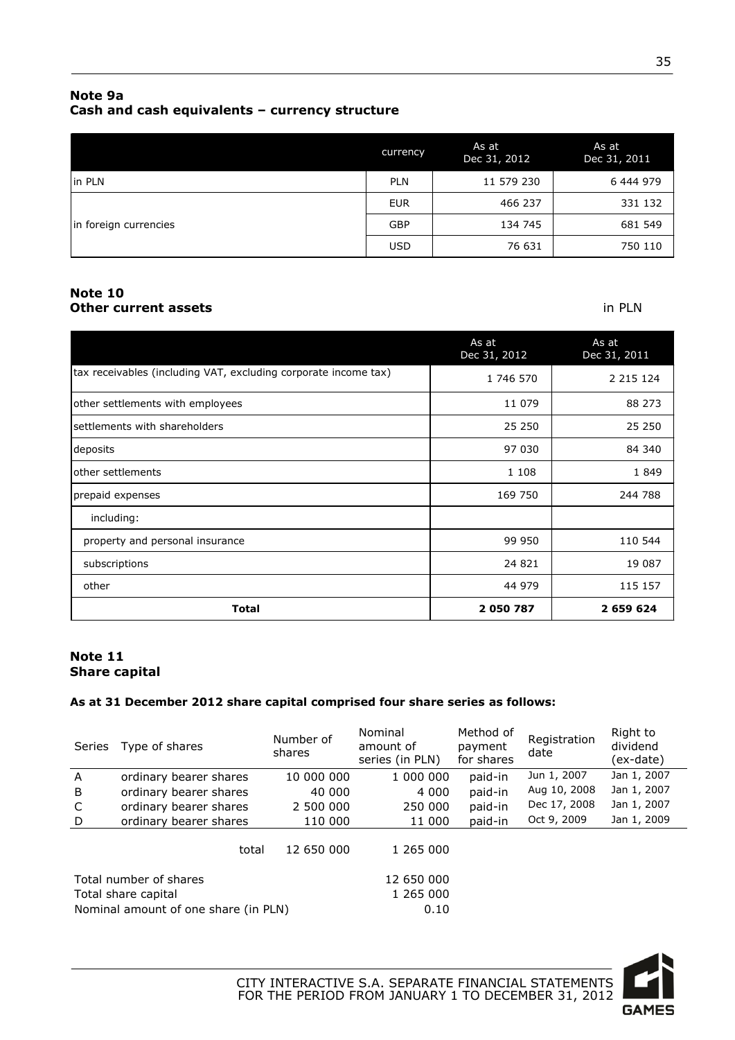## Note 9a
## Cash and cash equivalents – currency structure

| | currency | As at Dec 31, 2012 | As at Dec 31, 2011 |
|---|---|---|---|
| in PLN | PLN | 11 579 230 | 6 444 979 |
| in foreign currencies | EUR | 466 237 | 331 132 |
| | GBP | 134 745 | 681 549 |
| | USD | 76 631 | 750 110 |

## Note 10
## Other current assets

in PLN

| | As at Dec 31, 2012 | As at Dec 31, 2011 |
|---|---|---|
| tax receivables (including VAT, excluding corporate income tax) | 1 746 570 | 2 215 124 |
| other settlements with employees | 11 079 | 88 273 |
| settlements with shareholders | 25 250 | 25 250 |
| deposits | 97 030 | 84 340 |
| other settlements | 1 108 | 1 849 |
| prepaid expenses | 169 750 | 244 788 |
| including: | | |
| property and personal insurance | 99 950 | 110 544 |
| subscriptions | 24 821 | 19 087 |
| other | 44 979 | 115 157 |
| **Total** | **2 050 787** | **2 659 624** |

## Note 11
## Share capital

**As at 31 December 2012 share capital comprised four share series as follows:**

| Series | Type of shares | Number of shares | Nominal amount of series (in PLN) | Method of payment for shares | Registration date | Right to dividend (ex-date) |
|---|---|---|---|---|---|---|
| A | ordinary bearer shares | 10 000 000 | 1 000 000 | paid-in | Jun 1, 2007 | Jan 1, 2007 |
| B | ordinary bearer shares | 40 000 | 4 000 | paid-in | Aug 10, 2008 | Jan 1, 2007 |
| C | ordinary bearer shares | 2 500 000 | 250 000 | paid-in | Dec 17, 2008 | Jan 1, 2007 |
| D | ordinary bearer shares | 110 000 | 11 000 | paid-in | Oct 9, 2009 | Jan 1, 2009 |
| | total | 12 650 000 | 1 265 000 | | | |

| | |
|---|---|
| Total number of shares | 12 650 000 |
| Total share capital | 1 265 000 |
| Nominal amount of one share (in PLN) | 0.10 |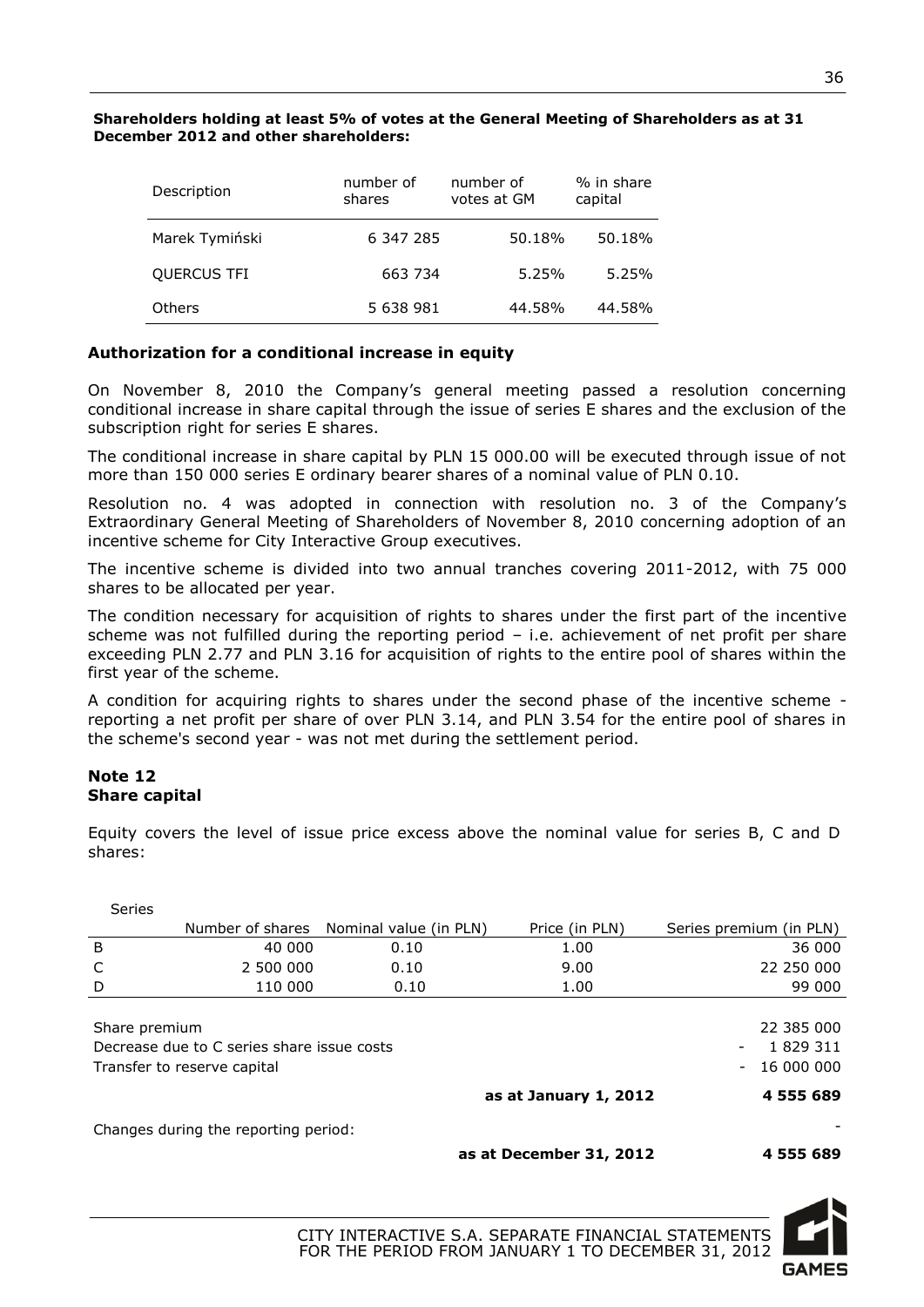**Shareholders holding at least 5% of votes at the General Meeting of Shareholders as at 31 December 2012 and other shareholders:**

| Description | number of shares | number of votes at GM | % in share capital |
|---|---|---|---|
| Marek Tymiński | 6 347 285 | 50.18% | 50.18% |
| QUERCUS TFI | 663 734 | 5.25% | 5.25% |
| Others | 5 638 981 | 44.58% | 44.58% |

### Authorization for a conditional increase in equity

On November 8, 2010 the Company's general meeting passed a resolution concerning conditional increase in share capital through the issue of series E shares and the exclusion of the subscription right for series E shares.

The conditional increase in share capital by PLN 15 000.00 will be executed through issue of not more than 150 000 series E ordinary bearer shares of a nominal value of PLN 0.10.

Resolution no. 4 was adopted in connection with resolution no. 3 of the Company's Extraordinary General Meeting of Shareholders of November 8, 2010 concerning adoption of an incentive scheme for City Interactive Group executives.

The incentive scheme is divided into two annual tranches covering 2011-2012, with 75 000 shares to be allocated per year.

The condition necessary for acquisition of rights to shares under the first part of the incentive scheme was not fulfilled during the reporting period – i.e. achievement of net profit per share exceeding PLN 2.77 and PLN 3.16 for acquisition of rights to the entire pool of shares within the first year of the scheme.

A condition for acquiring rights to shares under the second phase of the incentive scheme - reporting a net profit per share of over PLN 3.14, and PLN 3.54 for the entire pool of shares in the scheme's second year - was not met during the settlement period.

### Note 12
### Share capital

Equity covers the level of issue price excess above the nominal value for series B, C and D shares:

| Series | Number of shares | Nominal value (in PLN) | Price (in PLN) | Series premium (in PLN) |
|---|---|---|---|---|
| B | 40 000 | 0.10 | 1.00 | 36 000 |
| C | 2 500 000 | 0.10 | 9.00 | 22 250 000 |
| D | 110 000 | 0.10 | 1.00 | 99 000 |
| Share premium | | | | 22 385 000 |
| Decrease due to C series share issue costs | | | | - 1 829 311 |
| Transfer to reserve capital | | | | - 16 000 000 |
| | | | **as at January 1, 2012** | **4 555 689** |
| Changes during the reporting period: | | | | - |
| | | | **as at December 31, 2012** | **4 555 689** |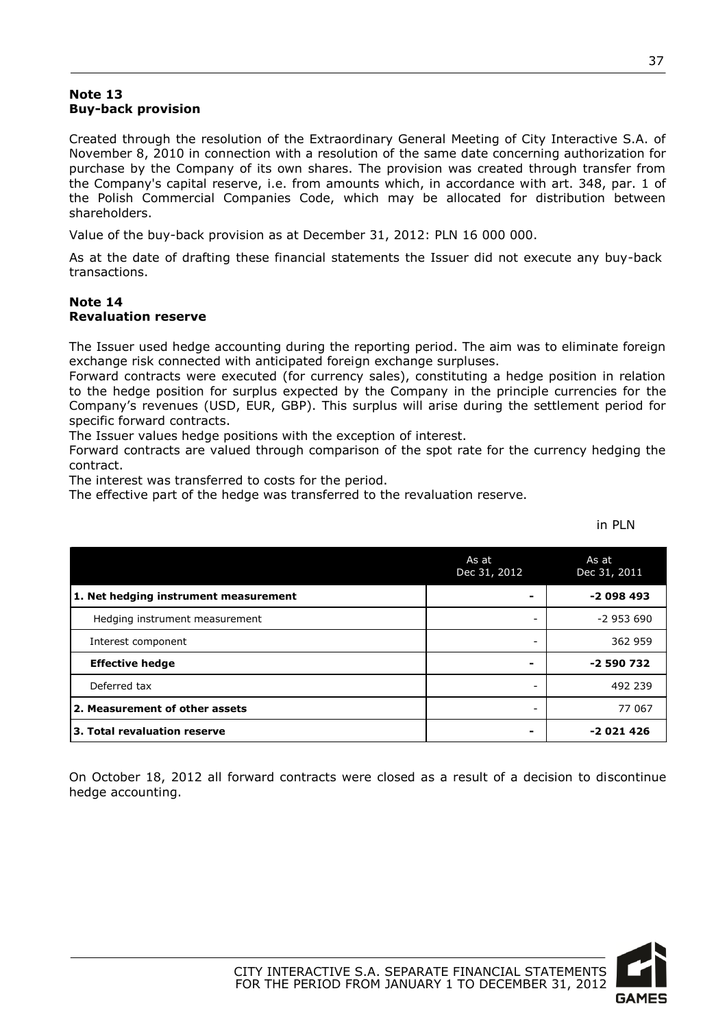## Note 13
## Buy-back provision

Created through the resolution of the Extraordinary General Meeting of City Interactive S.A. of November 8, 2010 in connection with a resolution of the same date concerning authorization for purchase by the Company of its own shares. The provision was created through transfer from the Company's capital reserve, i.e. from amounts which, in accordance with art. 348, par. 1 of the Polish Commercial Companies Code, which may be allocated for distribution between shareholders.

Value of the buy-back provision as at December 31, 2012: PLN 16 000 000.

As at the date of drafting these financial statements the Issuer did not execute any buy-back transactions.

## Note 14
## Revaluation reserve

The Issuer used hedge accounting during the reporting period. The aim was to eliminate foreign exchange risk connected with anticipated foreign exchange surpluses.
Forward contracts were executed (for currency sales), constituting a hedge position in relation to the hedge position for surplus expected by the Company in the principle currencies for the Company's revenues (USD, EUR, GBP). This surplus will arise during the settlement period for specific forward contracts.
The Issuer values hedge positions with the exception of interest.
Forward contracts are valued through comparison of the spot rate for the currency hedging the contract.
The interest was transferred to costs for the period.
The effective part of the hedge was transferred to the revaluation reserve.

in PLN

| | As at Dec 31, 2012 | As at Dec 31, 2011 |
|---|---|---|
| **1. Net hedging instrument measurement** | **-** | **-2 098 493** |
| Hedging instrument measurement | - | -2 953 690 |
| Interest component | - | 362 959 |
| **Effective hedge** | **-** | **-2 590 732** |
| Deferred tax | - | 492 239 |
| **2. Measurement of other assets** | - | 77 067 |
| **3. Total revaluation reserve** | **-** | **-2 021 426** |

On October 18, 2012 all forward contracts were closed as a result of a decision to discontinue hedge accounting.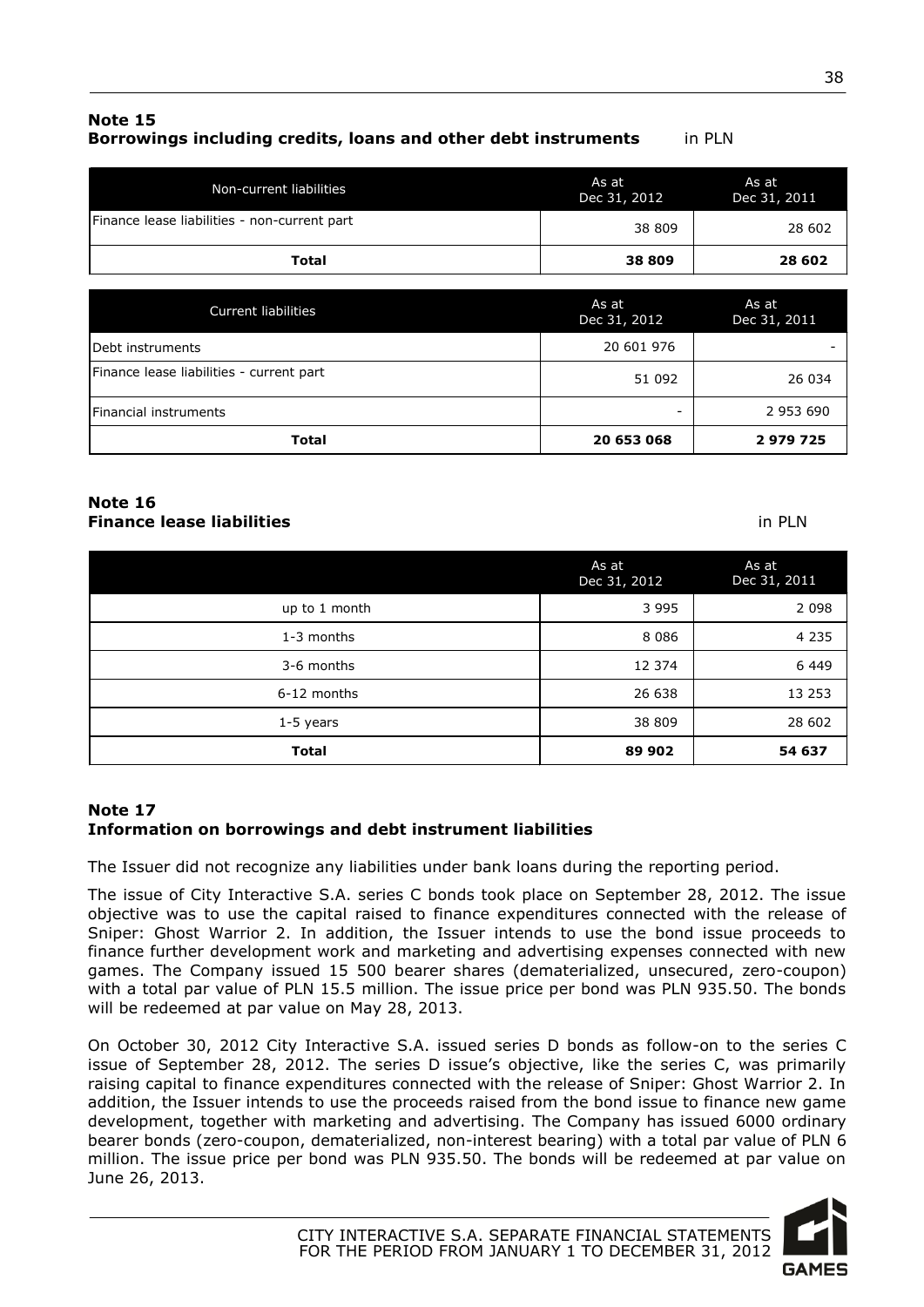## Note 15
**Borrowings including credits, loans and other debt instruments** in PLN

| Non-current liabilities | As at Dec 31, 2012 | As at Dec 31, 2011 |
|---|---|---|
| Finance lease liabilities - non-current part | 38 809 | 28 602 |
| **Total** | **38 809** | **28 602** |

| Current liabilities | As at Dec 31, 2012 | As at Dec 31, 2011 |
|---|---|---|
| Debt instruments | 20 601 976 | - |
| Finance lease liabilities - current part | 51 092 | 26 034 |
| Financial instruments | - | 2 953 690 |
| **Total** | **20 653 068** | **2 979 725** |

## Note 16
**Finance lease liabilities** in PLN

| | As at Dec 31, 2012 | As at Dec 31, 2011 |
|---|---|---|
| up to 1 month | 3 995 | 2 098 |
| 1-3 months | 8 086 | 4 235 |
| 3-6 months | 12 374 | 6 449 |
| 6-12 months | 26 638 | 13 253 |
| 1-5 years | 38 809 | 28 602 |
| **Total** | **89 902** | **54 637** |

## Note 17
**Information on borrowings and debt instrument liabilities**

The Issuer did not recognize any liabilities under bank loans during the reporting period.

The issue of City Interactive S.A. series C bonds took place on September 28, 2012. The issue objective was to use the capital raised to finance expenditures connected with the release of Sniper: Ghost Warrior 2. In addition, the Issuer intends to use the bond issue proceeds to finance further development work and marketing and advertising expenses connected with new games. The Company issued 15 500 bearer shares (dematerialized, unsecured, zero-coupon) with a total par value of PLN 15.5 million. The issue price per bond was PLN 935.50. The bonds will be redeemed at par value on May 28, 2013.

On October 30, 2012 City Interactive S.A. issued series D bonds as follow-on to the series C issue of September 28, 2012. The series D issue's objective, like the series C, was primarily raising capital to finance expenditures connected with the release of Sniper: Ghost Warrior 2. In addition, the Issuer intends to use the proceeds raised from the bond issue to finance new game development, together with marketing and advertising. The Company has issued 6000 ordinary bearer bonds (zero-coupon, dematerialized, non-interest bearing) with a total par value of PLN 6 million. The issue price per bond was PLN 935.50. The bonds will be redeemed at par value on June 26, 2013.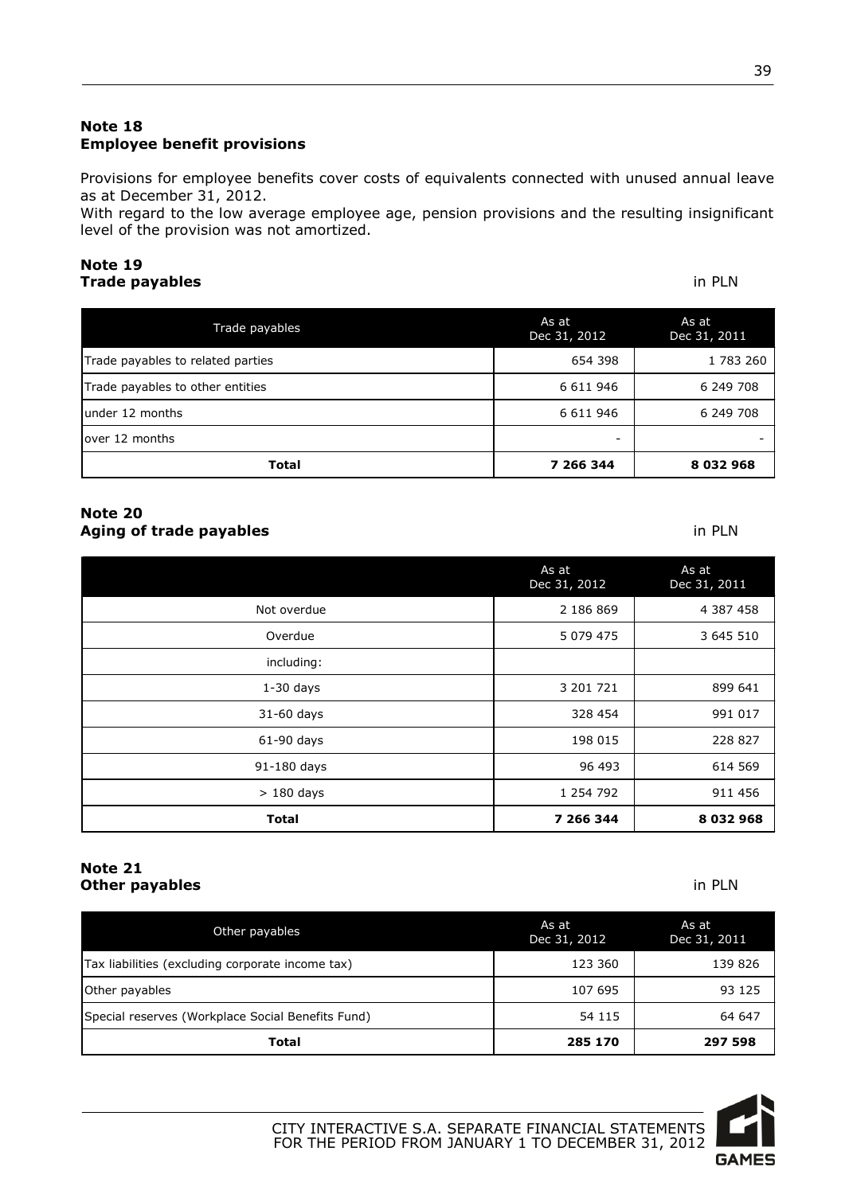## Note 18
## Employee benefit provisions

Provisions for employee benefits cover costs of equivalents connected with unused annual leave as at December 31, 2012.
With regard to the low average employee age, pension provisions and the resulting insignificant level of the provision was not amortized.

## Note 19
## Trade payables

in PLN

| Trade payables | As at Dec 31, 2012 | As at Dec 31, 2011 |
|---|---|---|
| Trade payables to related parties | 654 398 | 1 783 260 |
| Trade payables to other entities | 6 611 946 | 6 249 708 |
| under 12 months | 6 611 946 | 6 249 708 |
| over 12 months | - | - |
| **Total** | **7 266 344** | **8 032 968** |

## Note 20
## Aging of trade payables

in PLN

| | As at Dec 31, 2012 | As at Dec 31, 2011 |
|---|---|---|
| Not overdue | 2 186 869 | 4 387 458 |
| Overdue | 5 079 475 | 3 645 510 |
| including: | | |
| 1-30 days | 3 201 721 | 899 641 |
| 31-60 days | 328 454 | 991 017 |
| 61-90 days | 198 015 | 228 827 |
| 91-180 days | 96 493 | 614 569 |
| > 180 days | 1 254 792 | 911 456 |
| **Total** | **7 266 344** | **8 032 968** |

## Note 21
## Other payables

in PLN

| Other payables | As at Dec 31, 2012 | As at Dec 31, 2011 |
|---|---|---|
| Tax liabilities (excluding corporate income tax) | 123 360 | 139 826 |
| Other payables | 107 695 | 93 125 |
| Special reserves (Workplace Social Benefits Fund) | 54 115 | 64 647 |
| **Total** | **285 170** | **297 598** |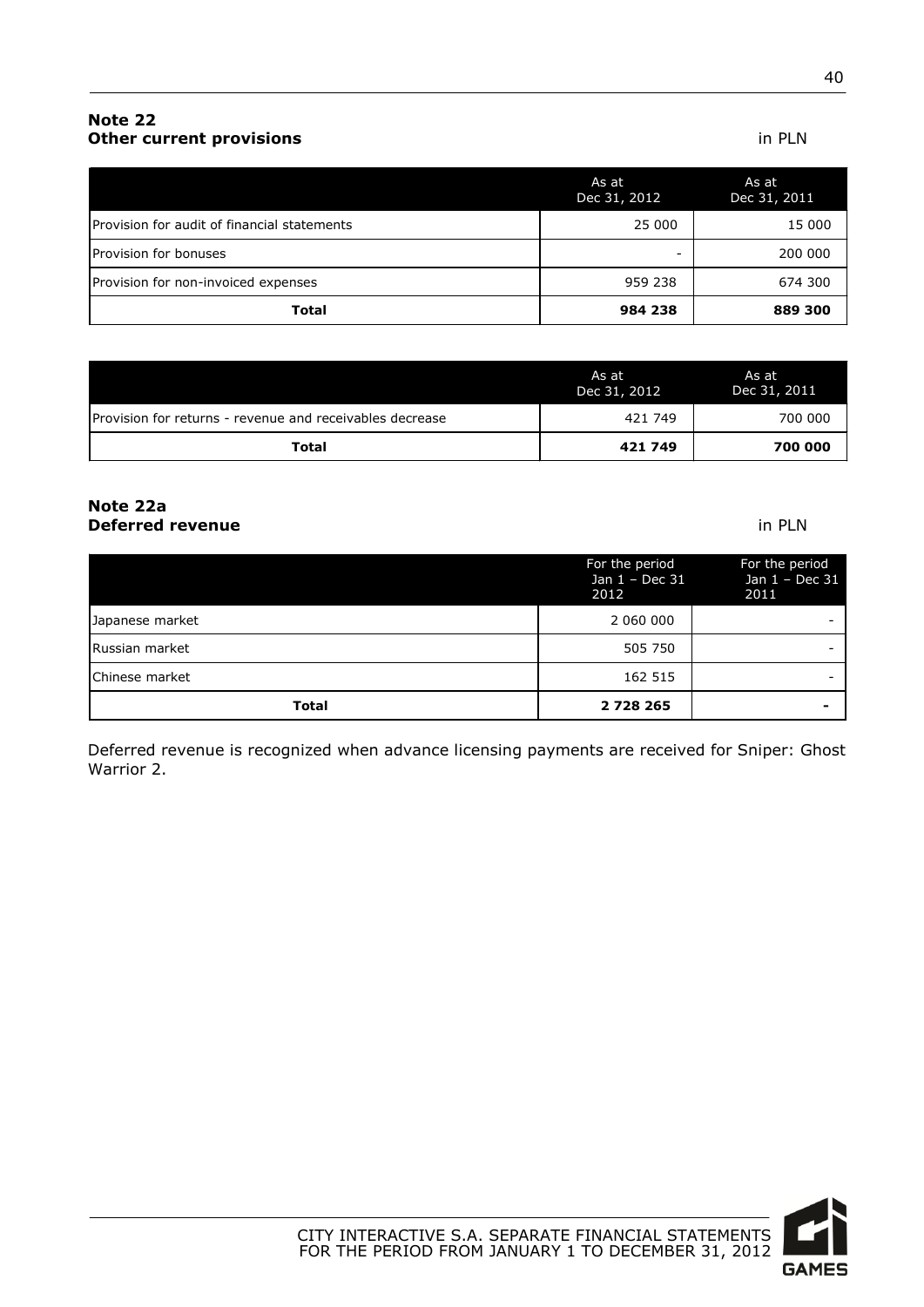## Note 22
## Other current provisions

in PLN

| | As at Dec 31, 2012 | As at Dec 31, 2011 |
|---|---|---|
| Provision for audit of financial statements | 25 000 | 15 000 |
| Provision for bonuses | - | 200 000 |
| Provision for non-invoiced expenses | 959 238 | 674 300 |
| **Total** | **984 238** | **889 300** |

| | As at Dec 31, 2012 | As at Dec 31, 2011 |
|---|---|---|
| Provision for returns - revenue and receivables decrease | 421 749 | 700 000 |
| **Total** | **421 749** | **700 000** |

## Note 22a
## Deferred revenue

in PLN

| | For the period Jan 1 – Dec 31 2012 | For the period Jan 1 – Dec 31 2011 |
|---|---|---|
| Japanese market | 2 060 000 | - |
| Russian market | 505 750 | - |
| Chinese market | 162 515 | - |
| **Total** | **2 728 265** | **-** |

Deferred revenue is recognized when advance licensing payments are received for Sniper: Ghost Warrior 2.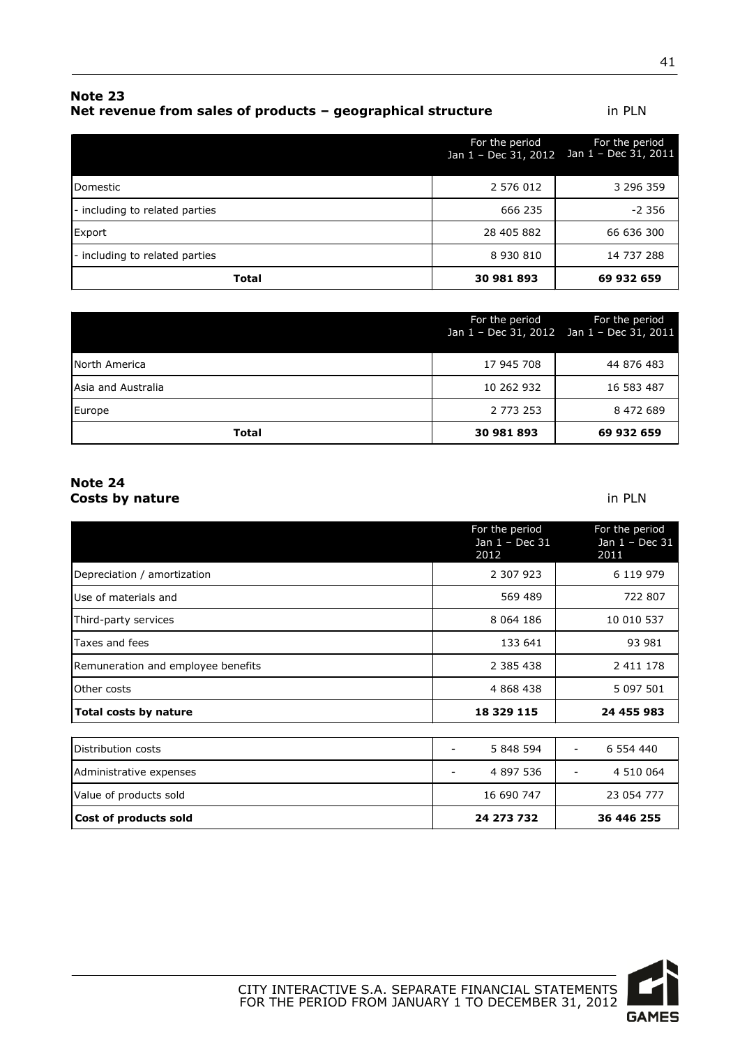## Note 23
### Net revenue from sales of products – geographical structure

in PLN

| | For the period Jan 1 – Dec 31, 2012 | For the period Jan 1 – Dec 31, 2011 |
|---|---|---|
| Domestic | 2 576 012 | 3 296 359 |
| - including to related parties | 666 235 | -2 356 |
| Export | 28 405 882 | 66 636 300 |
| - including to related parties | 8 930 810 | 14 737 288 |
| **Total** | **30 981 893** | **69 932 659** |

| | For the period Jan 1 – Dec 31, 2012 | For the period Jan 1 – Dec 31, 2011 |
|---|---|---|
| North America | 17 945 708 | 44 876 483 |
| Asia and Australia | 10 262 932 | 16 583 487 |
| Europe | 2 773 253 | 8 472 689 |
| **Total** | **30 981 893** | **69 932 659** |

## Note 24
### Costs by nature

in PLN

| | For the period Jan 1 – Dec 31 2012 | For the period Jan 1 – Dec 31 2011 |
|---|---|---|
| Depreciation / amortization | 2 307 923 | 6 119 979 |
| Use of materials and | 569 489 | 722 807 |
| Third-party services | 8 064 186 | 10 010 537 |
| Taxes and fees | 133 641 | 93 981 |
| Remuneration and employee benefits | 2 385 438 | 2 411 178 |
| Other costs | 4 868 438 | 5 097 501 |
| **Total costs by nature** | **18 329 115** | **24 455 983** |
| Distribution costs | - 5 848 594 | - 6 554 440 |
| Administrative expenses | - 4 897 536 | - 4 510 064 |
| Value of products sold | 16 690 747 | 23 054 777 |
| **Cost of products sold** | **24 273 732** | **36 446 255** |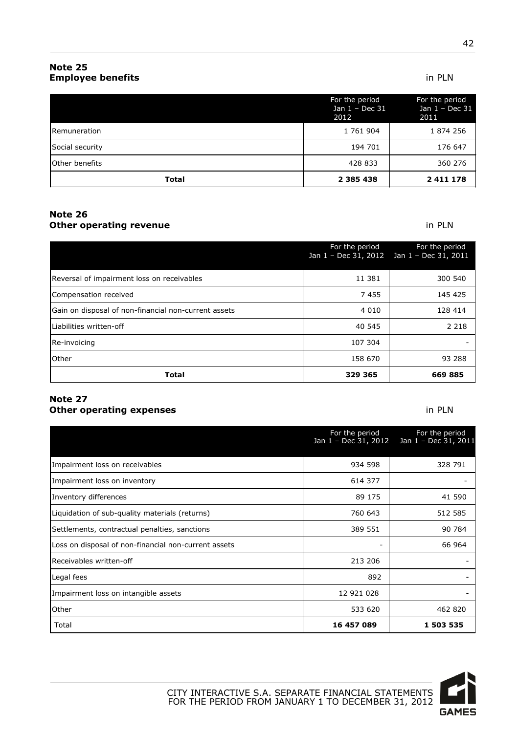## Note 25
## Employee benefits

in PLN

| | For the period Jan 1 – Dec 31 2012 | For the period Jan 1 – Dec 31 2011 |
|---|---|---|
| Remuneration | 1 761 904 | 1 874 256 |
| Social security | 194 701 | 176 647 |
| Other benefits | 428 833 | 360 276 |
| **Total** | **2 385 438** | **2 411 178** |

## Note 26
## Other operating revenue

in PLN

| | For the period Jan 1 – Dec 31, 2012 | For the period Jan 1 – Dec 31, 2011 |
|---|---|---|
| Reversal of impairment loss on receivables | 11 381 | 300 540 |
| Compensation received | 7 455 | 145 425 |
| Gain on disposal of non-financial non-current assets | 4 010 | 128 414 |
| Liabilities written-off | 40 545 | 2 218 |
| Re-invoicing | 107 304 | - |
| Other | 158 670 | 93 288 |
| **Total** | **329 365** | **669 885** |

## Note 27
## Other operating expenses

in PLN

| | For the period Jan 1 – Dec 31, 2012 | For the period Jan 1 – Dec 31, 2011 |
|---|---|---|
| Impairment loss on receivables | 934 598 | 328 791 |
| Impairment loss on inventory | 614 377 | - |
| Inventory differences | 89 175 | 41 590 |
| Liquidation of sub-quality materials (returns) | 760 643 | 512 585 |
| Settlements, contractual penalties, sanctions | 389 551 | 90 784 |
| Loss on disposal of non-financial non-current assets | - | 66 964 |
| Receivables written-off | 213 206 | - |
| Legal fees | 892 | - |
| Impairment loss on intangible assets | 12 921 028 | - |
| Other | 533 620 | 462 820 |
| Total | **16 457 089** | **1 503 535** |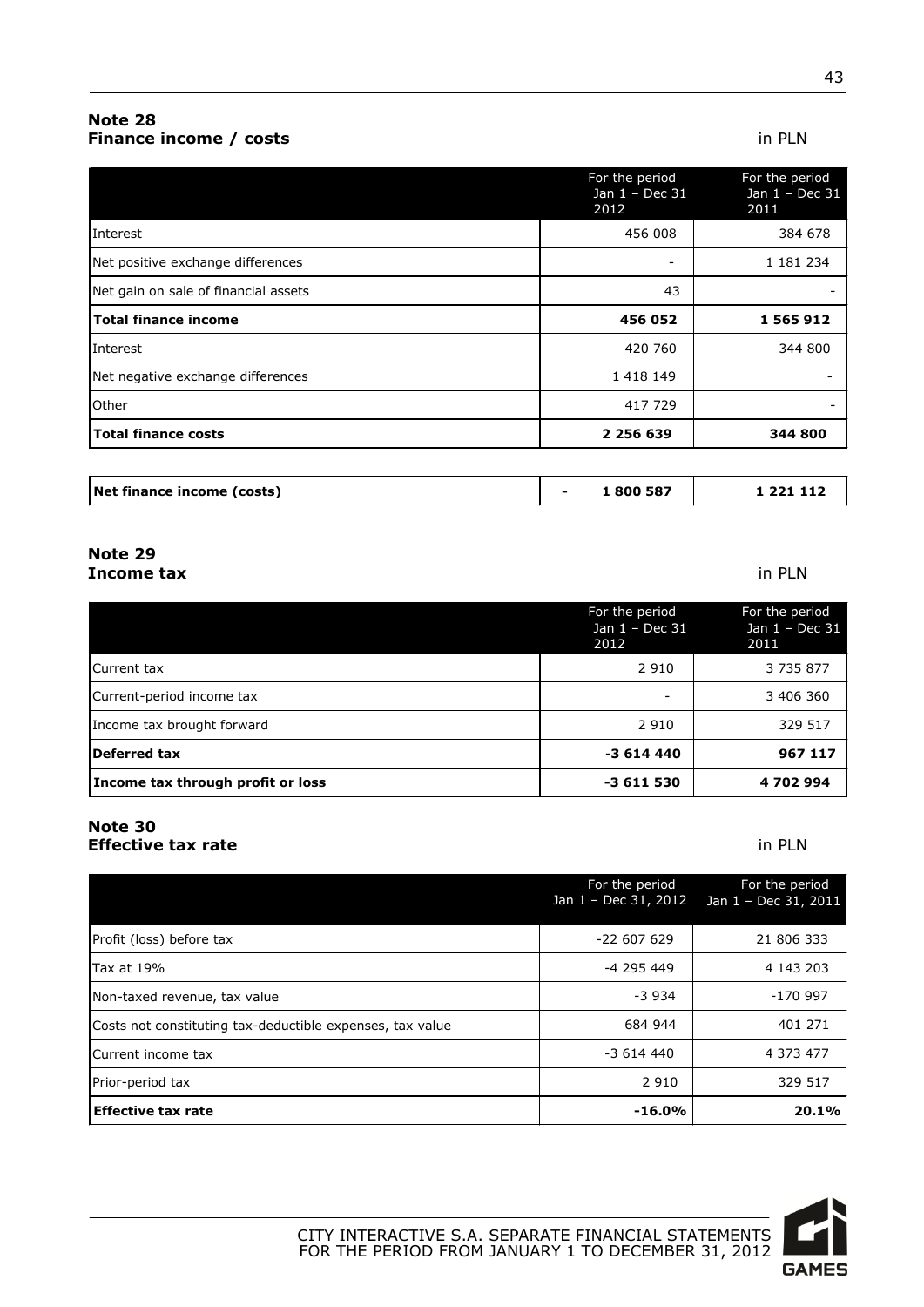## Note 28
## Finance income / costs

in PLN

| | For the period Jan 1 – Dec 31 2012 | For the period Jan 1 – Dec 31 2011 |
|---|---|---|
| Interest | 456 008 | 384 678 |
| Net positive exchange differences | - | 1 181 234 |
| Net gain on sale of financial assets | 43 | - |
| **Total finance income** | **456 052** | **1 565 912** |
| Interest | 420 760 | 344 800 |
| Net negative exchange differences | 1 418 149 | - |
| Other | 417 729 | - |
| **Total finance costs** | **2 256 639** | **344 800** |

| | | |
|---|---|---|
| **Net finance income (costs)** | **- 1 800 587** | **1 221 112** |

## Note 29
## Income tax

in PLN

| | For the period Jan 1 – Dec 31 2012 | For the period Jan 1 – Dec 31 2011 |
|---|---|---|
| Current tax | 2 910 | 3 735 877 |
| Current-period income tax | - | 3 406 360 |
| Income tax brought forward | 2 910 | 329 517 |
| **Deferred tax** | **-3 614 440** | **967 117** |
| **Income tax through profit or loss** | **-3 611 530** | **4 702 994** |

## Note 30
## Effective tax rate

in PLN

| | For the period Jan 1 – Dec 31, 2012 | For the period Jan 1 – Dec 31, 2011 |
|---|---|---|
| Profit (loss) before tax | -22 607 629 | 21 806 333 |
| Tax at 19% | -4 295 449 | 4 143 203 |
| Non-taxed revenue, tax value | -3 934 | -170 997 |
| Costs not constituting tax-deductible expenses, tax value | 684 944 | 401 271 |
| Current income tax | -3 614 440 | 4 373 477 |
| Prior-period tax | 2 910 | 329 517 |
| **Effective tax rate** | **-16.0%** | **20.1%** |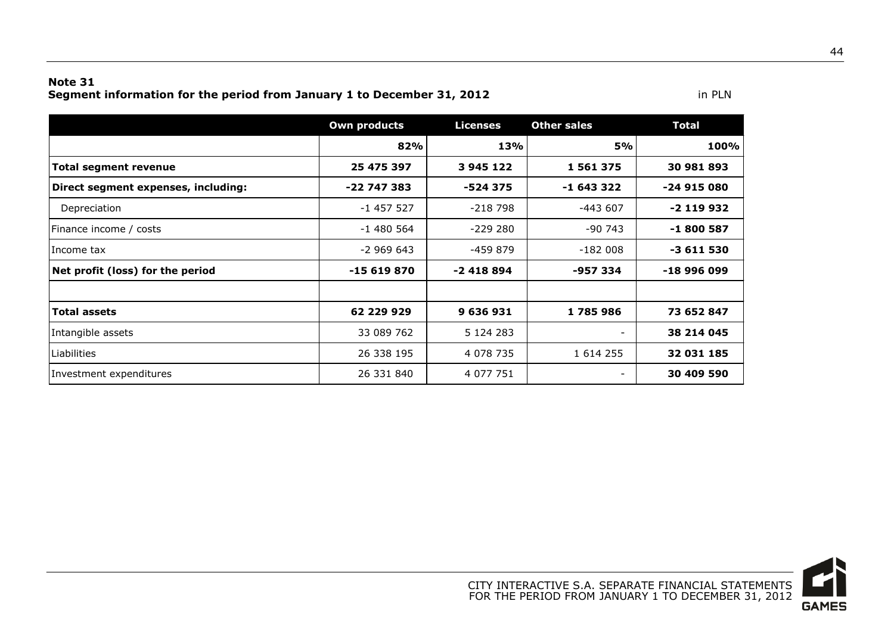**Note 31**
**Segment information for the period from January 1 to December 31, 2012**

in PLN

| | Own products | Licenses | Other sales | Total |
|---|---|---|---|---|
| | **82%** | **13%** | **5%** | **100%** |
| **Total segment revenue** | **25 475 397** | **3 945 122** | **1 561 375** | **30 981 893** |
| **Direct segment expenses, including:** | **-22 747 383** | **-524 375** | **-1 643 322** | **-24 915 080** |
| Depreciation | -1 457 527 | -218 798 | -443 607 | **-2 119 932** |
| Finance income / costs | -1 480 564 | -229 280 | -90 743 | **-1 800 587** |
| Income tax | -2 969 643 | -459 879 | -182 008 | **-3 611 530** |
| **Net profit (loss) for the period** | **-15 619 870** | **-2 418 894** | **-957 334** | **-18 996 099** |
| | | | | |
| **Total assets** | **62 229 929** | **9 636 931** | **1 785 986** | **73 652 847** |
| Intangible assets | 33 089 762 | 5 124 283 | - | **38 214 045** |
| Liabilities | 26 338 195 | 4 078 735 | 1 614 255 | **32 031 185** |
| Investment expenditures | 26 331 840 | 4 077 751 | - | **30 409 590** |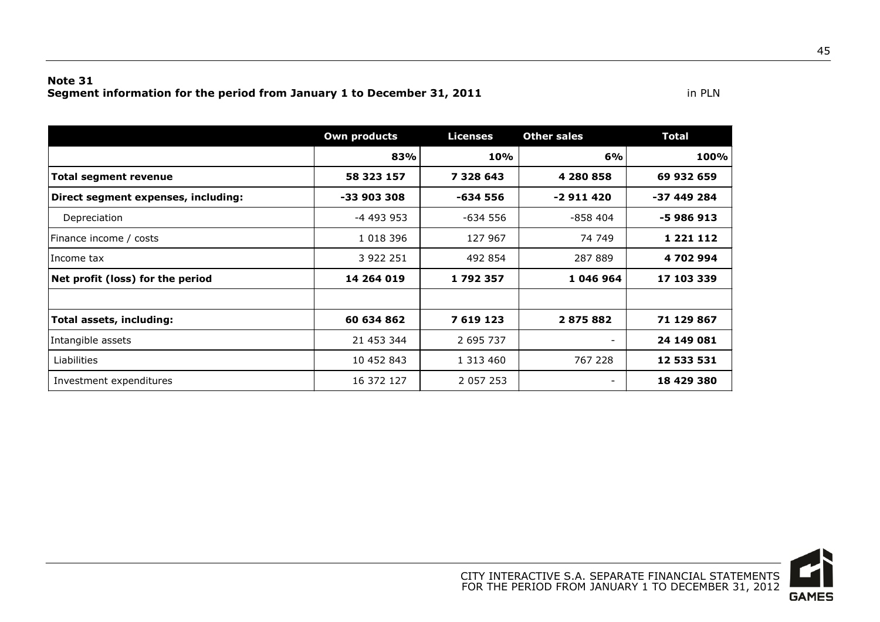**Note 31**
**Segment information for the period from January 1 to December 31, 2011**

in PLN

| | Own products | Licenses | Other sales | Total |
|---|---|---|---|---|
| | **83%** | **10%** | **6%** | **100%** |
| **Total segment revenue** | **58 323 157** | **7 328 643** | **4 280 858** | **69 932 659** |
| **Direct segment expenses, including:** | **-33 903 308** | **-634 556** | **-2 911 420** | **-37 449 284** |
| Depreciation | -4 493 953 | -634 556 | -858 404 | **-5 986 913** |
| Finance income / costs | 1 018 396 | 127 967 | 74 749 | **1 221 112** |
| Income tax | 3 922 251 | 492 854 | 287 889 | **4 702 994** |
| **Net profit (loss) for the period** | **14 264 019** | **1 792 357** | **1 046 964** | **17 103 339** |
| | | | | |
| **Total assets, including:** | **60 634 862** | **7 619 123** | **2 875 882** | **71 129 867** |
| Intangible assets | 21 453 344 | 2 695 737 | - | **24 149 081** |
| Liabilities | 10 452 843 | 1 313 460 | 767 228 | **12 533 531** |
| Investment expenditures | 16 372 127 | 2 057 253 | - | **18 429 380** |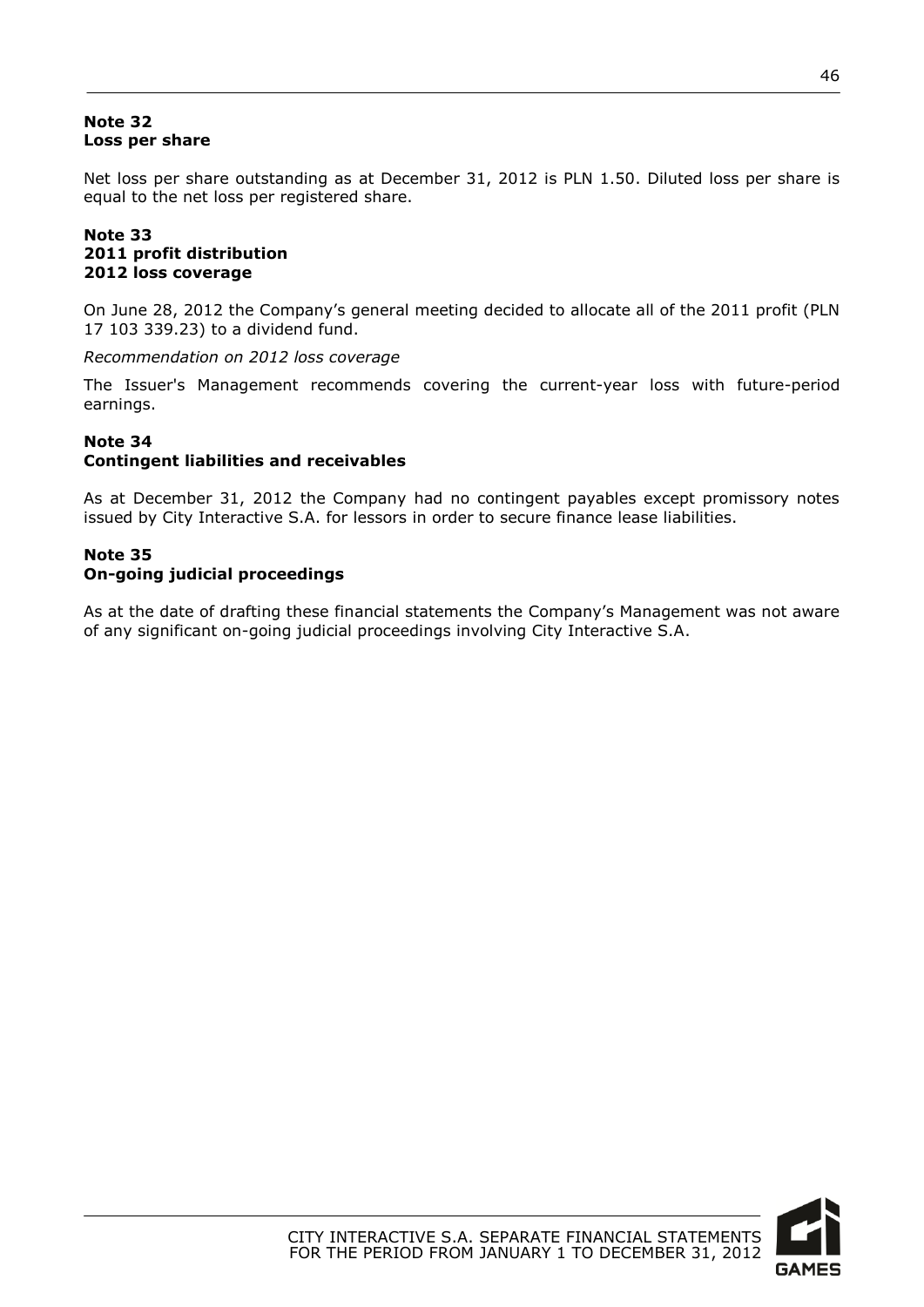**Note 32**
**Loss per share**

Net loss per share outstanding as at December 31, 2012 is PLN 1.50. Diluted loss per share is equal to the net loss per registered share.

**Note 33**
**2011 profit distribution**
**2012 loss coverage**

On June 28, 2012 the Company's general meeting decided to allocate all of the 2011 profit (PLN 17 103 339.23) to a dividend fund.

*Recommendation on 2012 loss coverage*

The Issuer's Management recommends covering the current-year loss with future-period earnings.

**Note 34**
**Contingent liabilities and receivables**

As at December 31, 2012 the Company had no contingent payables except promissory notes issued by City Interactive S.A. for lessors in order to secure finance lease liabilities.

**Note 35**
**On-going judicial proceedings**

As at the date of drafting these financial statements the Company's Management was not aware of any significant on-going judicial proceedings involving City Interactive S.A.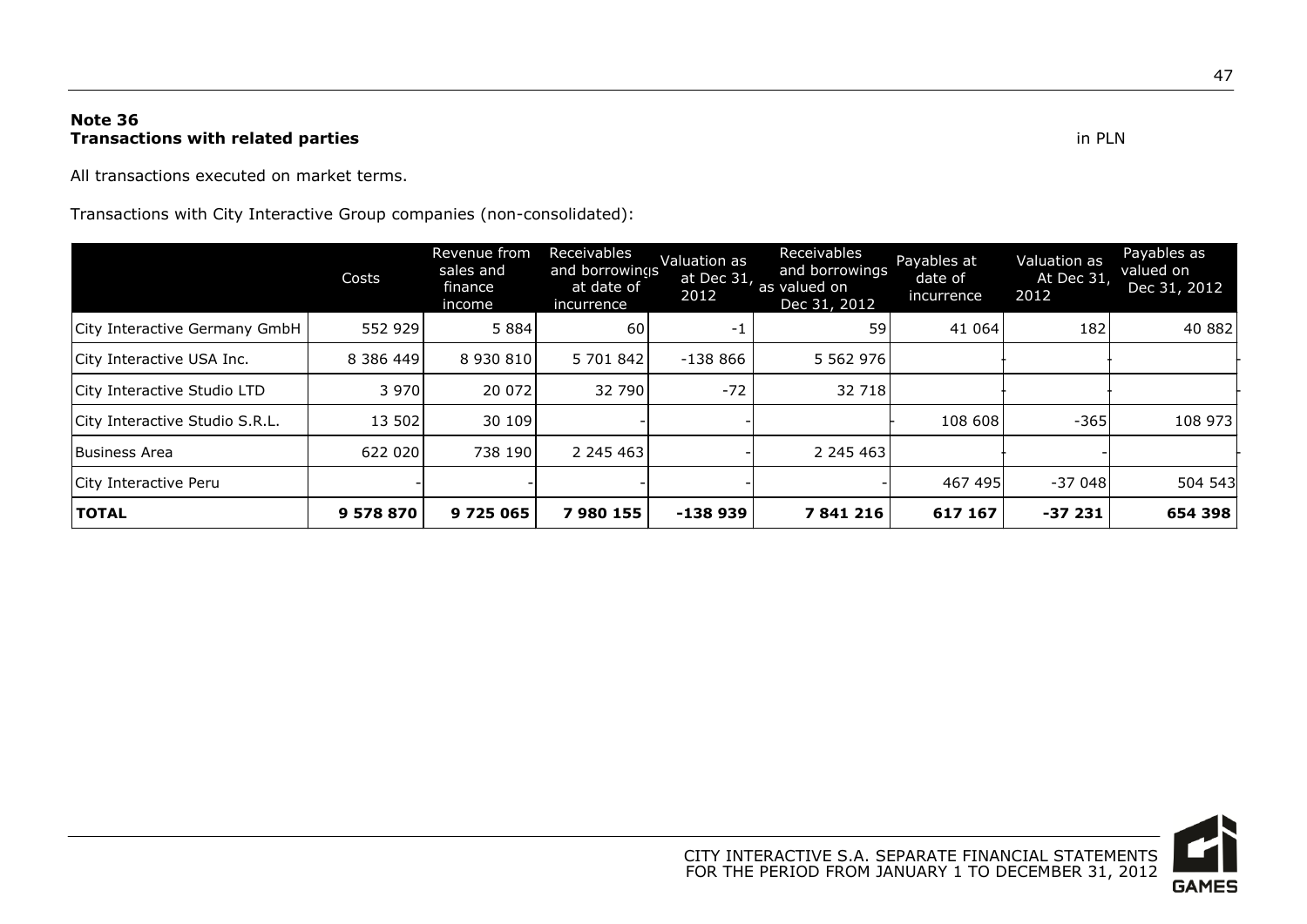**Note 36**
**Transactions with related parties**

in PLN

All transactions executed on market terms.

Transactions with City Interactive Group companies (non-consolidated):

| | Costs | Revenue from sales and finance income | Receivables and borrowings at date of incurrence | Valuation as at Dec 31, 2012 | Receivables and borrowings as valued on Dec 31, 2012 | Payables at date of incurrence | Valuation as At Dec 31, 2012 | Payables as valued on Dec 31, 2012 |
|---|---|---|---|---|---|---|---|---|
| City Interactive Germany GmbH | 552 929 | 5 884 | 60 | -1 | 59 | 41 064 | 182 | 40 882 |
| City Interactive USA Inc. | 8 386 449 | 8 930 810 | 5 701 842 | -138 866 | 5 562 976 | - | - | - |
| City Interactive Studio LTD | 3 970 | 20 072 | 32 790 | -72 | 32 718 | - | - | - |
| City Interactive Studio S.R.L. | 13 502 | 30 109 | - | - | - | 108 608 | -365 | 108 973 |
| Business Area | 622 020 | 738 190 | 2 245 463 | - | 2 245 463 | - | - | - |
| City Interactive Peru | - | - | - | - | - | 467 495 | -37 048 | 504 543 |
| **TOTAL** | **9 578 870** | **9 725 065** | **7 980 155** | **-138 939** | **7 841 216** | **617 167** | **-37 231** | **654 398** |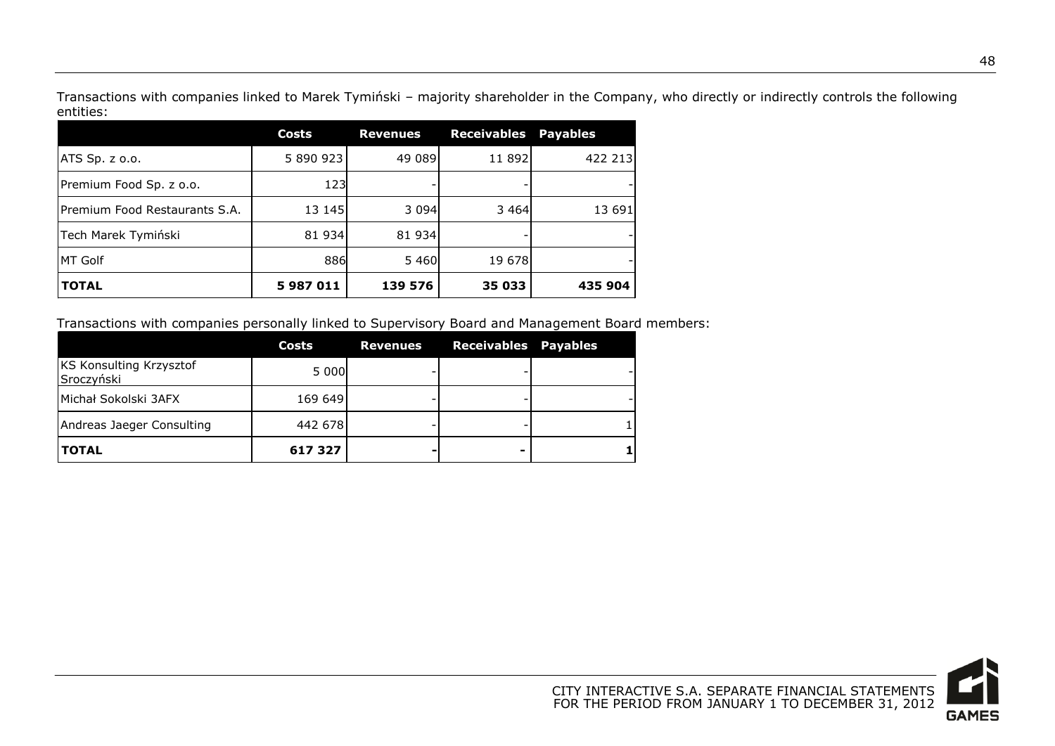Transactions with companies linked to Marek Tymiński – majority shareholder in the Company, who directly or indirectly controls the following entities:

| | Costs | Revenues | Receivables | Payables |
|---|---|---|---|---|
| ATS Sp. z o.o. | 5 890 923 | 49 089 | 11 892 | 422 213 |
| Premium Food Sp. z o.o. | 123 | - | - | - |
| Premium Food Restaurants S.A. | 13 145 | 3 094 | 3 464 | 13 691 |
| Tech Marek Tymiński | 81 934 | 81 934 | - | - |
| MT Golf | 886 | 5 460 | 19 678 | - |
| **TOTAL** | **5 987 011** | **139 576** | **35 033** | **435 904** |

Transactions with companies personally linked to Supervisory Board and Management Board members:

| | Costs | Revenues | Receivables | Payables |
|---|---|---|---|---|
| KS Konsulting Krzysztof Sroczyński | 5 000 | - | - | - |
| Michał Sokolski 3AFX | 169 649 | - | - | - |
| Andreas Jaeger Consulting | 442 678 | - | - | 1 |
| **TOTAL** | **617 327** | **-** | **-** | **1** |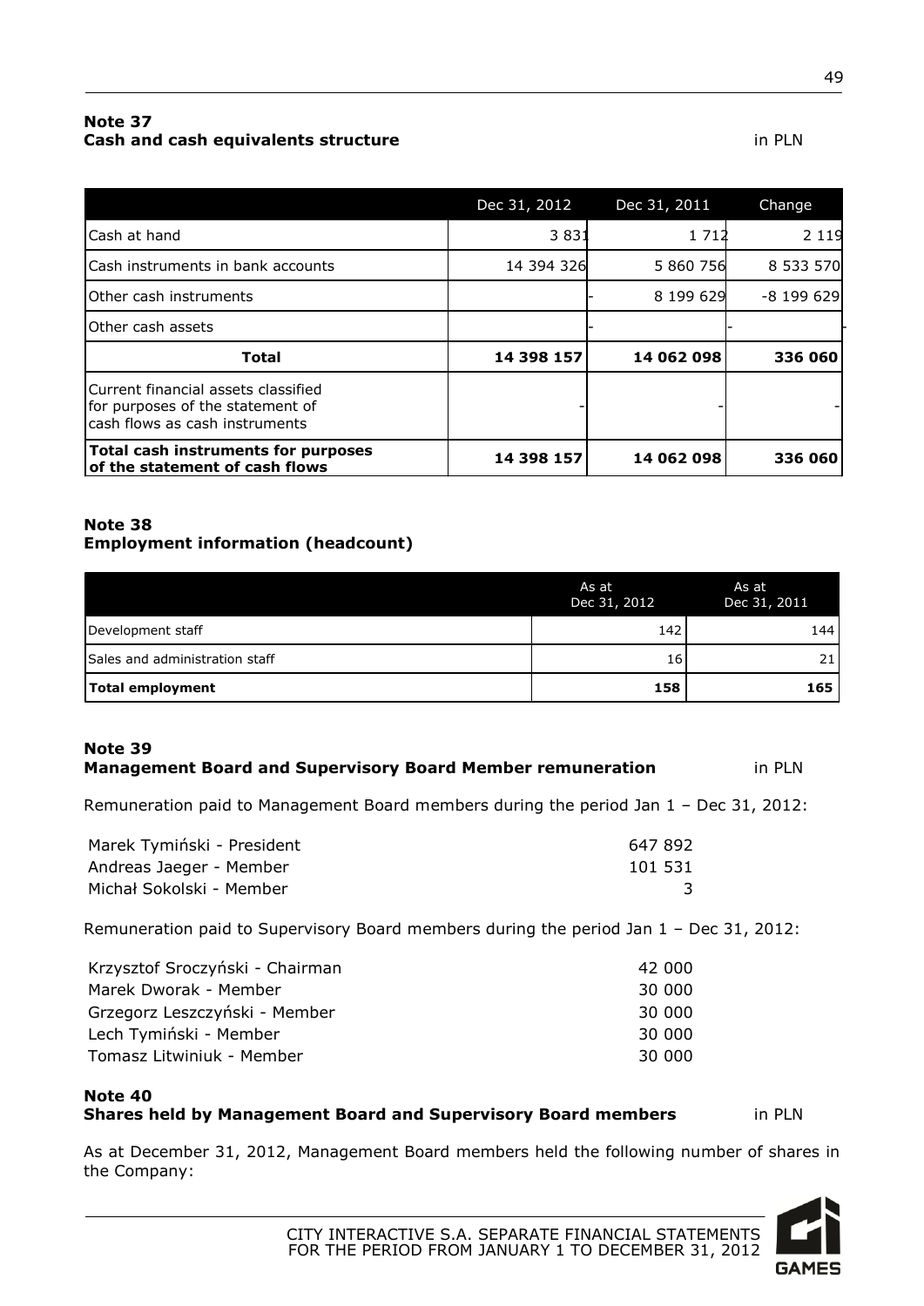**Note 37**
**Cash and cash equivalents structure** in PLN

| | Dec 31, 2012 | Dec 31, 2011 | Change |
|---|---|---|---|
| Cash at hand | 3 831 | 1 712 | 2 119 |
| Cash instruments in bank accounts | 14 394 326 | 5 860 756 | 8 533 570 |
| Other cash instruments | - | 8 199 629 | -8 199 629 |
| Other cash assets | - | - | - |
| **Total** | **14 398 157** | **14 062 098** | **336 060** |
| Current financial assets classified for purposes of the statement of cash flows as cash instruments | - | - | - |
| **Total cash instruments for purposes of the statement of cash flows** | **14 398 157** | **14 062 098** | **336 060** |

**Note 38**
**Employment information (headcount)**

| | As at Dec 31, 2012 | As at Dec 31, 2011 |
|---|---|---|
| Development staff | 142 | 144 |
| Sales and administration staff | 16 | 21 |
| **Total employment** | **158** | **165** |

**Note 39**
**Management Board and Supervisory Board Member remuneration** in PLN

Remuneration paid to Management Board members during the period Jan 1 – Dec 31, 2012:

| | |
|---|---|
| Marek Tymiński - President | 647 892 |
| Andreas Jaeger - Member | 101 531 |
| Michał Sokolski - Member | 3 |

Remuneration paid to Supervisory Board members during the period Jan 1 – Dec 31, 2012:

| | |
|---|---|
| Krzysztof Sroczyński - Chairman | 42 000 |
| Marek Dworak - Member | 30 000 |
| Grzegorz Leszczyński - Member | 30 000 |
| Lech Tymiński - Member | 30 000 |
| Tomasz Litwiniuk - Member | 30 000 |

**Note 40**
**Shares held by Management Board and Supervisory Board members** in PLN

As at December 31, 2012, Management Board members held the following number of shares in the Company: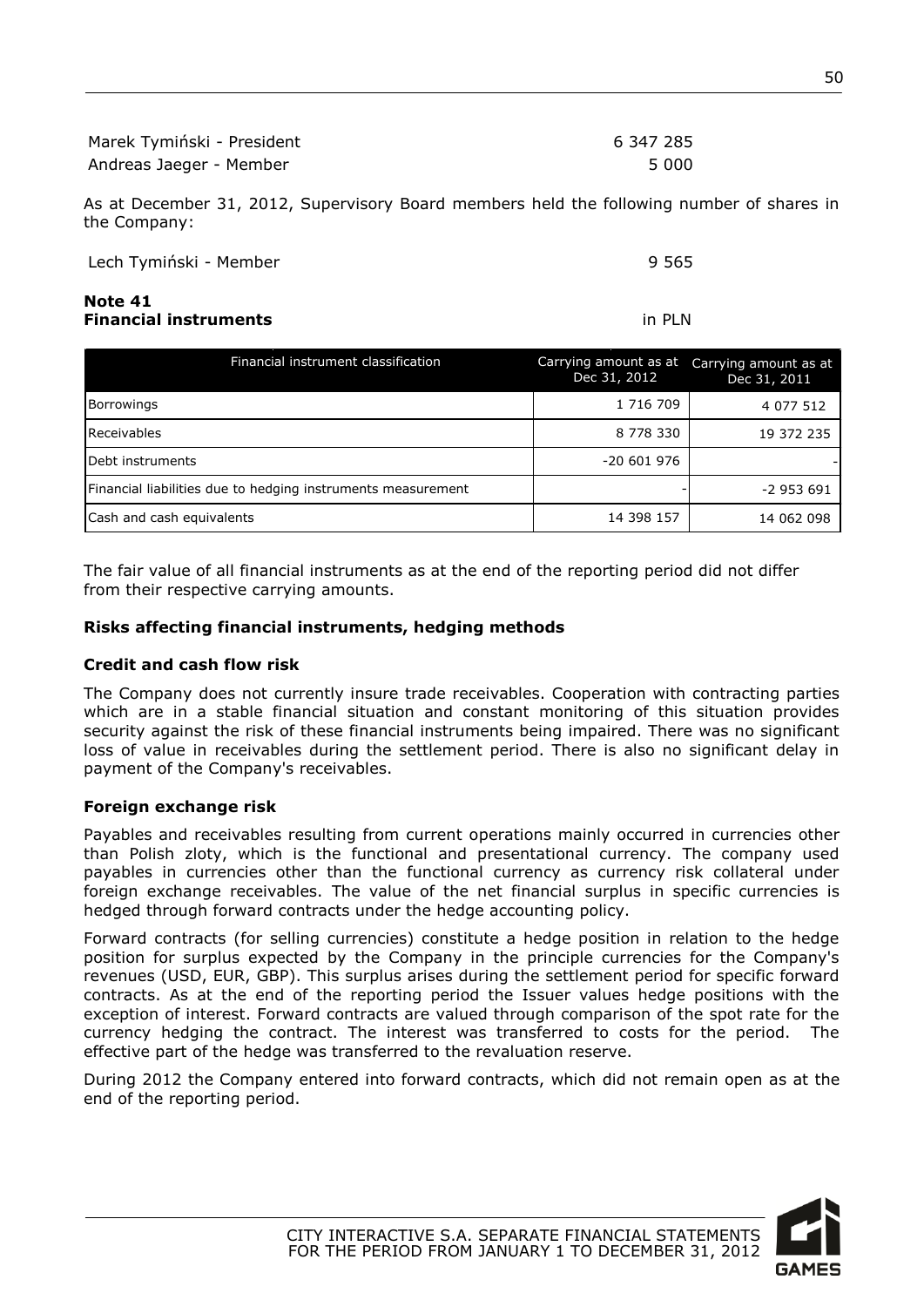Marek Tymiński - President 6 347 285

Andreas Jaeger - Member 5 000

As at December 31, 2012, Supervisory Board members held the following number of shares in the Company:

Lech Tymiński - Member 9 565

**Note 41**
**Financial instruments** in PLN

| Financial instrument classification | Carrying amount as at Dec 31, 2012 | Carrying amount as at Dec 31, 2011 |
|---|---|---|
| Borrowings | 1 716 709 | 4 077 512 |
| Receivables | 8 778 330 | 19 372 235 |
| Debt instruments | -20 601 976 | - |
| Financial liabilities due to hedging instruments measurement | - | -2 953 691 |
| Cash and cash equivalents | 14 398 157 | 14 062 098 |

The fair value of all financial instruments as at the end of the reporting period did not differ from their respective carrying amounts.

### Risks affecting financial instruments, hedging methods

#### Credit and cash flow risk

The Company does not currently insure trade receivables. Cooperation with contracting parties which are in a stable financial situation and constant monitoring of this situation provides security against the risk of these financial instruments being impaired. There was no significant loss of value in receivables during the settlement period. There is also no significant delay in payment of the Company's receivables.

#### Foreign exchange risk

Payables and receivables resulting from current operations mainly occurred in currencies other than Polish zloty, which is the functional and presentational currency. The company used payables in currencies other than the functional currency as currency risk collateral under foreign exchange receivables. The value of the net financial surplus in specific currencies is hedged through forward contracts under the hedge accounting policy.

Forward contracts (for selling currencies) constitute a hedge position in relation to the hedge position for surplus expected by the Company in the principle currencies for the Company's revenues (USD, EUR, GBP). This surplus arises during the settlement period for specific forward contracts. As at the end of the reporting period the Issuer values hedge positions with the exception of interest. Forward contracts are valued through comparison of the spot rate for the currency hedging the contract. The interest was transferred to costs for the period. The effective part of the hedge was transferred to the revaluation reserve.

During 2012 the Company entered into forward contracts, which did not remain open as at the end of the reporting period.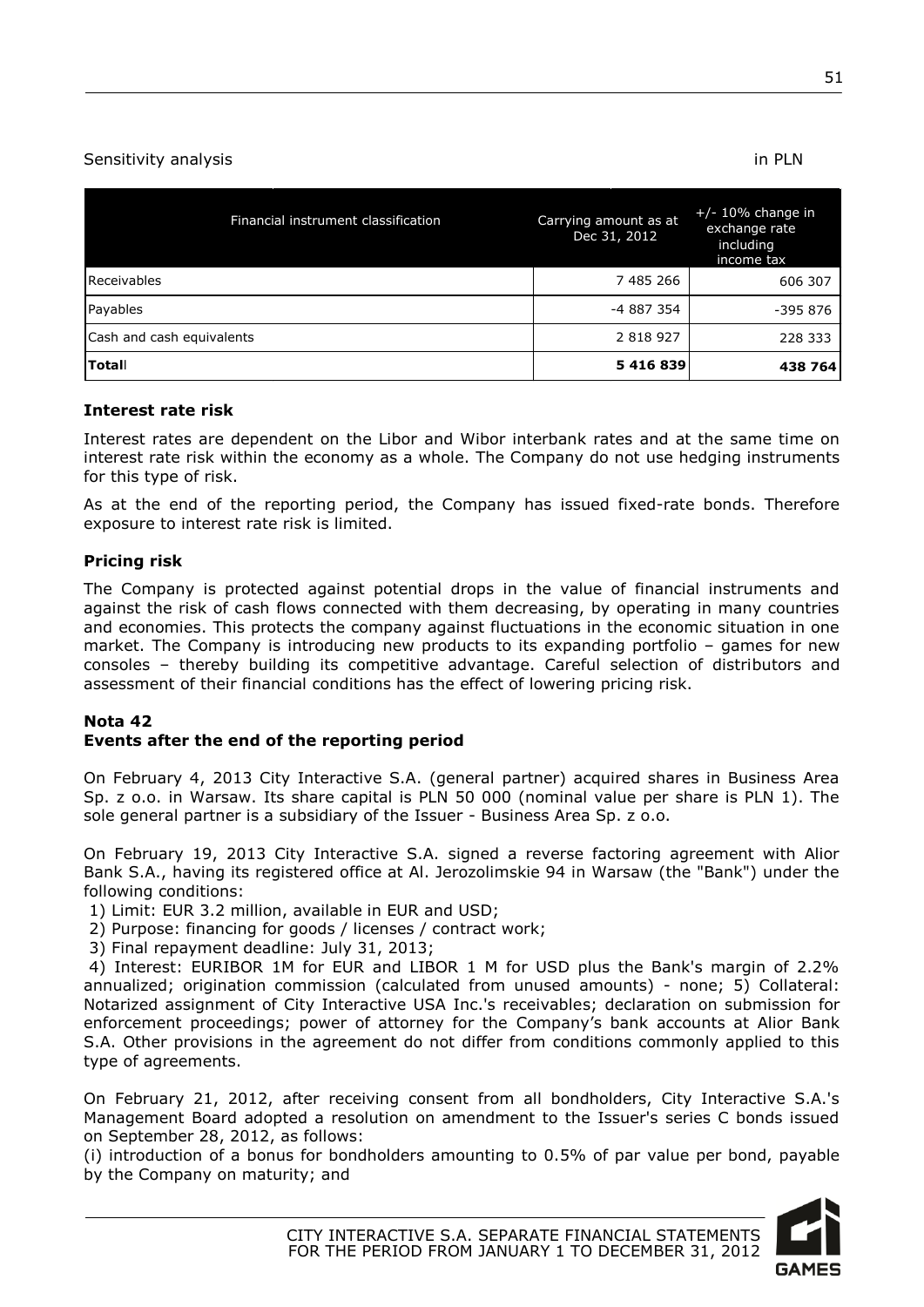Sensitivity analysis in PLN

| Financial instrument classification | Carrying amount as at Dec 31, 2012 | +/- 10% change in exchange rate including income tax |
|---|---|---|
| Receivables | 7 485 266 | 606 307 |
| Payables | -4 887 354 | -395 876 |
| Cash and cash equivalents | 2 818 927 | 228 333 |
| **Totall** | **5 416 839** | **438 764** |

**Interest rate risk**

Interest rates are dependent on the Libor and Wibor interbank rates and at the same time on interest rate risk within the economy as a whole. The Company do not use hedging instruments for this type of risk.

As at the end of the reporting period, the Company has issued fixed-rate bonds. Therefore exposure to interest rate risk is limited.

**Pricing risk**

The Company is protected against potential drops in the value of financial instruments and against the risk of cash flows connected with them decreasing, by operating in many countries and economies. This protects the company against fluctuations in the economic situation in one market. The Company is introducing new products to its expanding portfolio – games for new consoles – thereby building its competitive advantage. Careful selection of distributors and assessment of their financial conditions has the effect of lowering pricing risk.

**Nota 42**
**Events after the end of the reporting period**

On February 4, 2013 City Interactive S.A. (general partner) acquired shares in Business Area Sp. z o.o. in Warsaw. Its share capital is PLN 50 000 (nominal value per share is PLN 1). The sole general partner is a subsidiary of the Issuer - Business Area Sp. z o.o.

On February 19, 2013 City Interactive S.A. signed a reverse factoring agreement with Alior Bank S.A., having its registered office at Al. Jerozolimskie 94 in Warsaw (the "Bank") under the following conditions:
1) Limit: EUR 3.2 million, available in EUR and USD;
2) Purpose: financing for goods / licenses / contract work;
3) Final repayment deadline: July 31, 2013;
4) Interest: EURIBOR 1M for EUR and LIBOR 1 M for USD plus the Bank's margin of 2.2% annualized; origination commission (calculated from unused amounts) - none; 5) Collateral: Notarized assignment of City Interactive USA Inc.'s receivables; declaration on submission for enforcement proceedings; power of attorney for the Company's bank accounts at Alior Bank S.A. Other provisions in the agreement do not differ from conditions commonly applied to this type of agreements.

On February 21, 2012, after receiving consent from all bondholders, City Interactive S.A.'s Management Board adopted a resolution on amendment to the Issuer's series C bonds issued on September 28, 2012, as follows:
(i) introduction of a bonus for bondholders amounting to 0.5% of par value per bond, payable by the Company on maturity; and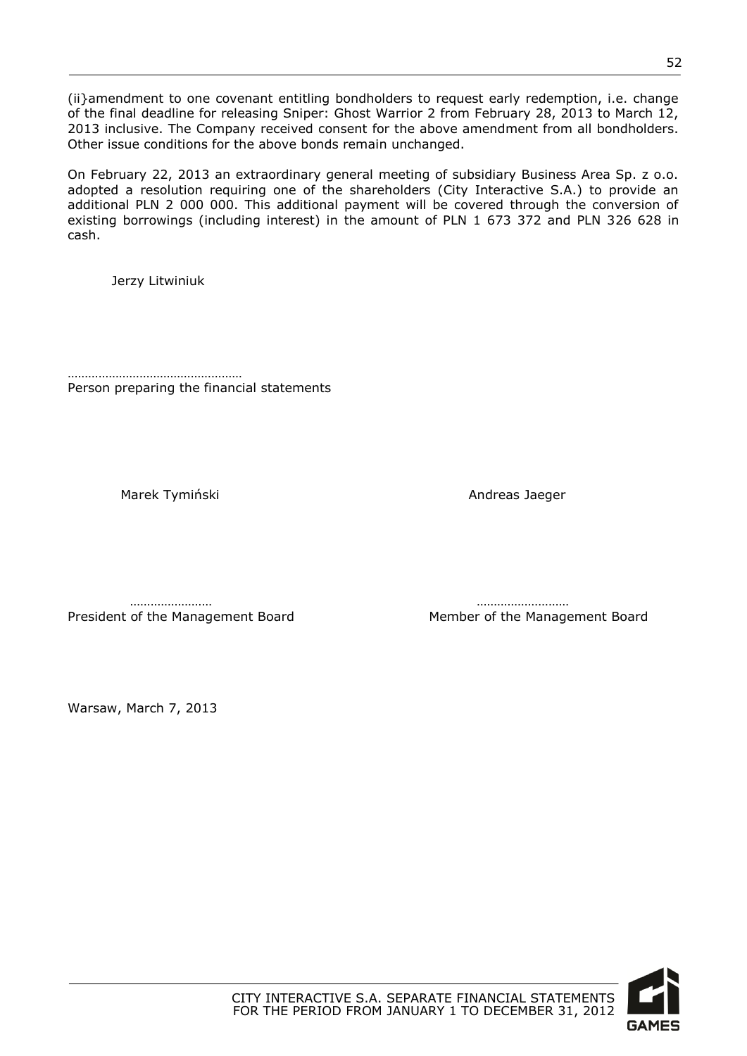(ii}amendment to one covenant entitling bondholders to request early redemption, i.e. change of the final deadline for releasing Sniper: Ghost Warrior 2 from February 28, 2013 to March 12, 2013 inclusive. The Company received consent for the above amendment from all bondholders. Other issue conditions for the above bonds remain unchanged.

On February 22, 2013 an extraordinary general meeting of subsidiary Business Area Sp. z o.o. adopted a resolution requiring one of the shareholders (City Interactive S.A.) to provide an additional PLN 2 000 000. This additional payment will be covered through the conversion of existing borrowings (including interest) in the amount of PLN 1 673 372 and PLN 326 628 in cash.

Jerzy Litwiniuk

……………………………………………
Person preparing the financial statements

Marek Tymiński

……………………
President of the Management Board

Andreas Jaeger

………………………
Member of the Management Board

Warsaw, March 7, 2013